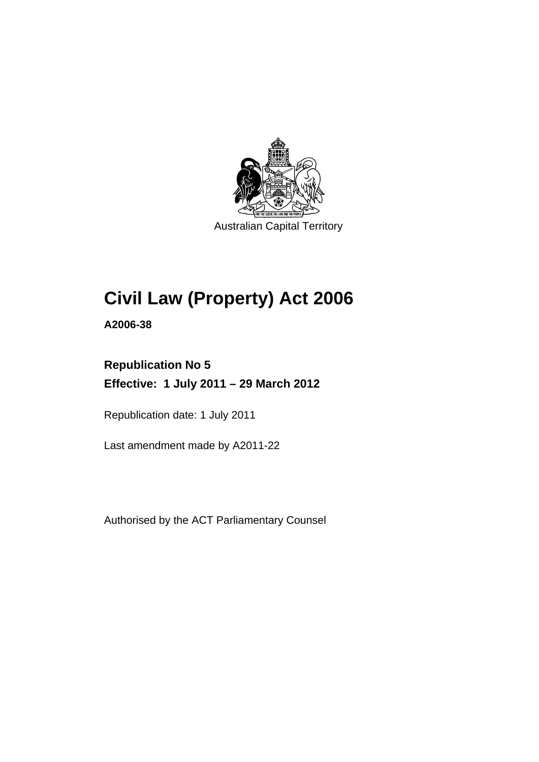Australian Capital Territory

# Civil Law (Property) Act 2006

**A2006-38**

**Republication No 5**

**Effective: 1 July 2011 – 29 March 2012**

Republication date: 1 July 2011

Last amendment made by A2011-22

Authorised by the ACT Parliamentary Counsel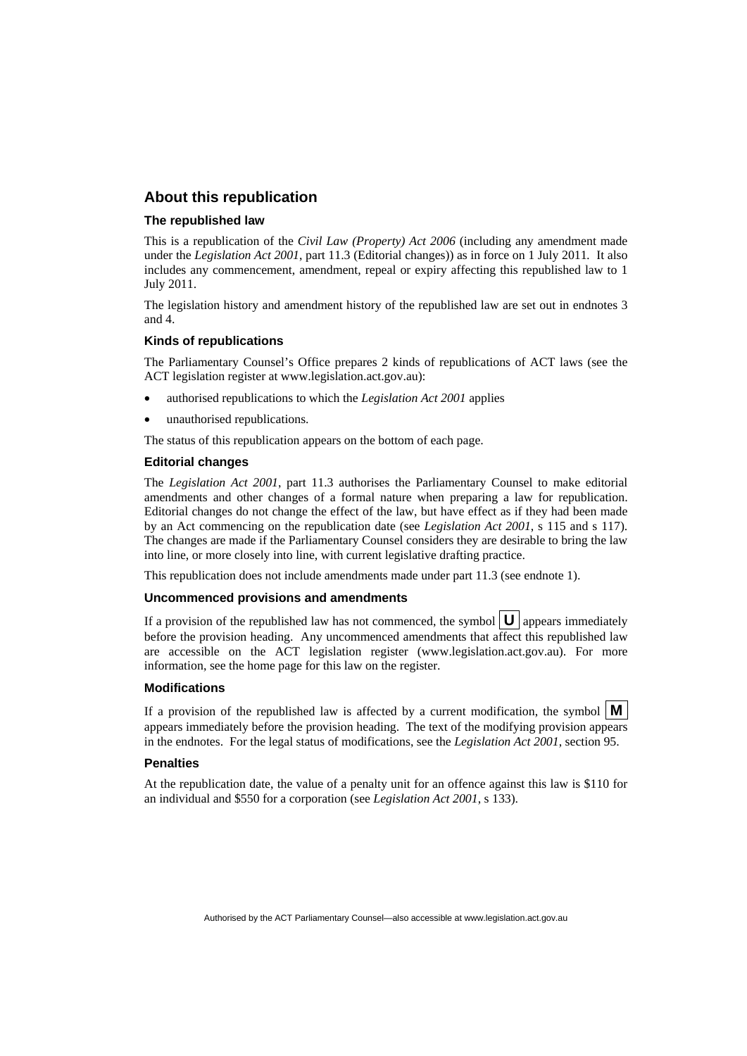## About this republication

### The republished law

This is a republication of the *Civil Law (Property) Act 2006* (including any amendment made under the *Legislation Act 2001*, part 11.3 (Editorial changes)) as in force on 1 July 2011*.* It also includes any commencement, amendment, repeal or expiry affecting this republished law to 1 July 2011.

The legislation history and amendment history of the republished law are set out in endnotes 3 and 4.

### Kinds of republications

The Parliamentary Counsel's Office prepares 2 kinds of republications of ACT laws (see the ACT legislation register at www.legislation.act.gov.au):

- authorised republications to which the *Legislation Act 2001* applies
- unauthorised republications.

The status of this republication appears on the bottom of each page.

### Editorial changes

The *Legislation Act 2001*, part 11.3 authorises the Parliamentary Counsel to make editorial amendments and other changes of a formal nature when preparing a law for republication. Editorial changes do not change the effect of the law, but have effect as if they had been made by an Act commencing on the republication date (see *Legislation Act 2001*, s 115 and s 117). The changes are made if the Parliamentary Counsel considers they are desirable to bring the law into line, or more closely into line, with current legislative drafting practice.

This republication does not include amendments made under part 11.3 (see endnote 1).

### Uncommenced provisions and amendments

If a provision of the republished law has not commenced, the symbol **U** appears immediately before the provision heading. Any uncommenced amendments that affect this republished law are accessible on the ACT legislation register (www.legislation.act.gov.au). For more information, see the home page for this law on the register.

### Modifications

If a provision of the republished law is affected by a current modification, the symbol **M** appears immediately before the provision heading. The text of the modifying provision appears in the endnotes. For the legal status of modifications, see the *Legislation Act 2001*, section 95.

### Penalties

At the republication date, the value of a penalty unit for an offence against this law is $110 for an individual and $550 for a corporation (see *Legislation Act 2001*, s 133).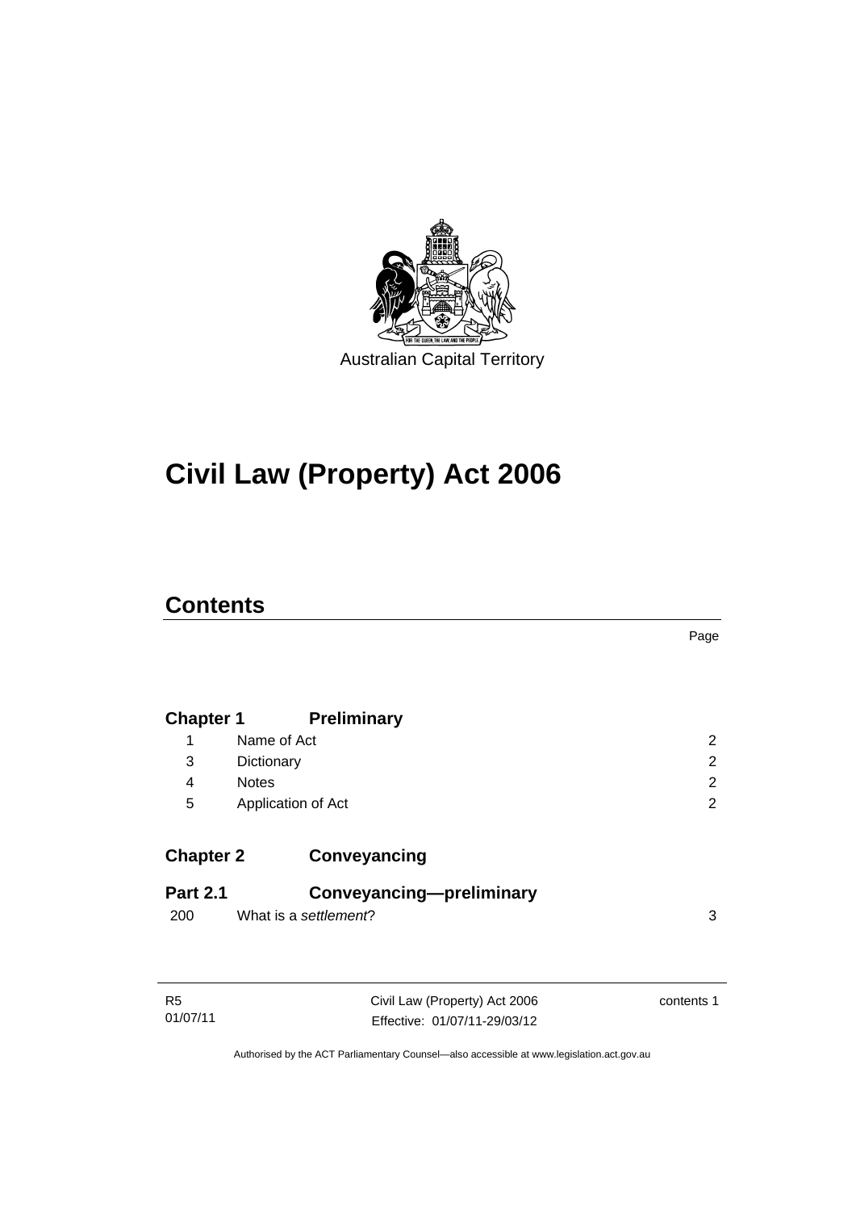Australian Capital Territory

# Civil Law (Property) Act 2006

## Contents

| | | Page |
|---|---|---|
| **Chapter 1** | **Preliminary** | |
| 1 | Name of Act | 2 |
| 3 | Dictionary | 2 |
| 4 | Notes | 2 |
| 5 | Application of Act | 2 |
| **Chapter 2** | **Conveyancing** | |
| **Part 2.1** | **Conveyancing—preliminary** | |
| 200 | What is a *settlement*? | 3 |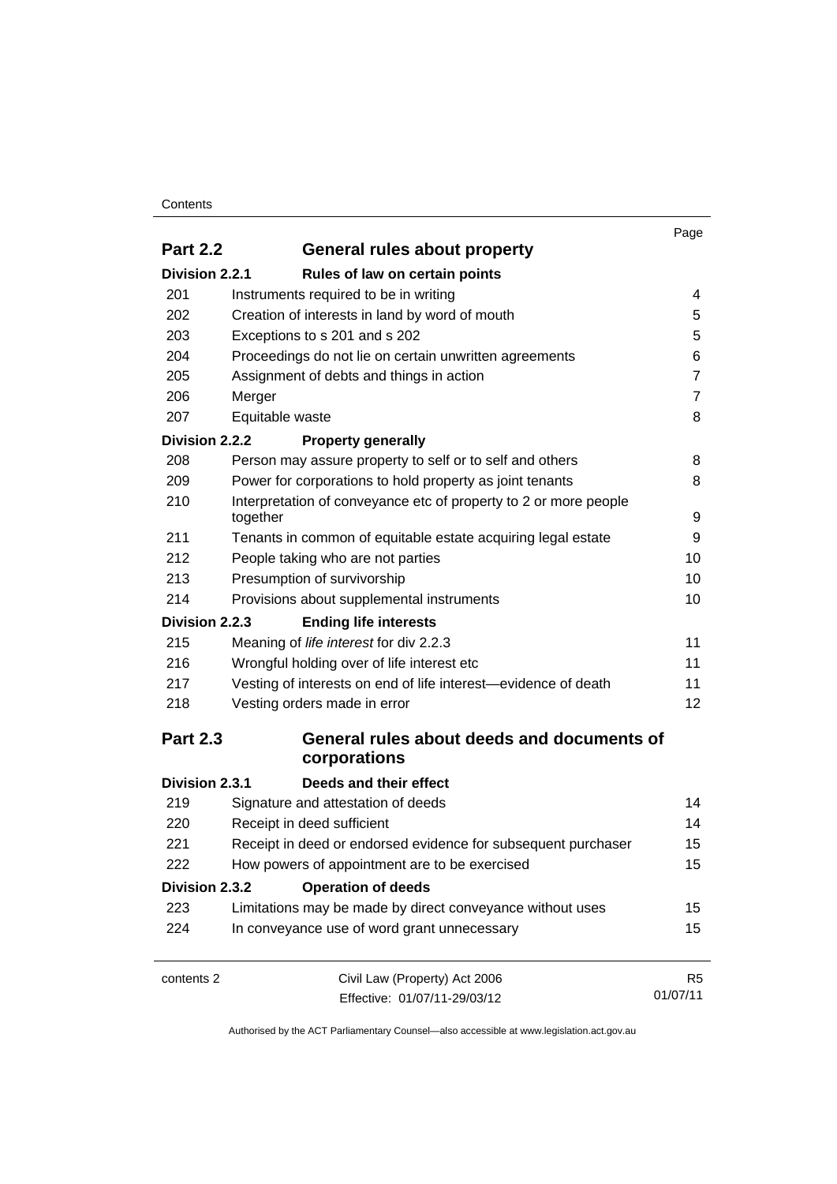| | | Page |
|---|---|---|
| **Part 2.2** | **General rules about property** | |
| **Division 2.2.1** | **Rules of law on certain points** | |
| 201 | Instruments required to be in writing | 4 |
| 202 | Creation of interests in land by word of mouth | 5 |
| 203 | Exceptions to s 201 and s 202 | 5 |
| 204 | Proceedings do not lie on certain unwritten agreements | 6 |
| 205 | Assignment of debts and things in action | 7 |
| 206 | Merger | 7 |
| 207 | Equitable waste | 8 |
| **Division 2.2.2** | **Property generally** | |
| 208 | Person may assure property to self or to self and others | 8 |
| 209 | Power for corporations to hold property as joint tenants | 8 |
| 210 | Interpretation of conveyance etc of property to 2 or more people together | 9 |
| 211 | Tenants in common of equitable estate acquiring legal estate | 9 |
| 212 | People taking who are not parties | 10 |
| 213 | Presumption of survivorship | 10 |
| 214 | Provisions about supplemental instruments | 10 |
| **Division 2.2.3** | **Ending life interests** | |
| 215 | Meaning of *life interest* for div 2.2.3 | 11 |
| 216 | Wrongful holding over of life interest etc | 11 |
| 217 | Vesting of interests on end of life interest—evidence of death | 11 |
| 218 | Vesting orders made in error | 12 |
| **Part 2.3** | **General rules about deeds and documents of corporations** | |
| **Division 2.3.1** | **Deeds and their effect** | |
| 219 | Signature and attestation of deeds | 14 |
| 220 | Receipt in deed sufficient | 14 |
| 221 | Receipt in deed or endorsed evidence for subsequent purchaser | 15 |
| 222 | How powers of appointment are to be exercised | 15 |
| **Division 2.3.2** | **Operation of deeds** | |
| 223 | Limitations may be made by direct conveyance without uses | 15 |
| 224 | In conveyance use of word grant unnecessary | 15 |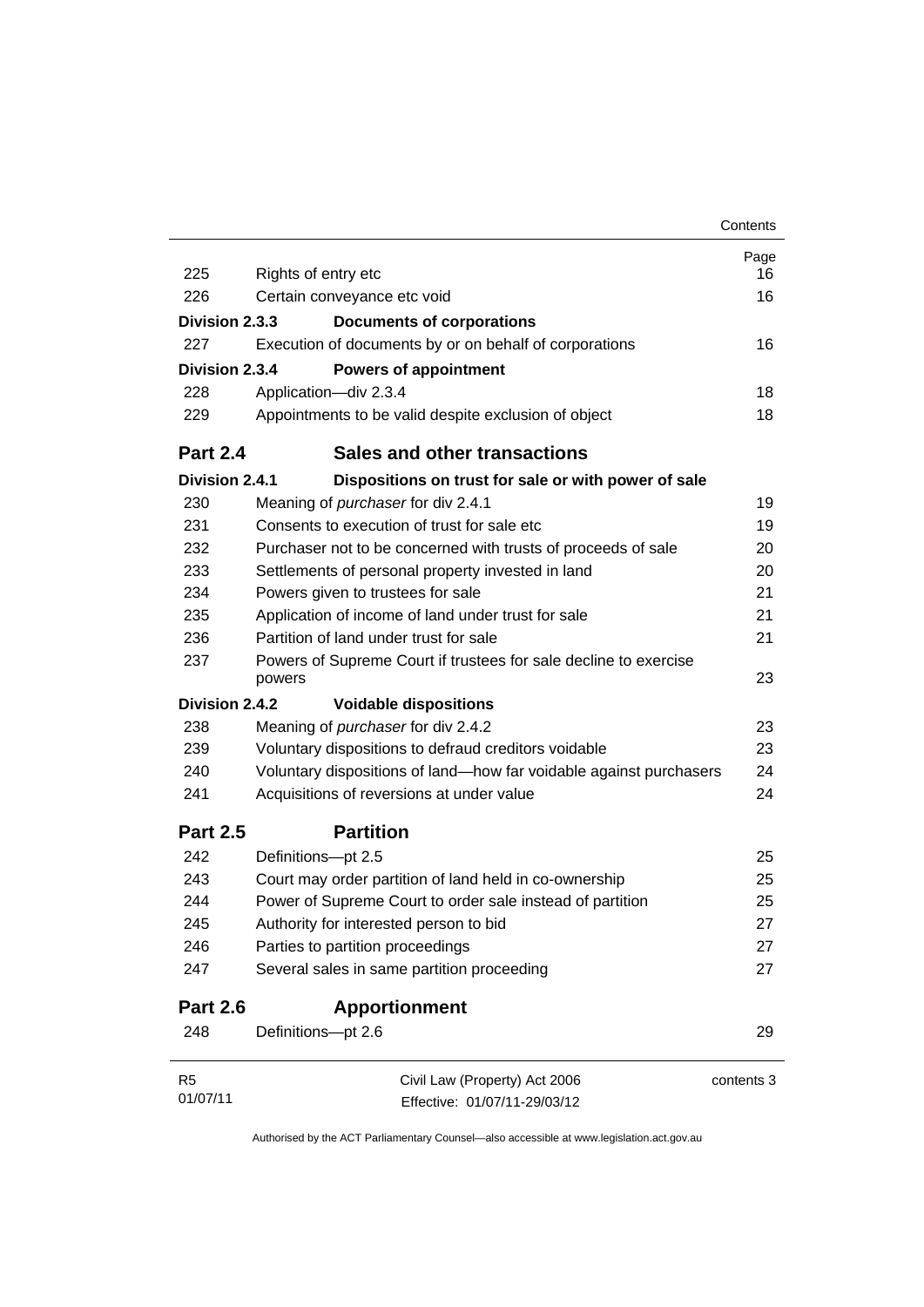| | | Page |
|---|---|---|
| 225 | Rights of entry etc | 16 |
| 226 | Certain conveyance etc void | 16 |
| **Division 2.3.3** | **Documents of corporations** | |
| 227 | Execution of documents by or on behalf of corporations | 16 |
| **Division 2.3.4** | **Powers of appointment** | |
| 228 | Application—div 2.3.4 | 18 |
| 229 | Appointments to be valid despite exclusion of object | 18 |
| **Part 2.4** | **Sales and other transactions** | |
| **Division 2.4.1** | **Dispositions on trust for sale or with power of sale** | |
| 230 | Meaning of *purchaser* for div 2.4.1 | 19 |
| 231 | Consents to execution of trust for sale etc | 19 |
| 232 | Purchaser not to be concerned with trusts of proceeds of sale | 20 |
| 233 | Settlements of personal property invested in land | 20 |
| 234 | Powers given to trustees for sale | 21 |
| 235 | Application of income of land under trust for sale | 21 |
| 236 | Partition of land under trust for sale | 21 |
| 237 | Powers of Supreme Court if trustees for sale decline to exercise powers | 23 |
| **Division 2.4.2** | **Voidable dispositions** | |
| 238 | Meaning of *purchaser* for div 2.4.2 | 23 |
| 239 | Voluntary dispositions to defraud creditors voidable | 23 |
| 240 | Voluntary dispositions of land—how far voidable against purchasers | 24 |
| 241 | Acquisitions of reversions at under value | 24 |
| **Part 2.5** | **Partition** | |
| 242 | Definitions—pt 2.5 | 25 |
| 243 | Court may order partition of land held in co-ownership | 25 |
| 244 | Power of Supreme Court to order sale instead of partition | 25 |
| 245 | Authority for interested person to bid | 27 |
| 246 | Parties to partition proceedings | 27 |
| 247 | Several sales in same partition proceeding | 27 |
| **Part 2.6** | **Apportionment** | |
| 248 | Definitions—pt 2.6 | 29 |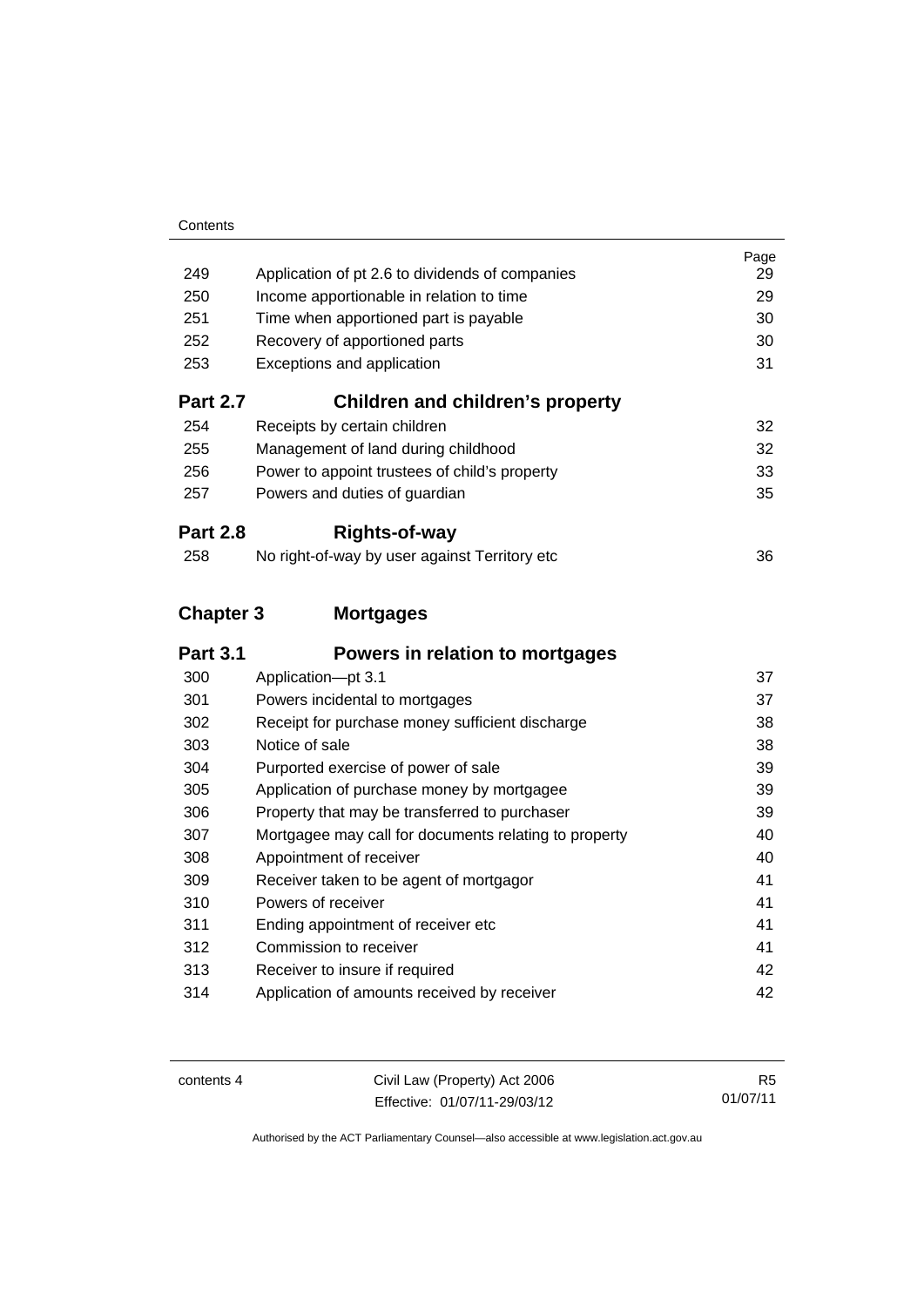| | | Page |
|---|---|---|
| 249 | Application of pt 2.6 to dividends of companies | 29 |
| 250 | Income apportionable in relation to time | 29 |
| 251 | Time when apportioned part is payable | 30 |
| 252 | Recovery of apportioned parts | 30 |
| 253 | Exceptions and application | 31 |
| **Part 2.7** | **Children and children's property** | |
| 254 | Receipts by certain children | 32 |
| 255 | Management of land during childhood | 32 |
| 256 | Power to appoint trustees of child's property | 33 |
| 257 | Powers and duties of guardian | 35 |
| **Part 2.8** | **Rights-of-way** | |
| 258 | No right-of-way by user against Territory etc | 36 |
| **Chapter 3** | **Mortgages** | |
| **Part 3.1** | **Powers in relation to mortgages** | |
| 300 | Application—pt 3.1 | 37 |
| 301 | Powers incidental to mortgages | 37 |
| 302 | Receipt for purchase money sufficient discharge | 38 |
| 303 | Notice of sale | 38 |
| 304 | Purported exercise of power of sale | 39 |
| 305 | Application of purchase money by mortgagee | 39 |
| 306 | Property that may be transferred to purchaser | 39 |
| 307 | Mortgagee may call for documents relating to property | 40 |
| 308 | Appointment of receiver | 40 |
| 309 | Receiver taken to be agent of mortgagor | 41 |
| 310 | Powers of receiver | 41 |
| 311 | Ending appointment of receiver etc | 41 |
| 312 | Commission to receiver | 41 |
| 313 | Receiver to insure if required | 42 |
| 314 | Application of amounts received by receiver | 42 |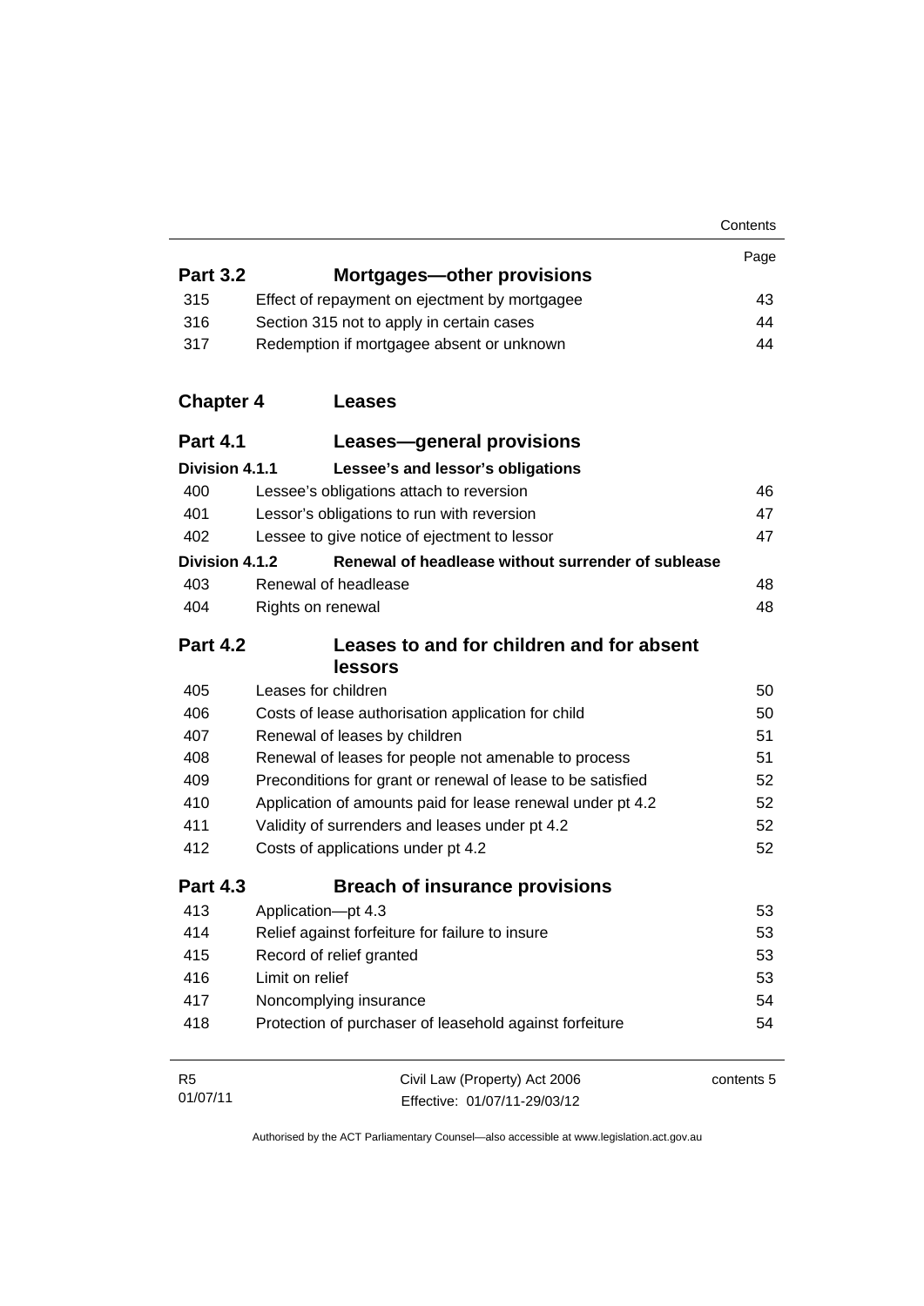| | | Page |
|---|---|---|
| **Part 3.2** | **Mortgages—other provisions** | |
| 315 | Effect of repayment on ejectment by mortgagee | 43 |
| 316 | Section 315 not to apply in certain cases | 44 |
| 317 | Redemption if mortgagee absent or unknown | 44 |
| **Chapter 4** | **Leases** | |
| **Part 4.1** | **Leases—general provisions** | |
| **Division 4.1.1** | **Lessee's and lessor's obligations** | |
| 400 | Lessee's obligations attach to reversion | 46 |
| 401 | Lessor's obligations to run with reversion | 47 |
| 402 | Lessee to give notice of ejectment to lessor | 47 |
| **Division 4.1.2** | **Renewal of headlease without surrender of sublease** | |
| 403 | Renewal of headlease | 48 |
| 404 | Rights on renewal | 48 |
| **Part 4.2** | **Leases to and for children and for absent lessors** | |
| 405 | Leases for children | 50 |
| 406 | Costs of lease authorisation application for child | 50 |
| 407 | Renewal of leases by children | 51 |
| 408 | Renewal of leases for people not amenable to process | 51 |
| 409 | Preconditions for grant or renewal of lease to be satisfied | 52 |
| 410 | Application of amounts paid for lease renewal under pt 4.2 | 52 |
| 411 | Validity of surrenders and leases under pt 4.2 | 52 |
| 412 | Costs of applications under pt 4.2 | 52 |
| **Part 4.3** | **Breach of insurance provisions** | |
| 413 | Application—pt 4.3 | 53 |
| 414 | Relief against forfeiture for failure to insure | 53 |
| 415 | Record of relief granted | 53 |
| 416 | Limit on relief | 53 |
| 417 | Noncomplying insurance | 54 |
| 418 | Protection of purchaser of leasehold against forfeiture | 54 |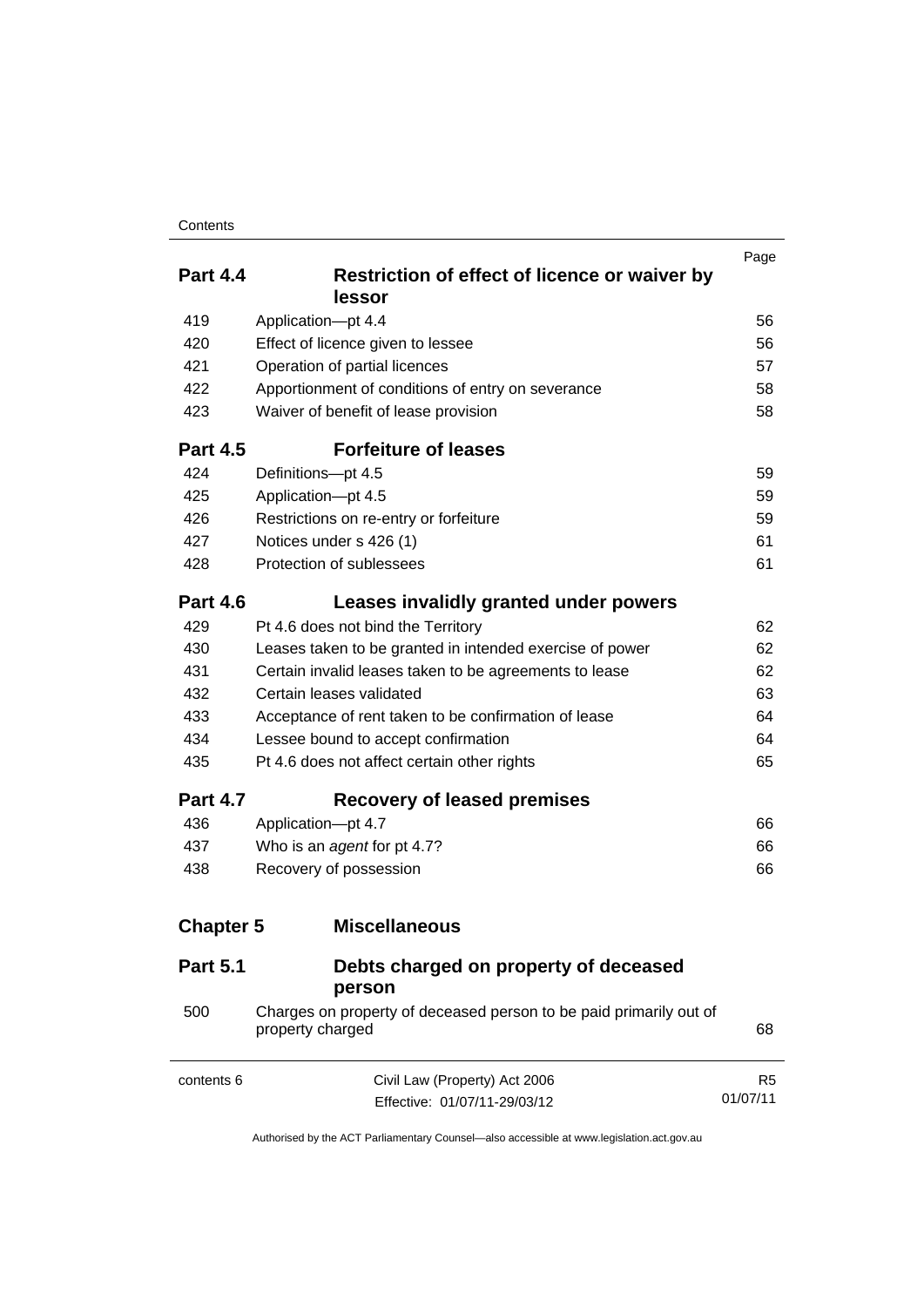| | | Page |
|---|---|---|
| **Part 4.4** | **Restriction of effect of licence or waiver by lessor** | |
| 419 | Application—pt 4.4 | 56 |
| 420 | Effect of licence given to lessee | 56 |
| 421 | Operation of partial licences | 57 |
| 422 | Apportionment of conditions of entry on severance | 58 |
| 423 | Waiver of benefit of lease provision | 58 |
| **Part 4.5** | **Forfeiture of leases** | |
| 424 | Definitions—pt 4.5 | 59 |
| 425 | Application—pt 4.5 | 59 |
| 426 | Restrictions on re-entry or forfeiture | 59 |
| 427 | Notices under s 426 (1) | 61 |
| 428 | Protection of sublessees | 61 |
| **Part 4.6** | **Leases invalidly granted under powers** | |
| 429 | Pt 4.6 does not bind the Territory | 62 |
| 430 | Leases taken to be granted in intended exercise of power | 62 |
| 431 | Certain invalid leases taken to be agreements to lease | 62 |
| 432 | Certain leases validated | 63 |
| 433 | Acceptance of rent taken to be confirmation of lease | 64 |
| 434 | Lessee bound to accept confirmation | 64 |
| 435 | Pt 4.6 does not affect certain other rights | 65 |
| **Part 4.7** | **Recovery of leased premises** | |
| 436 | Application—pt 4.7 | 66 |
| 437 | Who is an *agent* for pt 4.7? | 66 |
| 438 | Recovery of possession | 66 |
| **Chapter 5** | **Miscellaneous** | |
| **Part 5.1** | **Debts charged on property of deceased person** | |
| 500 | Charges on property of deceased person to be paid primarily out of property charged | 68 |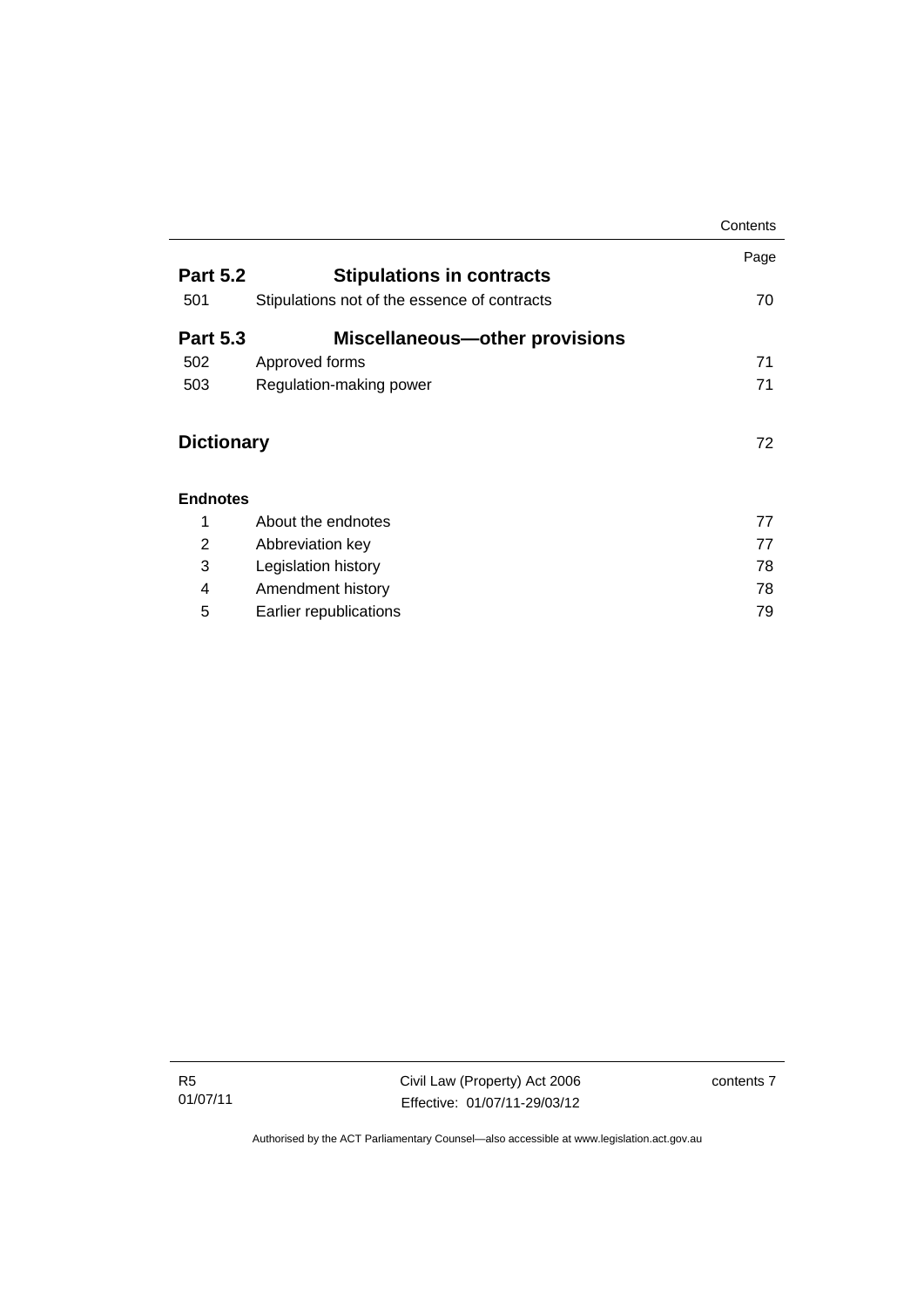| | | Page |
|---|---|---|
| **Part 5.2** | **Stipulations in contracts** | |
| 501 | Stipulations not of the essence of contracts | 70 |
| **Part 5.3** | **Miscellaneous—other provisions** | |
| 502 | Approved forms | 71 |
| 503 | Regulation-making power | 71 |
| **Dictionary** | | 72 |
| **Endnotes** | | |
| 1 | About the endnotes | 77 |
| 2 | Abbreviation key | 77 |
| 3 | Legislation history | 78 |
| 4 | Amendment history | 78 |
| 5 | Earlier republications | 79 |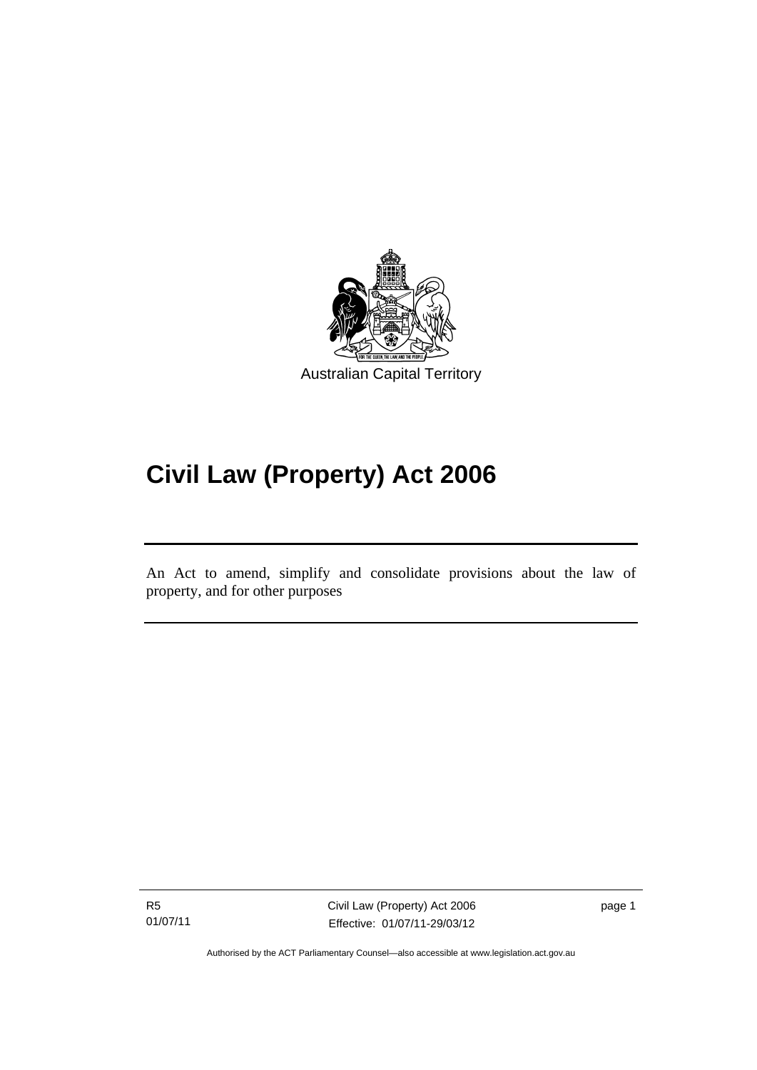Australian Capital Territory

# Civil Law (Property) Act 2006

An Act to amend, simplify and consolidate provisions about the law of property, and for other purposes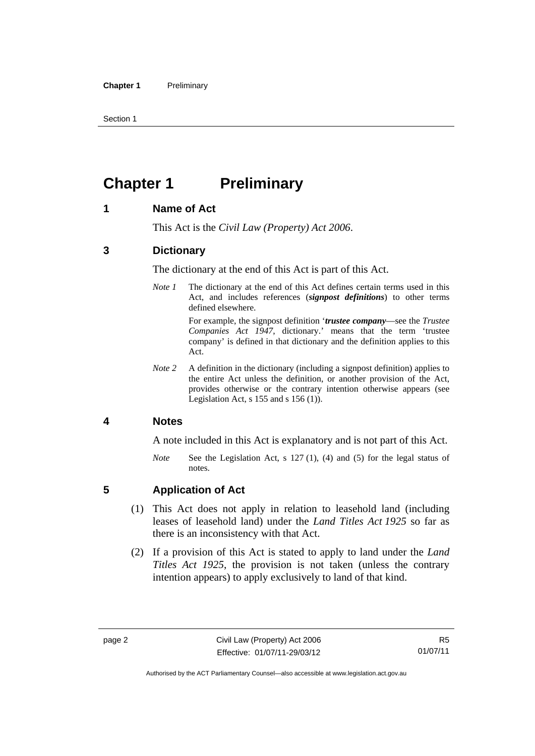# Chapter 1 Preliminary

## 1 Name of Act

This Act is the *Civil Law (Property) Act 2006*.

## 3 Dictionary

The dictionary at the end of this Act is part of this Act.

*Note 1* The dictionary at the end of this Act defines certain terms used in this Act, and includes references (***signpost definitions***) to other terms defined elsewhere.

For example, the signpost definition '***trustee company***—see the *Trustee Companies Act 1947*, dictionary.' means that the term 'trustee company' is defined in that dictionary and the definition applies to this Act.

*Note 2* A definition in the dictionary (including a signpost definition) applies to the entire Act unless the definition, or another provision of the Act, provides otherwise or the contrary intention otherwise appears (see Legislation Act, s 155 and s 156 (1)).

## 4 Notes

A note included in this Act is explanatory and is not part of this Act.

*Note* See the Legislation Act, s 127 (1), (4) and (5) for the legal status of notes.

## 5 Application of Act

(1) This Act does not apply in relation to leasehold land (including leases of leasehold land) under the *Land Titles Act 1925* so far as there is an inconsistency with that Act.

(2) If a provision of this Act is stated to apply to land under the *Land Titles Act 1925*, the provision is not taken (unless the contrary intention appears) to apply exclusively to land of that kind.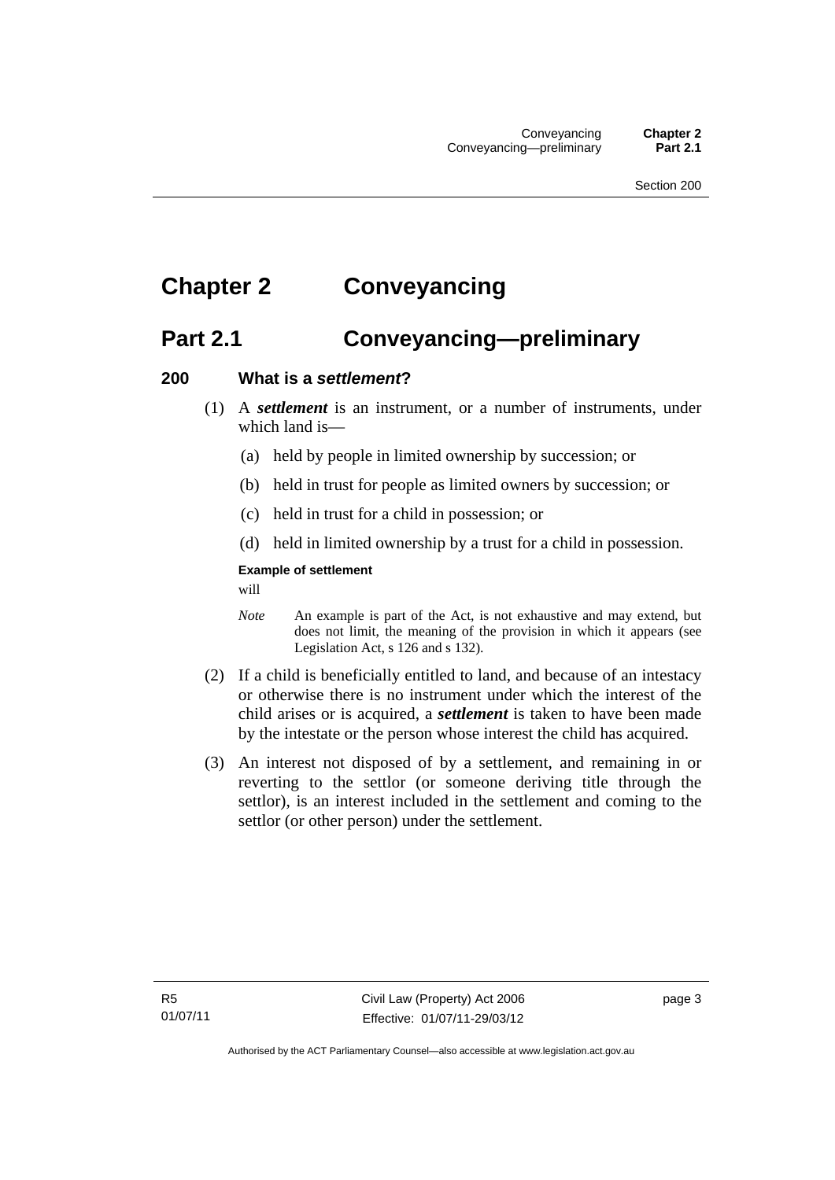# Chapter 2 Conveyancing

## Part 2.1 Conveyancing—preliminary

### 200 What is a *settlement*?

(1) A ***settlement*** is an instrument, or a number of instruments, under which land is—

- (a) held by people in limited ownership by succession; or
- (b) held in trust for people as limited owners by succession; or
- (c) held in trust for a child in possession; or
- (d) held in limited ownership by a trust for a child in possession.

**Example of settlement**

will

*Note* An example is part of the Act, is not exhaustive and may extend, but does not limit, the meaning of the provision in which it appears (see Legislation Act, s 126 and s 132).

(2) If a child is beneficially entitled to land, and because of an intestacy or otherwise there is no instrument under which the interest of the child arises or is acquired, a ***settlement*** is taken to have been made by the intestate or the person whose interest the child has acquired.

(3) An interest not disposed of by a settlement, and remaining in or reverting to the settlor (or someone deriving title through the settlor), is an interest included in the settlement and coming to the settlor (or other person) under the settlement.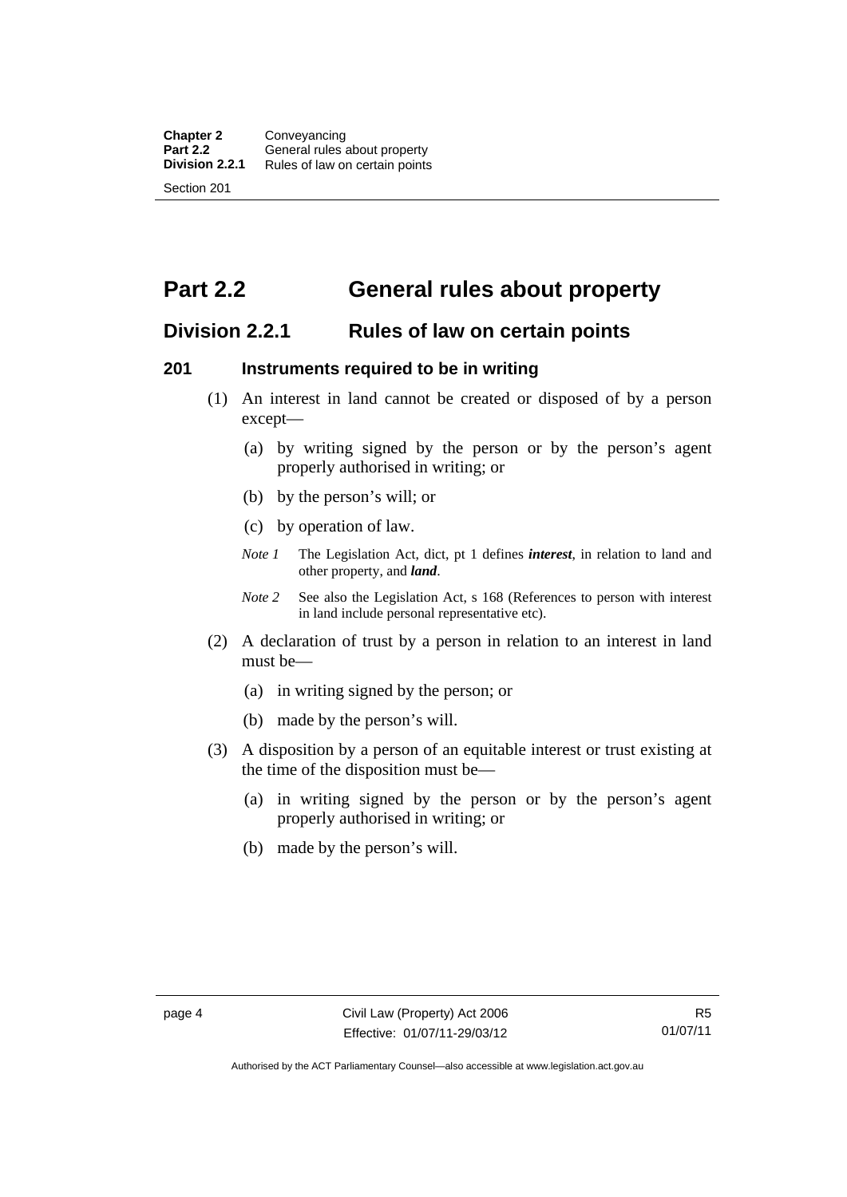# Part 2.2 General rules about property

## Division 2.2.1 Rules of law on certain points

### 201 Instruments required to be in writing

(1) An interest in land cannot be created or disposed of by a person except—

(a) by writing signed by the person or by the person's agent properly authorised in writing; or

(b) by the person's will; or

(c) by operation of law.

*Note 1* The Legislation Act, dict, pt 1 defines ***interest***, in relation to land and other property, and ***land***.

*Note 2* See also the Legislation Act, s 168 (References to person with interest in land include personal representative etc).

(2) A declaration of trust by a person in relation to an interest in land must be—

(a) in writing signed by the person; or

(b) made by the person's will.

(3) A disposition by a person of an equitable interest or trust existing at the time of the disposition must be—

(a) in writing signed by the person or by the person's agent properly authorised in writing; or

(b) made by the person's will.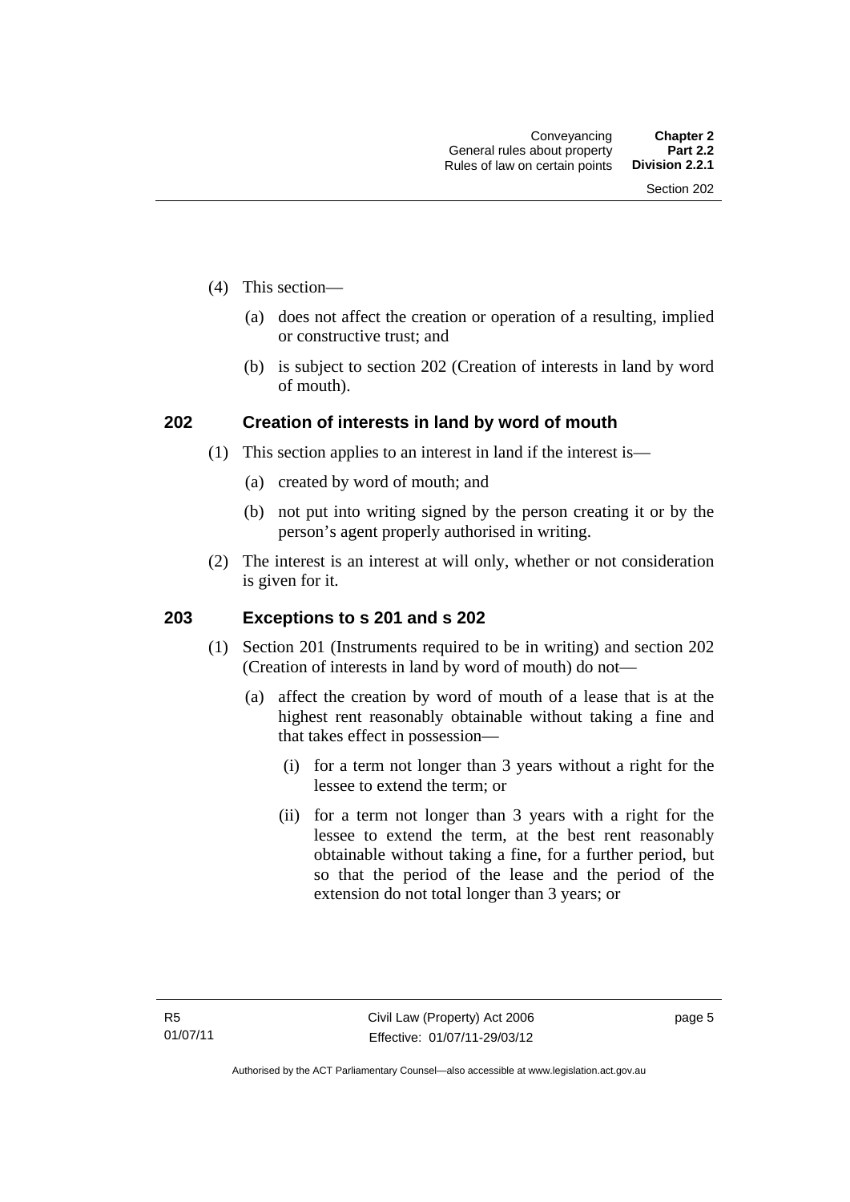(4) This section—

(a) does not affect the creation or operation of a resulting, implied or constructive trust; and

(b) is subject to section 202 (Creation of interests in land by word of mouth).

## 202 Creation of interests in land by word of mouth

(1) This section applies to an interest in land if the interest is—

(a) created by word of mouth; and

(b) not put into writing signed by the person creating it or by the person's agent properly authorised in writing.

(2) The interest is an interest at will only, whether or not consideration is given for it.

## 203 Exceptions to s 201 and s 202

(1) Section 201 (Instruments required to be in writing) and section 202 (Creation of interests in land by word of mouth) do not—

(a) affect the creation by word of mouth of a lease that is at the highest rent reasonably obtainable without taking a fine and that takes effect in possession—

(i) for a term not longer than 3 years without a right for the lessee to extend the term; or

(ii) for a term not longer than 3 years with a right for the lessee to extend the term, at the best rent reasonably obtainable without taking a fine, for a further period, but so that the period of the lease and the period of the extension do not total longer than 3 years; or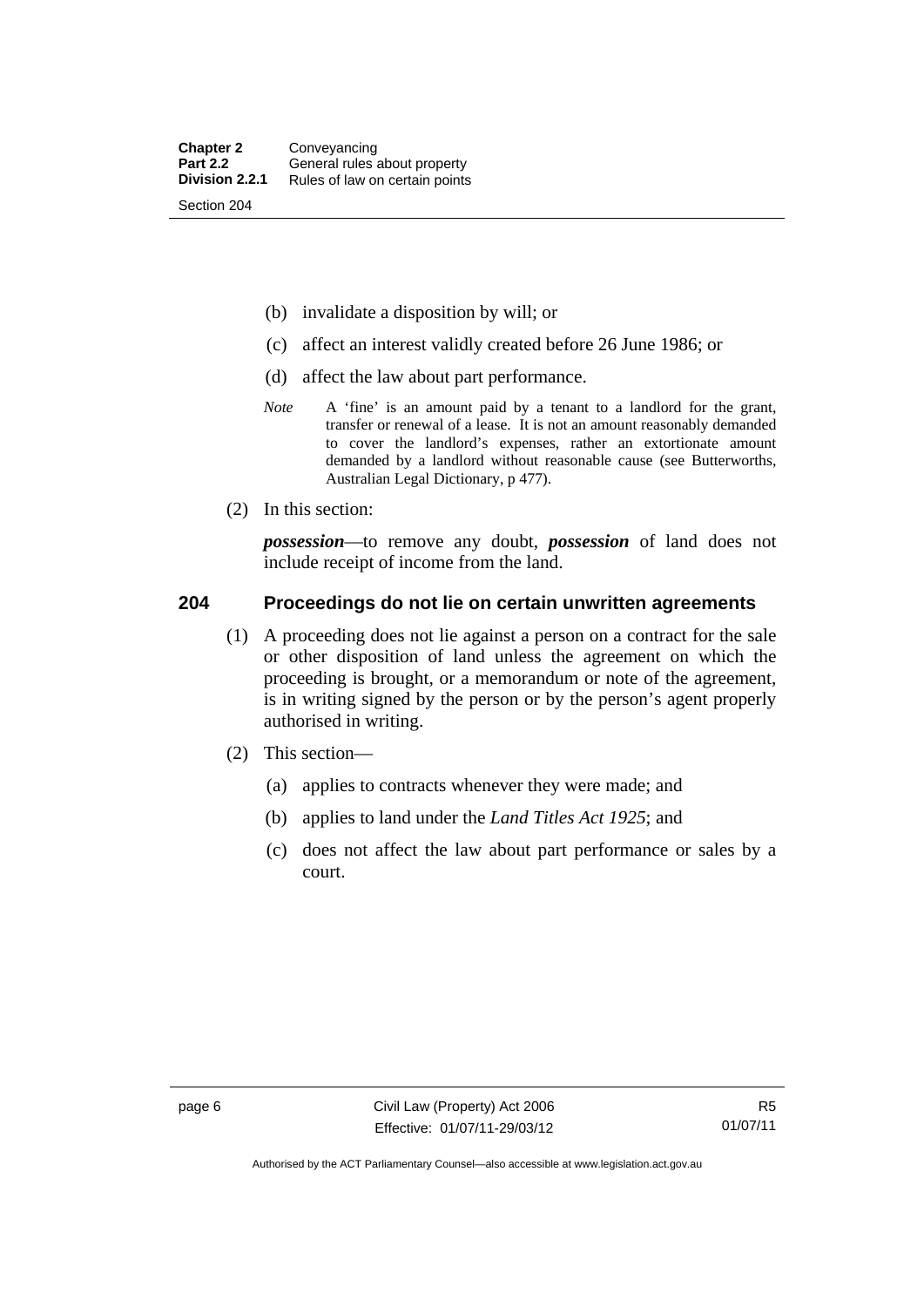(b) invalidate a disposition by will; or

(c) affect an interest validly created before 26 June 1986; or

(d) affect the law about part performance.

*Note* A 'fine' is an amount paid by a tenant to a landlord for the grant, transfer or renewal of a lease. It is not an amount reasonably demanded to cover the landlord's expenses, rather an extortionate amount demanded by a landlord without reasonable cause (see Butterworths, Australian Legal Dictionary, p 477).

(2) In this section:

***possession***—to remove any doubt, ***possession*** of land does not include receipt of income from the land.

## 204 Proceedings do not lie on certain unwritten agreements

(1) A proceeding does not lie against a person on a contract for the sale or other disposition of land unless the agreement on which the proceeding is brought, or a memorandum or note of the agreement, is in writing signed by the person or by the person's agent properly authorised in writing.

(2) This section—

(a) applies to contracts whenever they were made; and

(b) applies to land under the *Land Titles Act 1925*; and

(c) does not affect the law about part performance or sales by a court.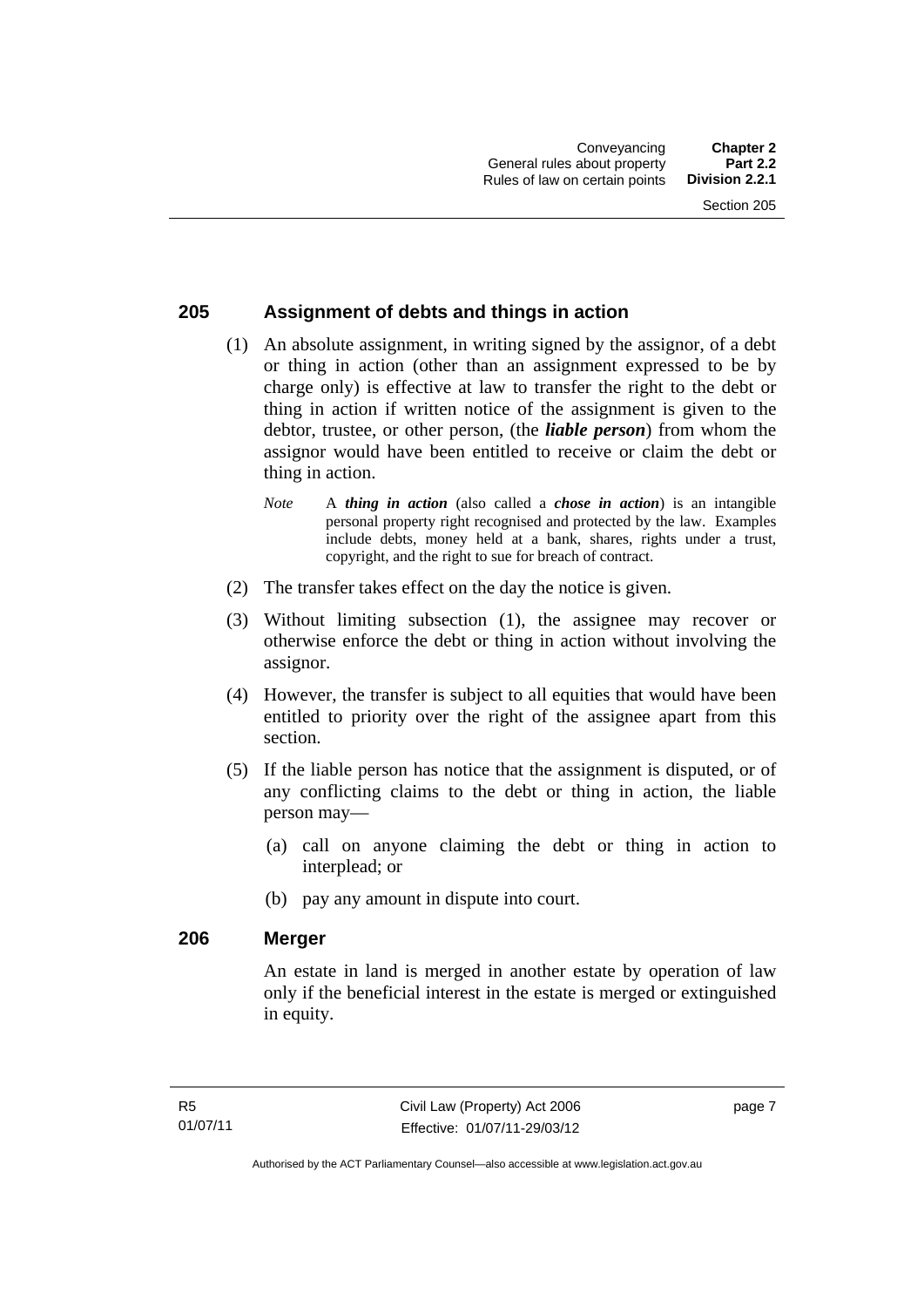## 205 Assignment of debts and things in action

(1) An absolute assignment, in writing signed by the assignor, of a debt or thing in action (other than an assignment expressed to be by charge only) is effective at law to transfer the right to the debt or thing in action if written notice of the assignment is given to the debtor, trustee, or other person, (the ***liable person***) from whom the assignor would have been entitled to receive or claim the debt or thing in action.

*Note* A ***thing in action*** (also called a ***chose in action***) is an intangible personal property right recognised and protected by the law. Examples include debts, money held at a bank, shares, rights under a trust, copyright, and the right to sue for breach of contract.

(2) The transfer takes effect on the day the notice is given.

(3) Without limiting subsection (1), the assignee may recover or otherwise enforce the debt or thing in action without involving the assignor.

(4) However, the transfer is subject to all equities that would have been entitled to priority over the right of the assignee apart from this section.

(5) If the liable person has notice that the assignment is disputed, or of any conflicting claims to the debt or thing in action, the liable person may—

(a) call on anyone claiming the debt or thing in action to interplead; or

(b) pay any amount in dispute into court.

## 206 Merger

An estate in land is merged in another estate by operation of law only if the beneficial interest in the estate is merged or extinguished in equity.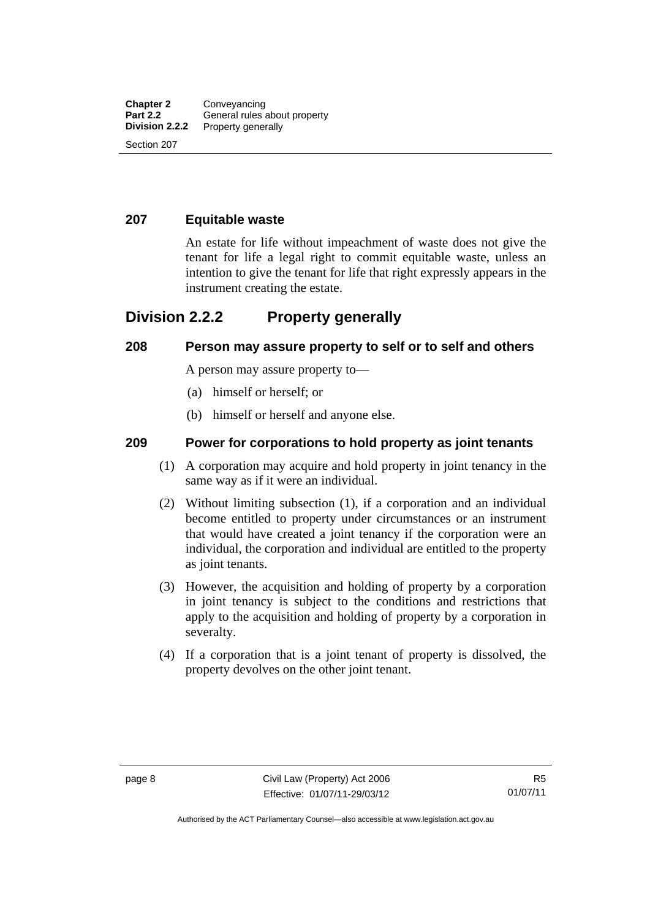### 207 Equitable waste

An estate for life without impeachment of waste does not give the tenant for life a legal right to commit equitable waste, unless an intention to give the tenant for life that right expressly appears in the instrument creating the estate.

## Division 2.2.2 Property generally

### 208 Person may assure property to self or to self and others

A person may assure property to—

(a) himself or herself; or

(b) himself or herself and anyone else.

### 209 Power for corporations to hold property as joint tenants

(1) A corporation may acquire and hold property in joint tenancy in the same way as if it were an individual.

(2) Without limiting subsection (1), if a corporation and an individual become entitled to property under circumstances or an instrument that would have created a joint tenancy if the corporation were an individual, the corporation and individual are entitled to the property as joint tenants.

(3) However, the acquisition and holding of property by a corporation in joint tenancy is subject to the conditions and restrictions that apply to the acquisition and holding of property by a corporation in severalty.

(4) If a corporation that is a joint tenant of property is dissolved, the property devolves on the other joint tenant.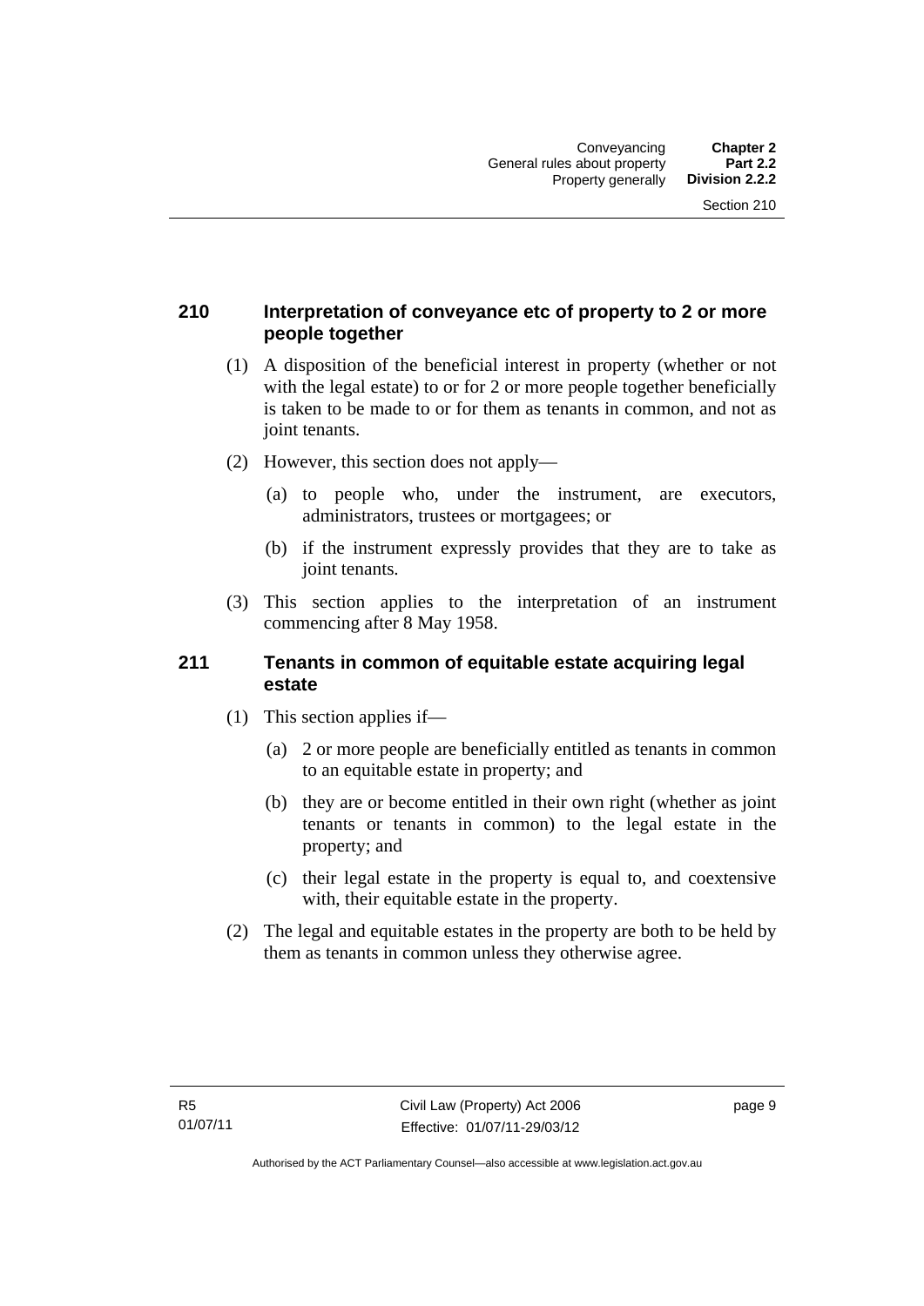## 210 Interpretation of conveyance etc of property to 2 or more people together

(1) A disposition of the beneficial interest in property (whether or not with the legal estate) to or for 2 or more people together beneficially is taken to be made to or for them as tenants in common, and not as joint tenants.

(2) However, this section does not apply—

(a) to people who, under the instrument, are executors, administrators, trustees or mortgagees; or

(b) if the instrument expressly provides that they are to take as joint tenants.

(3) This section applies to the interpretation of an instrument commencing after 8 May 1958.

## 211 Tenants in common of equitable estate acquiring legal estate

(1) This section applies if—

(a) 2 or more people are beneficially entitled as tenants in common to an equitable estate in property; and

(b) they are or become entitled in their own right (whether as joint tenants or tenants in common) to the legal estate in the property; and

(c) their legal estate in the property is equal to, and coextensive with, their equitable estate in the property.

(2) The legal and equitable estates in the property are both to be held by them as tenants in common unless they otherwise agree.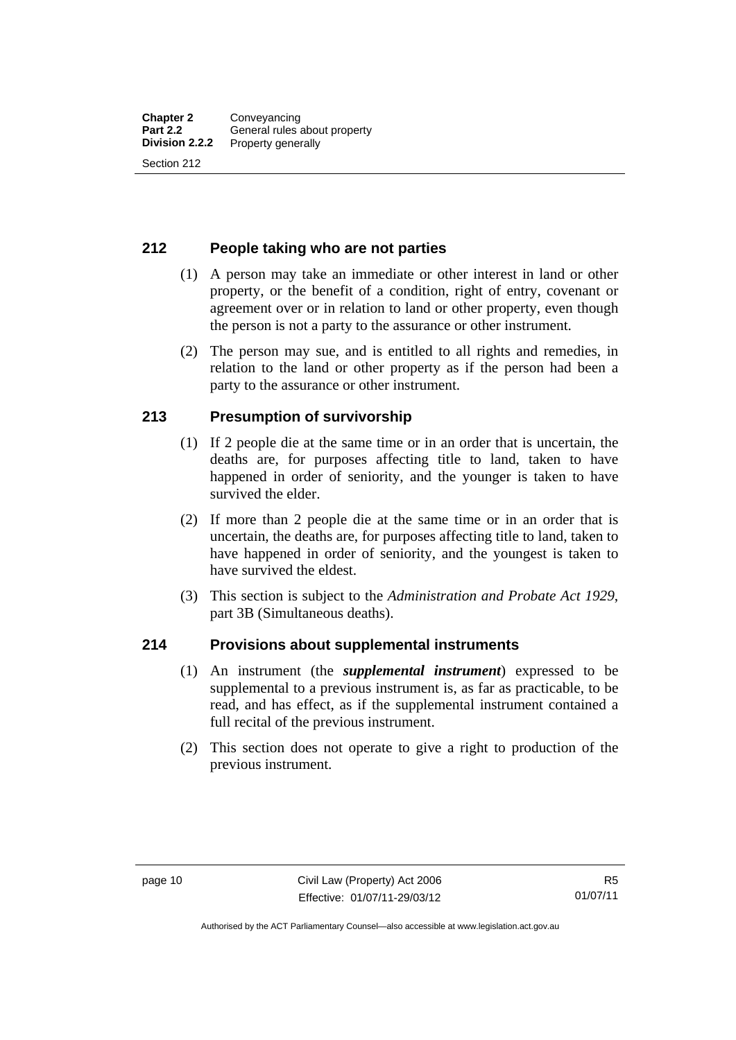## 212 People taking who are not parties

(1) A person may take an immediate or other interest in land or other property, or the benefit of a condition, right of entry, covenant or agreement over or in relation to land or other property, even though the person is not a party to the assurance or other instrument.

(2) The person may sue, and is entitled to all rights and remedies, in relation to the land or other property as if the person had been a party to the assurance or other instrument.

## 213 Presumption of survivorship

(1) If 2 people die at the same time or in an order that is uncertain, the deaths are, for purposes affecting title to land, taken to have happened in order of seniority, and the younger is taken to have survived the elder.

(2) If more than 2 people die at the same time or in an order that is uncertain, the deaths are, for purposes affecting title to land, taken to have happened in order of seniority, and the youngest is taken to have survived the eldest.

(3) This section is subject to the *Administration and Probate Act 1929*, part 3B (Simultaneous deaths).

## 214 Provisions about supplemental instruments

(1) An instrument (the ***supplemental instrument***) expressed to be supplemental to a previous instrument is, as far as practicable, to be read, and has effect, as if the supplemental instrument contained a full recital of the previous instrument.

(2) This section does not operate to give a right to production of the previous instrument.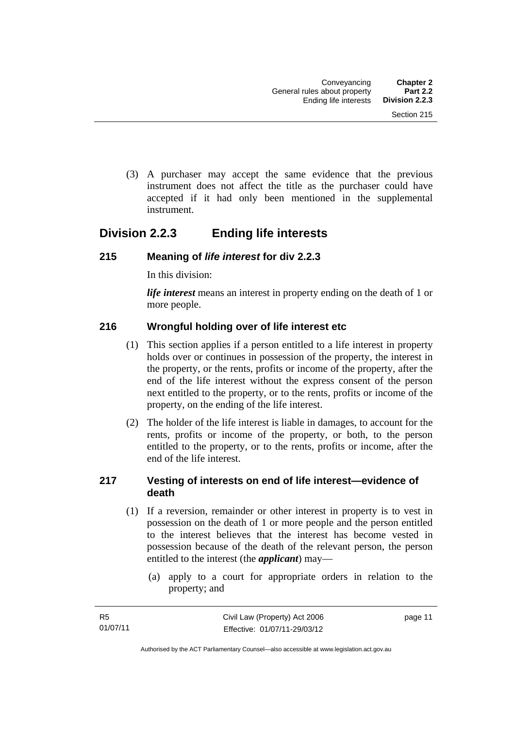(3) A purchaser may accept the same evidence that the previous instrument does not affect the title as the purchaser could have accepted if it had only been mentioned in the supplemental instrument.

## Division 2.2.3 Ending life interests

### 215 Meaning of *life interest* for div 2.2.3

In this division:

***life interest*** means an interest in property ending on the death of 1 or more people.

### 216 Wrongful holding over of life interest etc

(1) This section applies if a person entitled to a life interest in property holds over or continues in possession of the property, the interest in the property, or the rents, profits or income of the property, after the end of the life interest without the express consent of the person next entitled to the property, or to the rents, profits or income of the property, on the ending of the life interest.

(2) The holder of the life interest is liable in damages, to account for the rents, profits or income of the property, or both, to the person entitled to the property, or to the rents, profits or income, after the end of the life interest.

### 217 Vesting of interests on end of life interest—evidence of death

(1) If a reversion, remainder or other interest in property is to vest in possession on the death of 1 or more people and the person entitled to the interest believes that the interest has become vested in possession because of the death of the relevant person, the person entitled to the interest (the ***applicant***) may—

(a) apply to a court for appropriate orders in relation to the property; and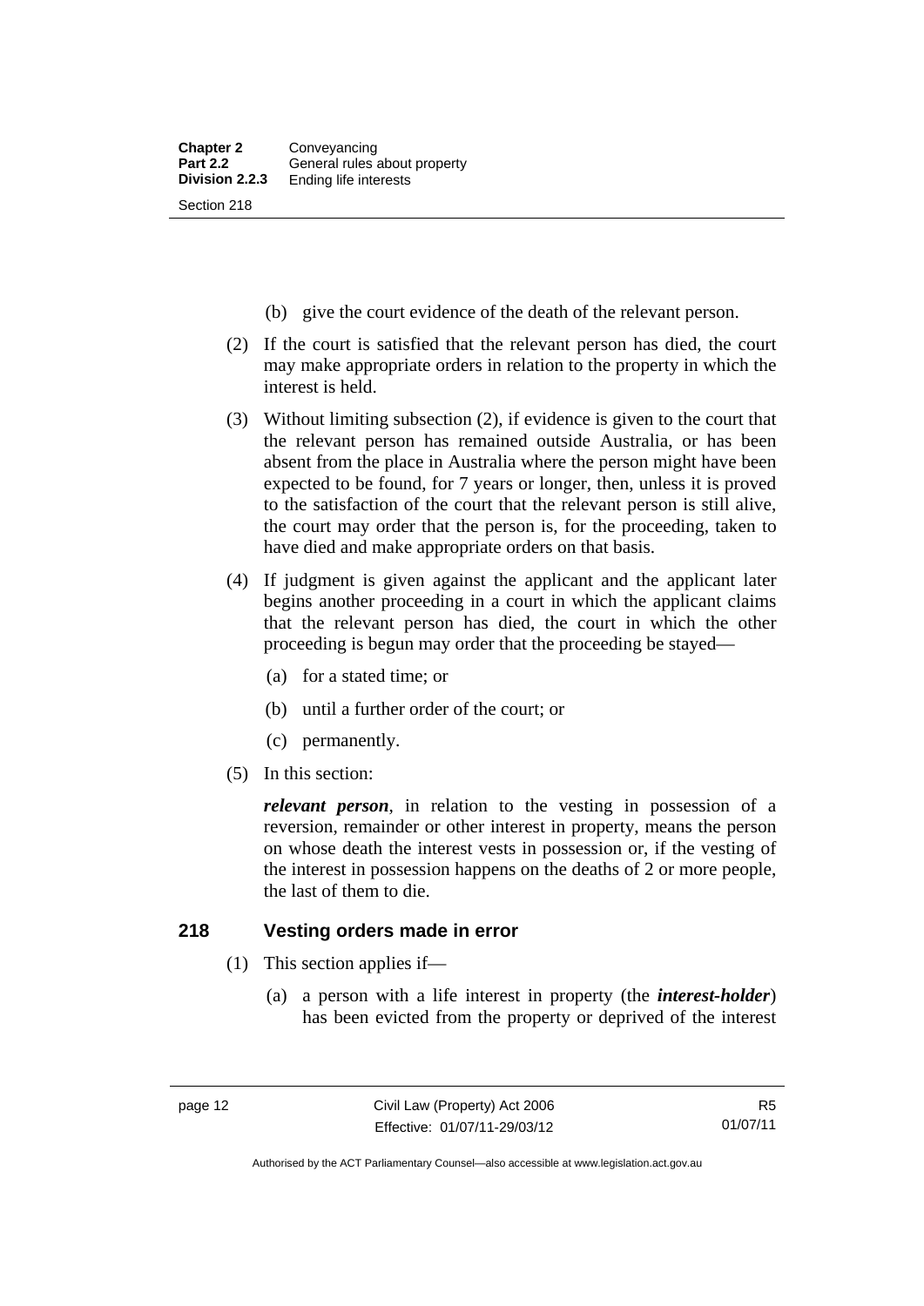(b) give the court evidence of the death of the relevant person.

(2) If the court is satisfied that the relevant person has died, the court may make appropriate orders in relation to the property in which the interest is held.

(3) Without limiting subsection (2), if evidence is given to the court that the relevant person has remained outside Australia, or has been absent from the place in Australia where the person might have been expected to be found, for 7 years or longer, then, unless it is proved to the satisfaction of the court that the relevant person is still alive, the court may order that the person is, for the proceeding, taken to have died and make appropriate orders on that basis.

(4) If judgment is given against the applicant and the applicant later begins another proceeding in a court in which the applicant claims that the relevant person has died, the court in which the other proceeding is begun may order that the proceeding be stayed—

(a) for a stated time; or

(b) until a further order of the court; or

(c) permanently.

(5) In this section:

***relevant person***, in relation to the vesting in possession of a reversion, remainder or other interest in property, means the person on whose death the interest vests in possession or, if the vesting of the interest in possession happens on the deaths of 2 or more people, the last of them to die.

## 218 Vesting orders made in error

(1) This section applies if—

(a) a person with a life interest in property (the ***interest-holder***) has been evicted from the property or deprived of the interest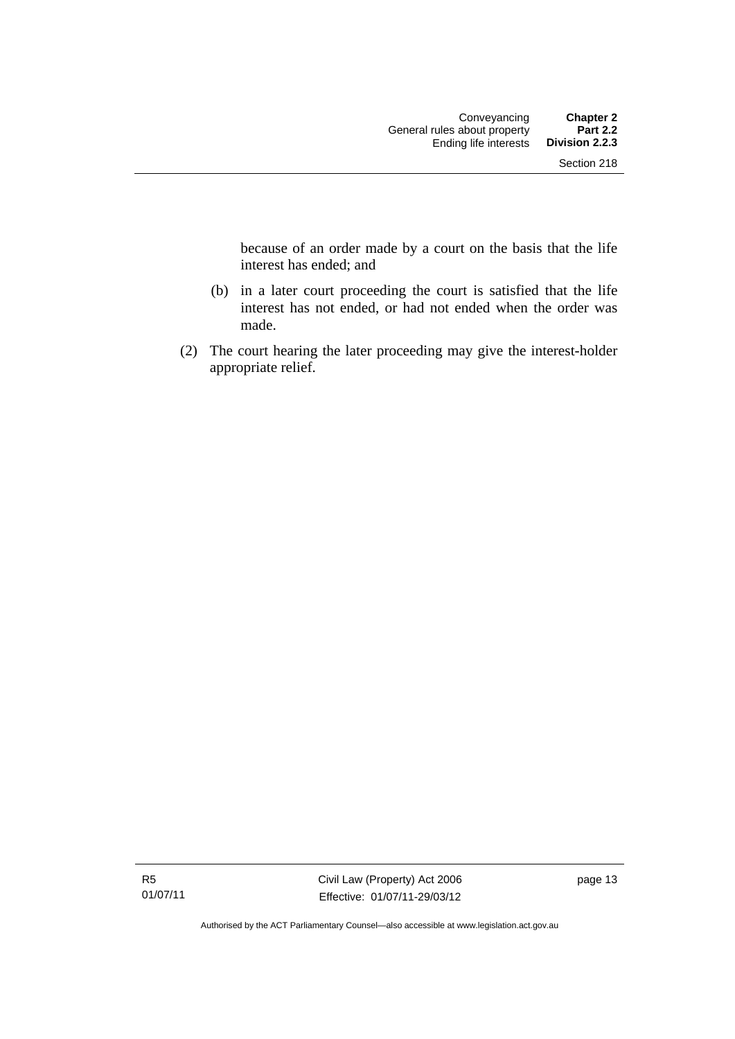because of an order made by a court on the basis that the life interest has ended; and

(b) in a later court proceeding the court is satisfied that the life interest has not ended, or had not ended when the order was made.

(2) The court hearing the later proceeding may give the interest-holder appropriate relief.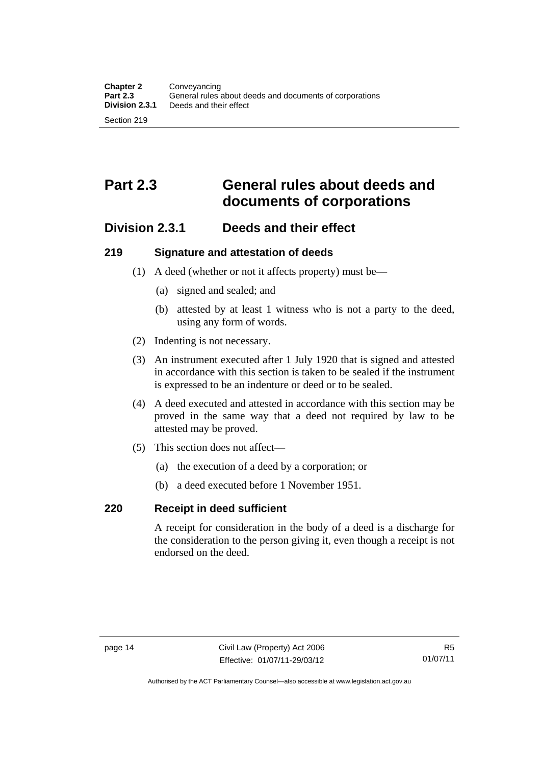# Part 2.3 General rules about deeds and documents of corporations

## Division 2.3.1 Deeds and their effect

### 219 Signature and attestation of deeds

(1) A deed (whether or not it affects property) must be—

(a) signed and sealed; and

(b) attested by at least 1 witness who is not a party to the deed, using any form of words.

(2) Indenting is not necessary.

(3) An instrument executed after 1 July 1920 that is signed and attested in accordance with this section is taken to be sealed if the instrument is expressed to be an indenture or deed or to be sealed.

(4) A deed executed and attested in accordance with this section may be proved in the same way that a deed not required by law to be attested may be proved.

(5) This section does not affect—

(a) the execution of a deed by a corporation; or

(b) a deed executed before 1 November 1951.

### 220 Receipt in deed sufficient

A receipt for consideration in the body of a deed is a discharge for the consideration to the person giving it, even though a receipt is not endorsed on the deed.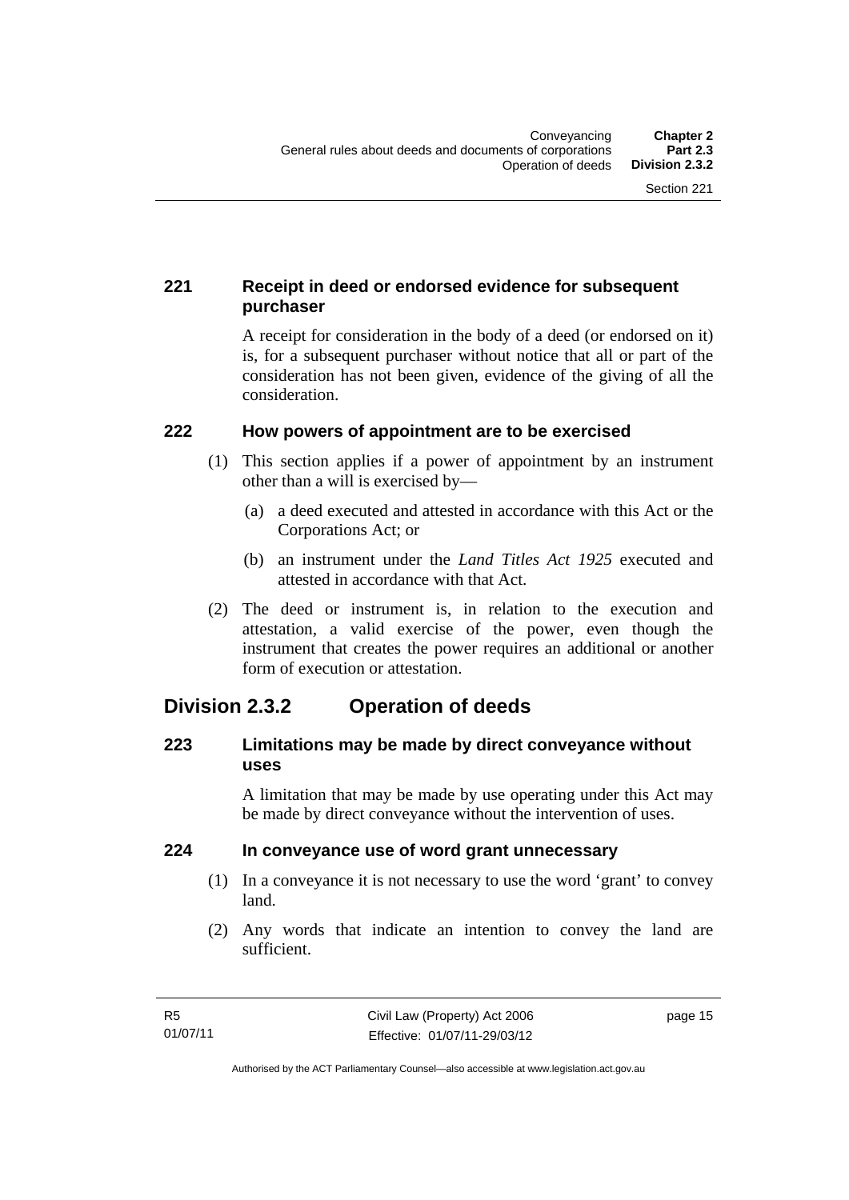### 221 Receipt in deed or endorsed evidence for subsequent purchaser

A receipt for consideration in the body of a deed (or endorsed on it) is, for a subsequent purchaser without notice that all or part of the consideration has not been given, evidence of the giving of all the consideration.

### 222 How powers of appointment are to be exercised

(1) This section applies if a power of appointment by an instrument other than a will is exercised by—

(a) a deed executed and attested in accordance with this Act or the Corporations Act; or

(b) an instrument under the *Land Titles Act 1925* executed and attested in accordance with that Act.

(2) The deed or instrument is, in relation to the execution and attestation, a valid exercise of the power, even though the instrument that creates the power requires an additional or another form of execution or attestation.

## Division 2.3.2 Operation of deeds

### 223 Limitations may be made by direct conveyance without uses

A limitation that may be made by use operating under this Act may be made by direct conveyance without the intervention of uses.

### 224 In conveyance use of word grant unnecessary

(1) In a conveyance it is not necessary to use the word 'grant' to convey land.

(2) Any words that indicate an intention to convey the land are sufficient.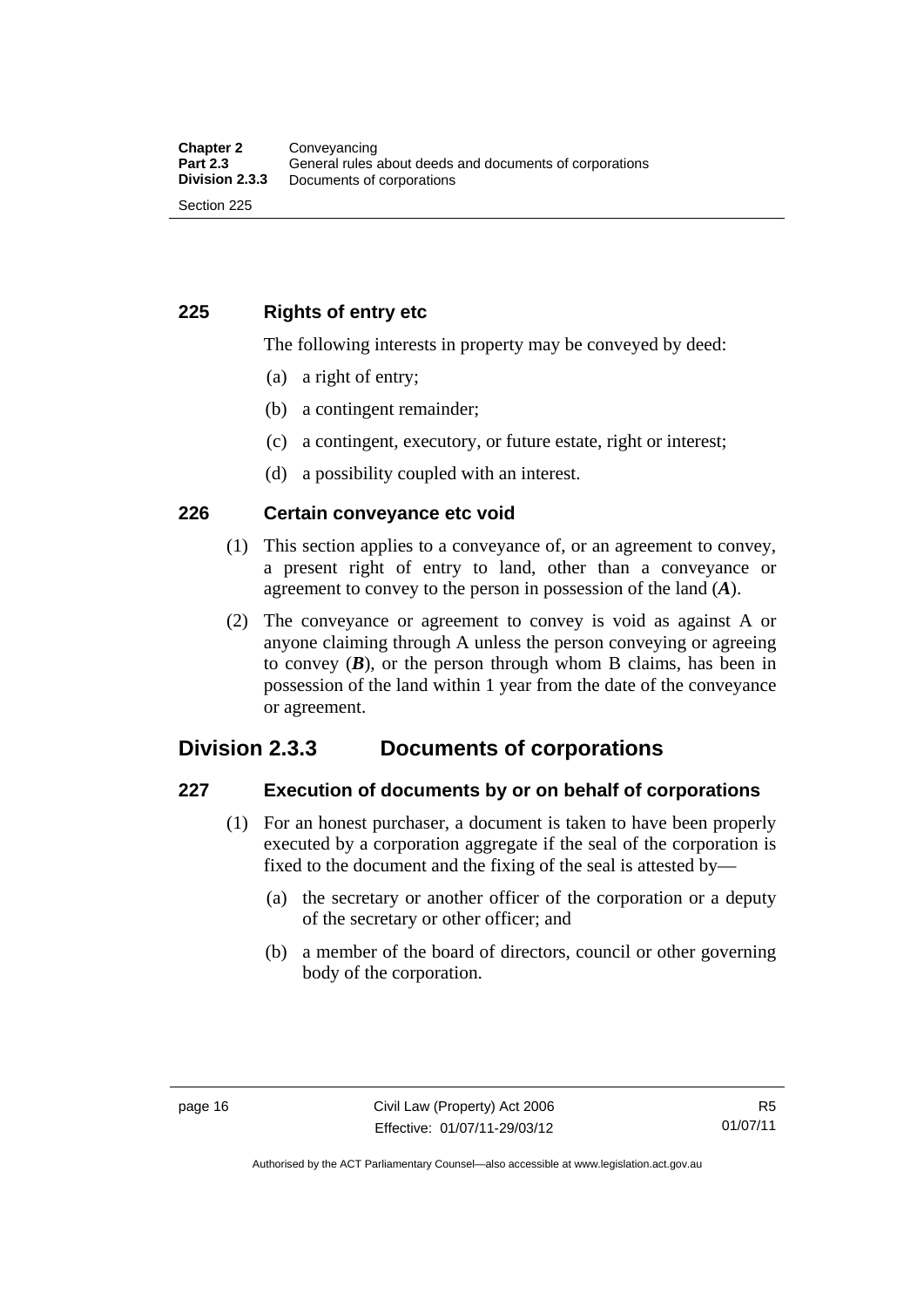### 225 Rights of entry etc

The following interests in property may be conveyed by deed:

(a) a right of entry;

(b) a contingent remainder;

(c) a contingent, executory, or future estate, right or interest;

(d) a possibility coupled with an interest.

### 226 Certain conveyance etc void

(1) This section applies to a conveyance of, or an agreement to convey, a present right of entry to land, other than a conveyance or agreement to convey to the person in possession of the land (***A***).

(2) The conveyance or agreement to convey is void as against A or anyone claiming through A unless the person conveying or agreeing to convey (***B***), or the person through whom B claims, has been in possession of the land within 1 year from the date of the conveyance or agreement.

## Division 2.3.3 Documents of corporations

### 227 Execution of documents by or on behalf of corporations

(1) For an honest purchaser, a document is taken to have been properly executed by a corporation aggregate if the seal of the corporation is fixed to the document and the fixing of the seal is attested by—

(a) the secretary or another officer of the corporation or a deputy of the secretary or other officer; and

(b) a member of the board of directors, council or other governing body of the corporation.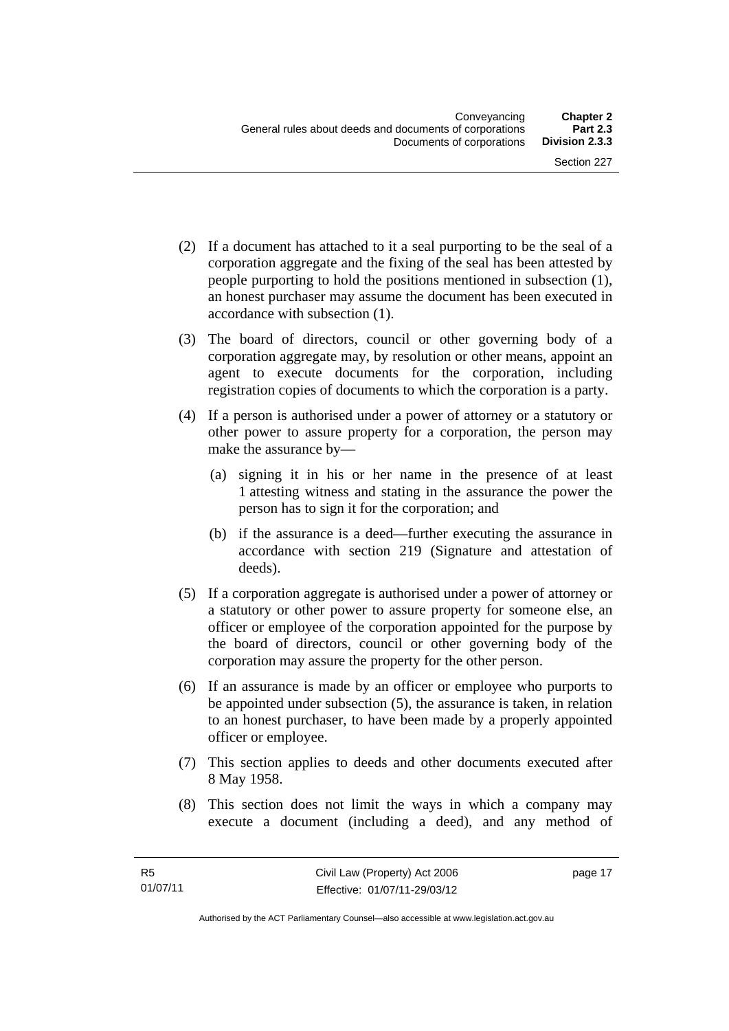(2) If a document has attached to it a seal purporting to be the seal of a corporation aggregate and the fixing of the seal has been attested by people purporting to hold the positions mentioned in subsection (1), an honest purchaser may assume the document has been executed in accordance with subsection (1).

(3) The board of directors, council or other governing body of a corporation aggregate may, by resolution or other means, appoint an agent to execute documents for the corporation, including registration copies of documents to which the corporation is a party.

(4) If a person is authorised under a power of attorney or a statutory or other power to assure property for a corporation, the person may make the assurance by—

(a) signing it in his or her name in the presence of at least 1 attesting witness and stating in the assurance the power the person has to sign it for the corporation; and

(b) if the assurance is a deed—further executing the assurance in accordance with section 219 (Signature and attestation of deeds).

(5) If a corporation aggregate is authorised under a power of attorney or a statutory or other power to assure property for someone else, an officer or employee of the corporation appointed for the purpose by the board of directors, council or other governing body of the corporation may assure the property for the other person.

(6) If an assurance is made by an officer or employee who purports to be appointed under subsection (5), the assurance is taken, in relation to an honest purchaser, to have been made by a properly appointed officer or employee.

(7) This section applies to deeds and other documents executed after 8 May 1958.

(8) This section does not limit the ways in which a company may execute a document (including a deed), and any method of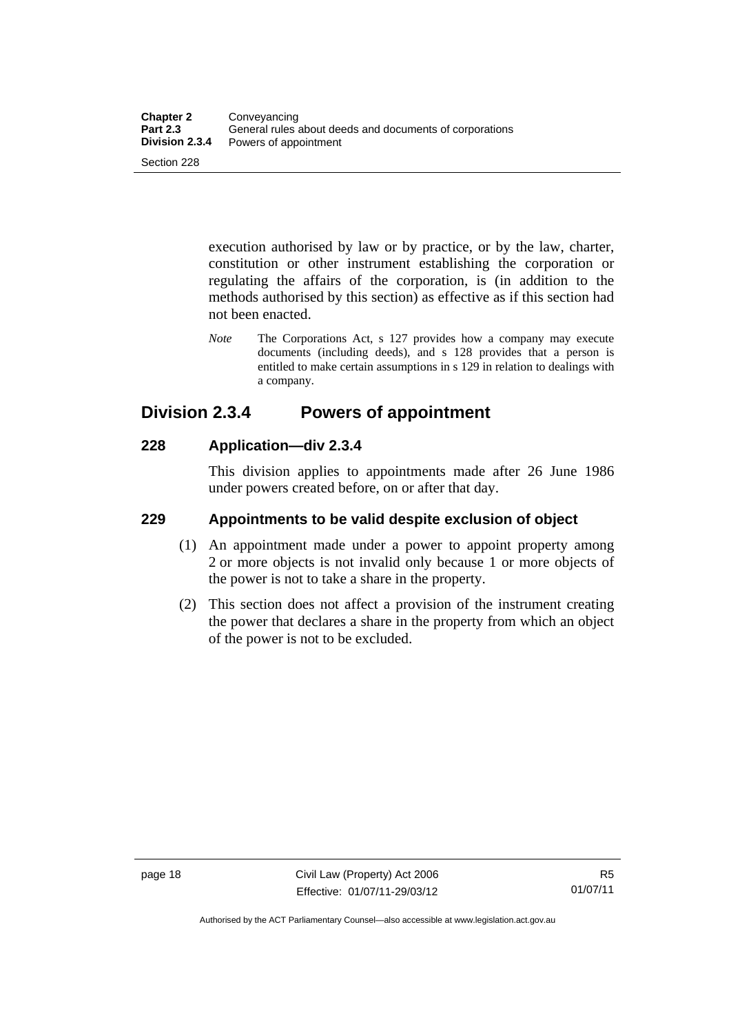execution authorised by law or by practice, or by the law, charter, constitution or other instrument establishing the corporation or regulating the affairs of the corporation, is (in addition to the methods authorised by this section) as effective as if this section had not been enacted.

*Note* The Corporations Act, s 127 provides how a company may execute documents (including deeds), and s 128 provides that a person is entitled to make certain assumptions in s 129 in relation to dealings with a company.

## Division 2.3.4 Powers of appointment

### 228 Application—div 2.3.4

This division applies to appointments made after 26 June 1986 under powers created before, on or after that day.

### 229 Appointments to be valid despite exclusion of object

(1) An appointment made under a power to appoint property among 2 or more objects is not invalid only because 1 or more objects of the power is not to take a share in the property.

(2) This section does not affect a provision of the instrument creating the power that declares a share in the property from which an object of the power is not to be excluded.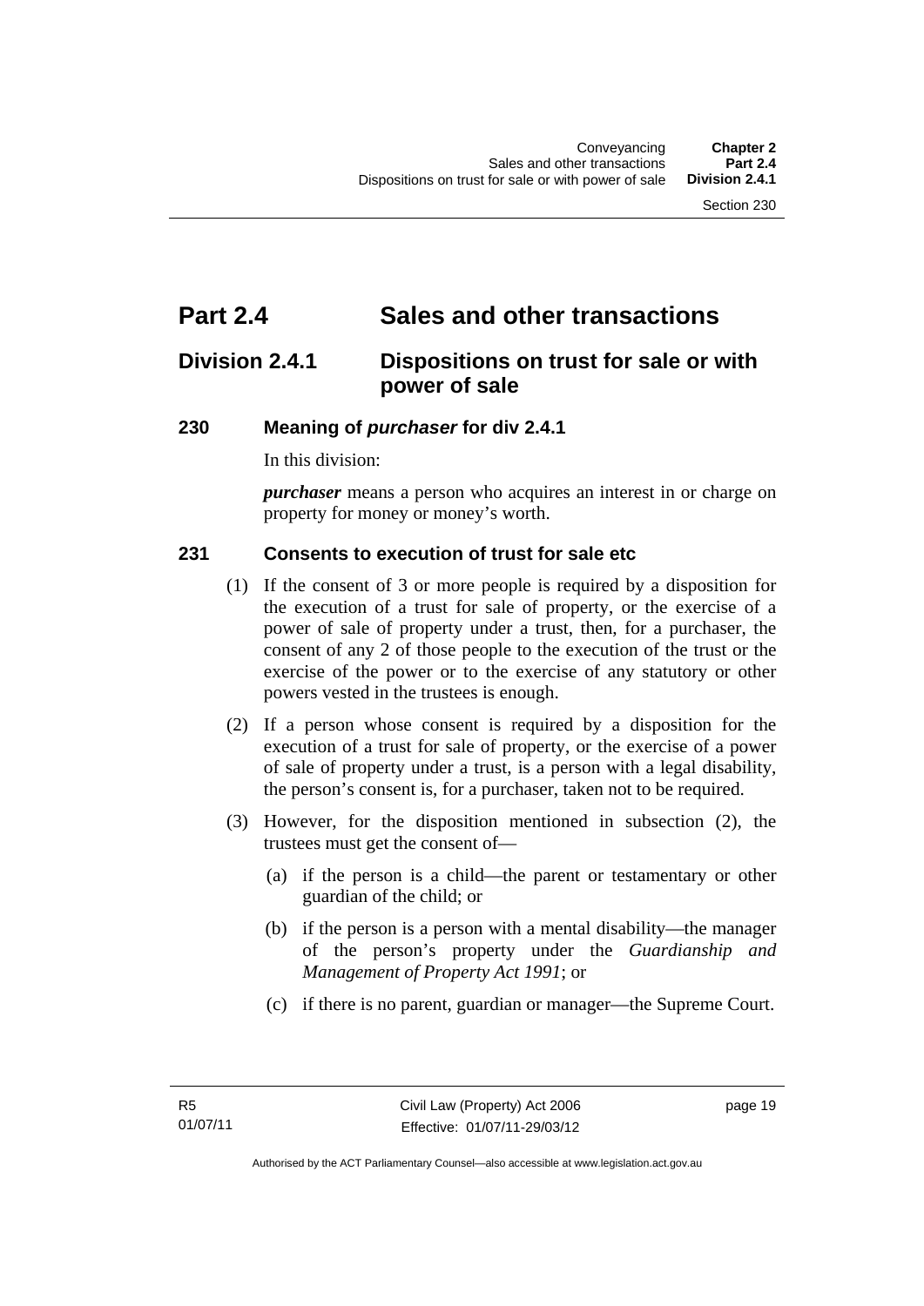# Part 2.4 Sales and other transactions

## Division 2.4.1 Dispositions on trust for sale or with power of sale

### 230 Meaning of *purchaser* for div 2.4.1

In this division:

***purchaser*** means a person who acquires an interest in or charge on property for money or money's worth.

### 231 Consents to execution of trust for sale etc

(1) If the consent of 3 or more people is required by a disposition for the execution of a trust for sale of property, or the exercise of a power of sale of property under a trust, then, for a purchaser, the consent of any 2 of those people to the execution of the trust or the exercise of the power or to the exercise of any statutory or other powers vested in the trustees is enough.

(2) If a person whose consent is required by a disposition for the execution of a trust for sale of property, or the exercise of a power of sale of property under a trust, is a person with a legal disability, the person's consent is, for a purchaser, taken not to be required.

(3) However, for the disposition mentioned in subsection (2), the trustees must get the consent of—

(a) if the person is a child—the parent or testamentary or other guardian of the child; or

(b) if the person is a person with a mental disability—the manager of the person's property under the *Guardianship and Management of Property Act 1991*; or

(c) if there is no parent, guardian or manager—the Supreme Court.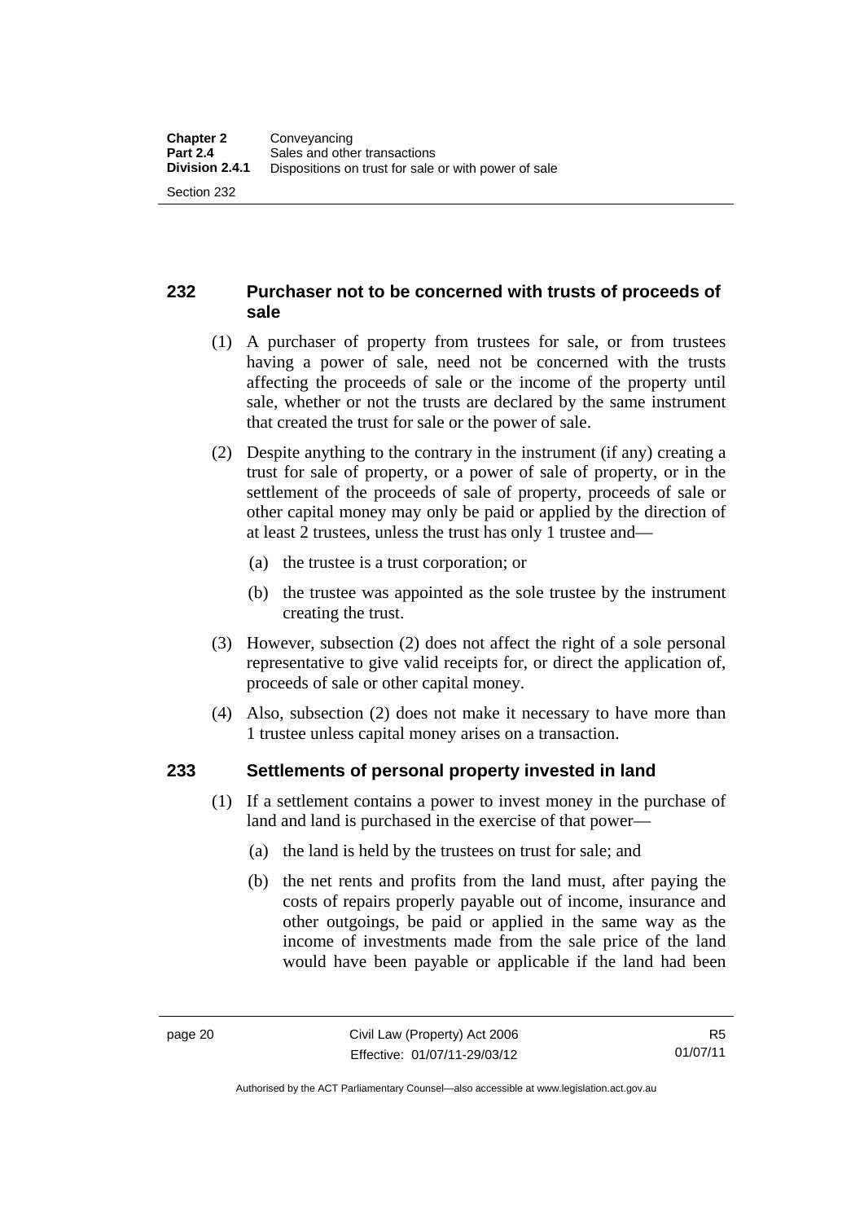## 232 Purchaser not to be concerned with trusts of proceeds of sale

(1) A purchaser of property from trustees for sale, or from trustees having a power of sale, need not be concerned with the trusts affecting the proceeds of sale or the income of the property until sale, whether or not the trusts are declared by the same instrument that created the trust for sale or the power of sale.

(2) Despite anything to the contrary in the instrument (if any) creating a trust for sale of property, or a power of sale of property, or in the settlement of the proceeds of sale of property, proceeds of sale or other capital money may only be paid or applied by the direction of at least 2 trustees, unless the trust has only 1 trustee and—

(a) the trustee is a trust corporation; or

(b) the trustee was appointed as the sole trustee by the instrument creating the trust.

(3) However, subsection (2) does not affect the right of a sole personal representative to give valid receipts for, or direct the application of, proceeds of sale or other capital money.

(4) Also, subsection (2) does not make it necessary to have more than 1 trustee unless capital money arises on a transaction.

## 233 Settlements of personal property invested in land

(1) If a settlement contains a power to invest money in the purchase of land and land is purchased in the exercise of that power—

(a) the land is held by the trustees on trust for sale; and

(b) the net rents and profits from the land must, after paying the costs of repairs properly payable out of income, insurance and other outgoings, be paid or applied in the same way as the income of investments made from the sale price of the land would have been payable or applicable if the land had been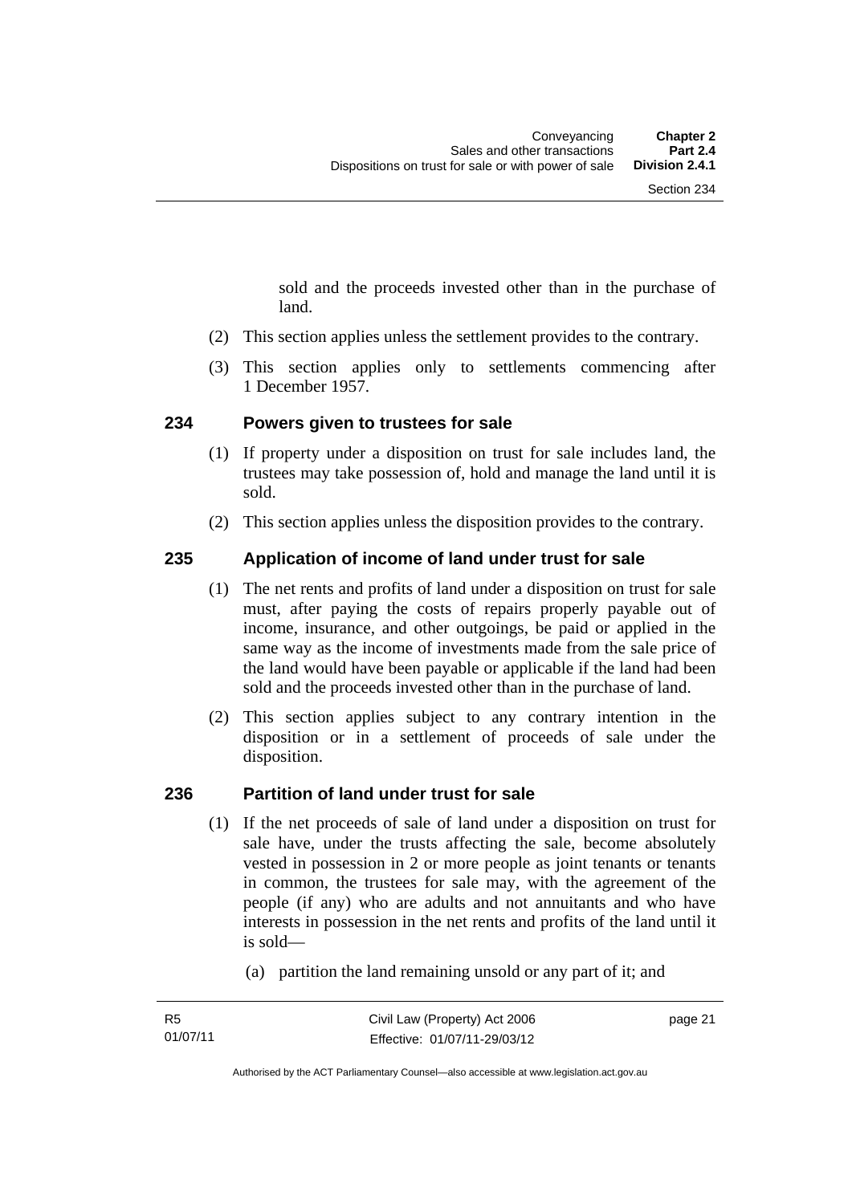sold and the proceeds invested other than in the purchase of land.

(2) This section applies unless the settlement provides to the contrary.

(3) This section applies only to settlements commencing after 1 December 1957.

### 234 Powers given to trustees for sale

(1) If property under a disposition on trust for sale includes land, the trustees may take possession of, hold and manage the land until it is sold.

(2) This section applies unless the disposition provides to the contrary.

### 235 Application of income of land under trust for sale

(1) The net rents and profits of land under a disposition on trust for sale must, after paying the costs of repairs properly payable out of income, insurance, and other outgoings, be paid or applied in the same way as the income of investments made from the sale price of the land would have been payable or applicable if the land had been sold and the proceeds invested other than in the purchase of land.

(2) This section applies subject to any contrary intention in the disposition or in a settlement of proceeds of sale under the disposition.

### 236 Partition of land under trust for sale

(1) If the net proceeds of sale of land under a disposition on trust for sale have, under the trusts affecting the sale, become absolutely vested in possession in 2 or more people as joint tenants or tenants in common, the trustees for sale may, with the agreement of the people (if any) who are adults and not annuitants and who have interests in possession in the net rents and profits of the land until it is sold—

(a) partition the land remaining unsold or any part of it; and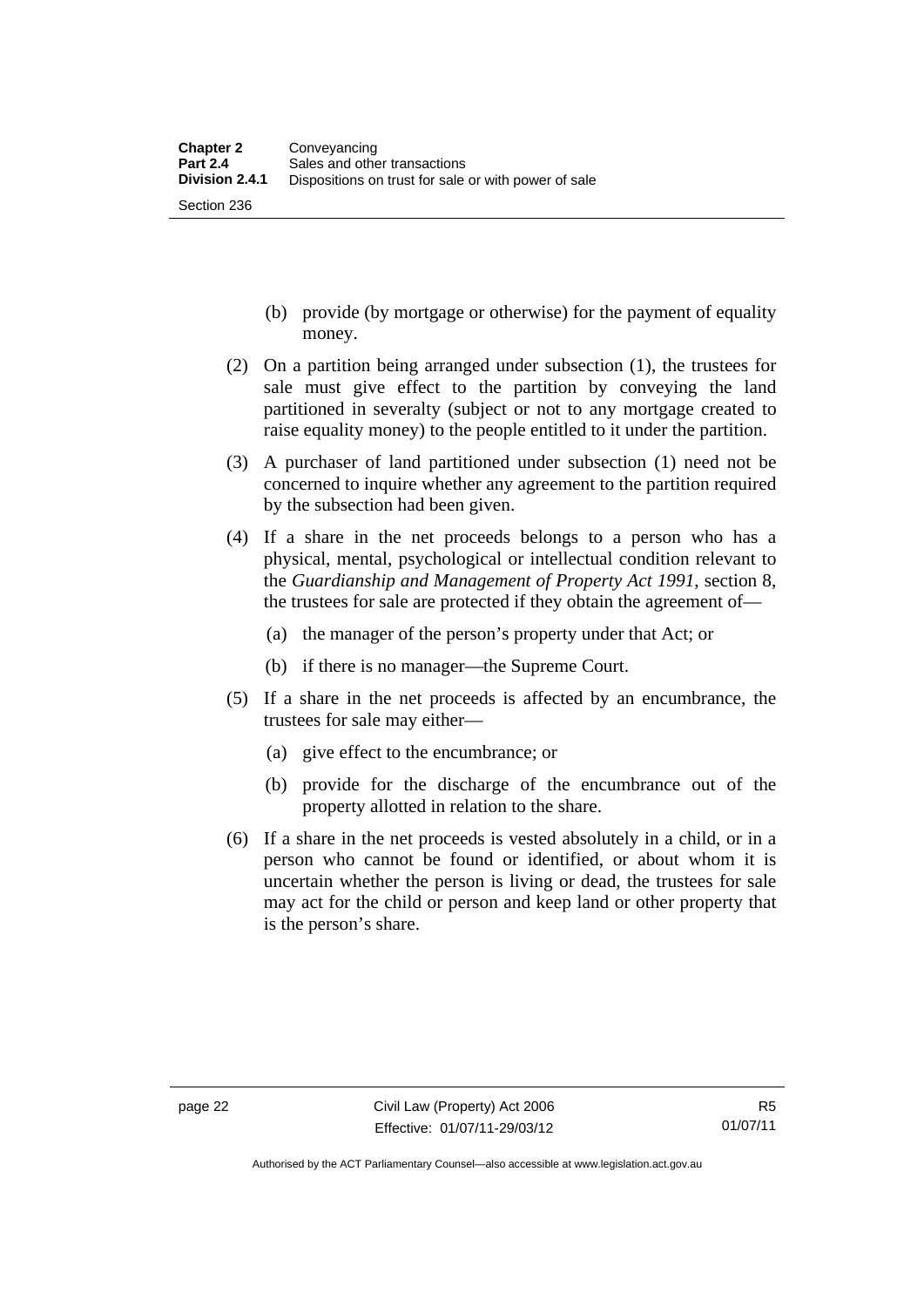(b) provide (by mortgage or otherwise) for the payment of equality money.

(2) On a partition being arranged under subsection (1), the trustees for sale must give effect to the partition by conveying the land partitioned in severalty (subject or not to any mortgage created to raise equality money) to the people entitled to it under the partition.

(3) A purchaser of land partitioned under subsection (1) need not be concerned to inquire whether any agreement to the partition required by the subsection had been given.

(4) If a share in the net proceeds belongs to a person who has a physical, mental, psychological or intellectual condition relevant to the *Guardianship and Management of Property Act 1991*, section 8, the trustees for sale are protected if they obtain the agreement of—

(a) the manager of the person's property under that Act; or

(b) if there is no manager—the Supreme Court.

(5) If a share in the net proceeds is affected by an encumbrance, the trustees for sale may either—

(a) give effect to the encumbrance; or

(b) provide for the discharge of the encumbrance out of the property allotted in relation to the share.

(6) If a share in the net proceeds is vested absolutely in a child, or in a person who cannot be found or identified, or about whom it is uncertain whether the person is living or dead, the trustees for sale may act for the child or person and keep land or other property that is the person's share.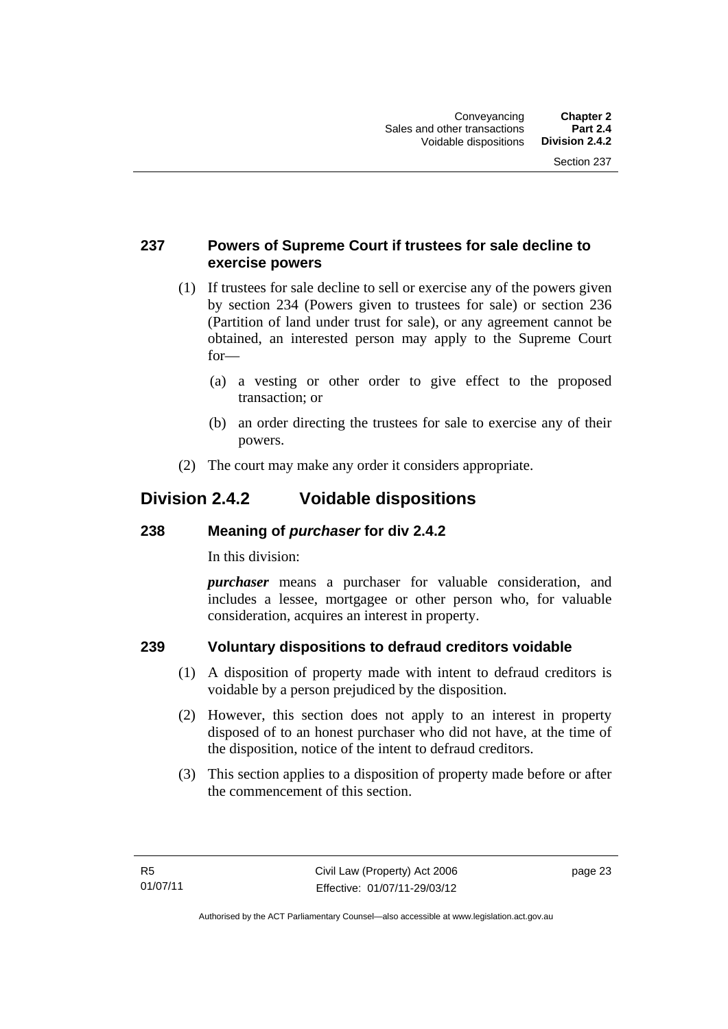### 237 Powers of Supreme Court if trustees for sale decline to exercise powers

(1) If trustees for sale decline to sell or exercise any of the powers given by section 234 (Powers given to trustees for sale) or section 236 (Partition of land under trust for sale), or any agreement cannot be obtained, an interested person may apply to the Supreme Court for—

(a) a vesting or other order to give effect to the proposed transaction; or

(b) an order directing the trustees for sale to exercise any of their powers.

(2) The court may make any order it considers appropriate.

## Division 2.4.2 Voidable dispositions

### 238 Meaning of *purchaser* for div 2.4.2

In this division:

***purchaser*** means a purchaser for valuable consideration, and includes a lessee, mortgagee or other person who, for valuable consideration, acquires an interest in property.

### 239 Voluntary dispositions to defraud creditors voidable

(1) A disposition of property made with intent to defraud creditors is voidable by a person prejudiced by the disposition.

(2) However, this section does not apply to an interest in property disposed of to an honest purchaser who did not have, at the time of the disposition, notice of the intent to defraud creditors.

(3) This section applies to a disposition of property made before or after the commencement of this section.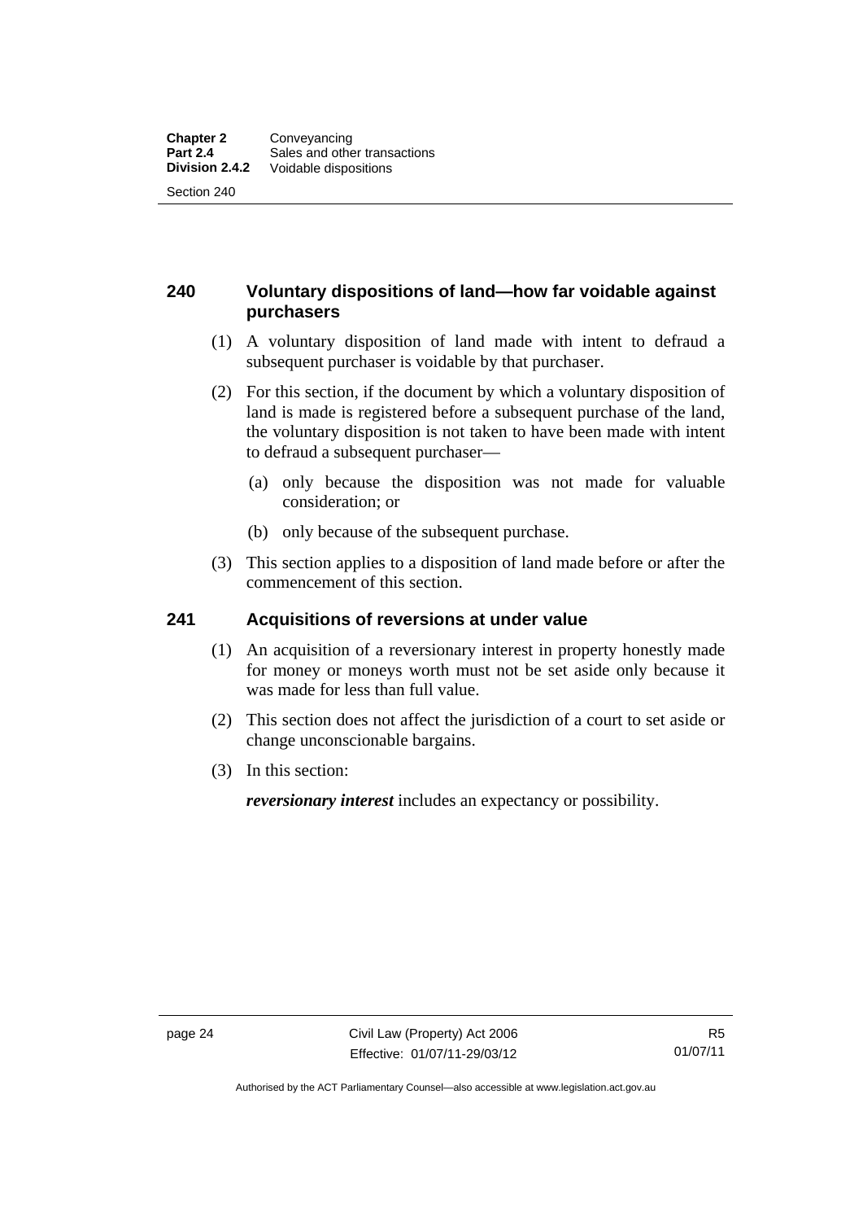## 240 Voluntary dispositions of land—how far voidable against purchasers

(1) A voluntary disposition of land made with intent to defraud a subsequent purchaser is voidable by that purchaser.

(2) For this section, if the document by which a voluntary disposition of land is made is registered before a subsequent purchase of the land, the voluntary disposition is not taken to have been made with intent to defraud a subsequent purchaser—

(a) only because the disposition was not made for valuable consideration; or

(b) only because of the subsequent purchase.

(3) This section applies to a disposition of land made before or after the commencement of this section.

## 241 Acquisitions of reversions at under value

(1) An acquisition of a reversionary interest in property honestly made for money or moneys worth must not be set aside only because it was made for less than full value.

(2) This section does not affect the jurisdiction of a court to set aside or change unconscionable bargains.

(3) In this section:

***reversionary interest*** includes an expectancy or possibility.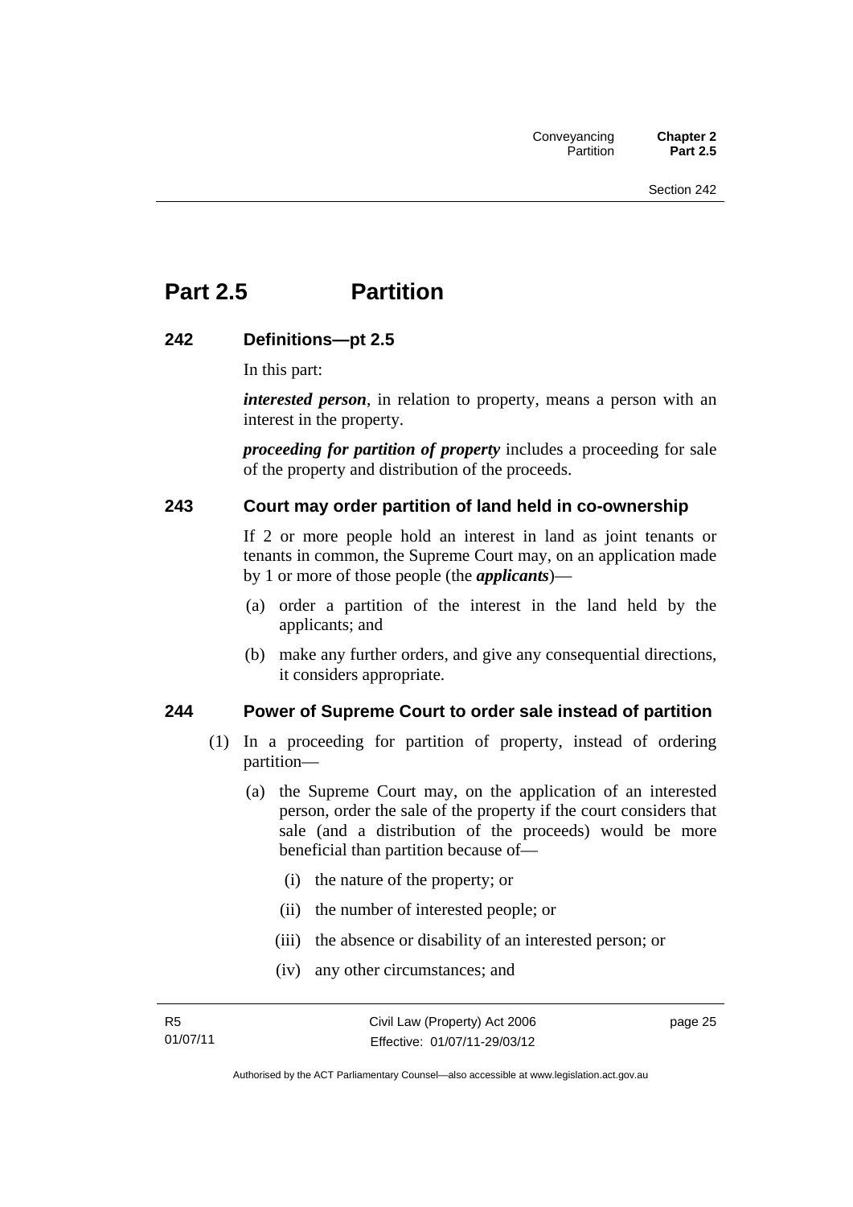# Part 2.5 Partition

## 242 Definitions—pt 2.5

In this part:

***interested person***, in relation to property, means a person with an interest in the property.

***proceeding for partition of property*** includes a proceeding for sale of the property and distribution of the proceeds.

## 243 Court may order partition of land held in co-ownership

If 2 or more people hold an interest in land as joint tenants or tenants in common, the Supreme Court may, on an application made by 1 or more of those people (the ***applicants***)—

(a) order a partition of the interest in the land held by the applicants; and

(b) make any further orders, and give any consequential directions, it considers appropriate.

## 244 Power of Supreme Court to order sale instead of partition

(1) In a proceeding for partition of property, instead of ordering partition—

(a) the Supreme Court may, on the application of an interested person, order the sale of the property if the court considers that sale (and a distribution of the proceeds) would be more beneficial than partition because of—

(i) the nature of the property; or

(ii) the number of interested people; or

(iii) the absence or disability of an interested person; or

(iv) any other circumstances; and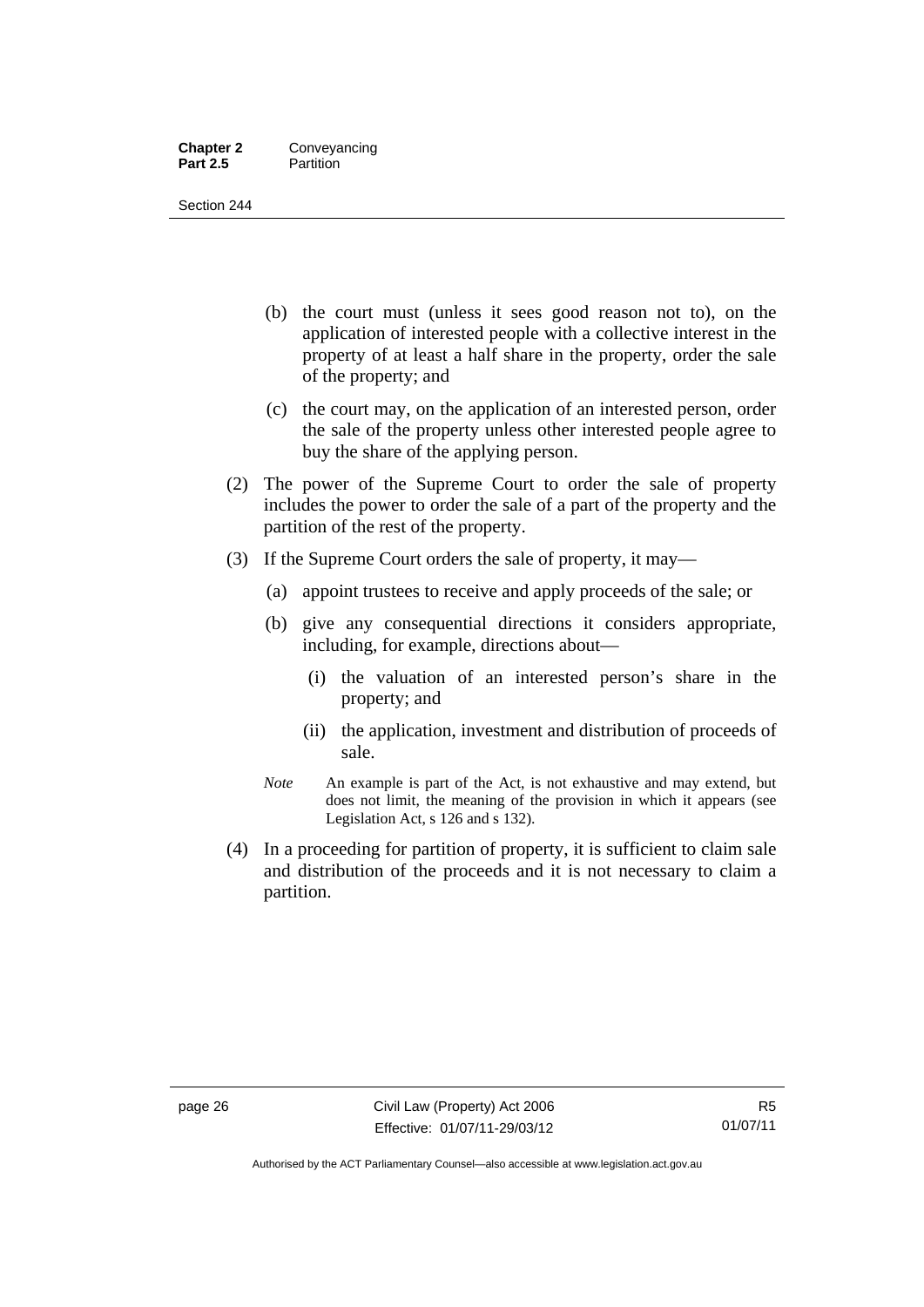(b) the court must (unless it sees good reason not to), on the application of interested people with a collective interest in the property of at least a half share in the property, order the sale of the property; and

(c) the court may, on the application of an interested person, order the sale of the property unless other interested people agree to buy the share of the applying person.

(2) The power of the Supreme Court to order the sale of property includes the power to order the sale of a part of the property and the partition of the rest of the property.

(3) If the Supreme Court orders the sale of property, it may—

(a) appoint trustees to receive and apply proceeds of the sale; or

(b) give any consequential directions it considers appropriate, including, for example, directions about—

(i) the valuation of an interested person's share in the property; and

(ii) the application, investment and distribution of proceeds of sale.

*Note* An example is part of the Act, is not exhaustive and may extend, but does not limit, the meaning of the provision in which it appears (see Legislation Act, s 126 and s 132).

(4) In a proceeding for partition of property, it is sufficient to claim sale and distribution of the proceeds and it is not necessary to claim a partition.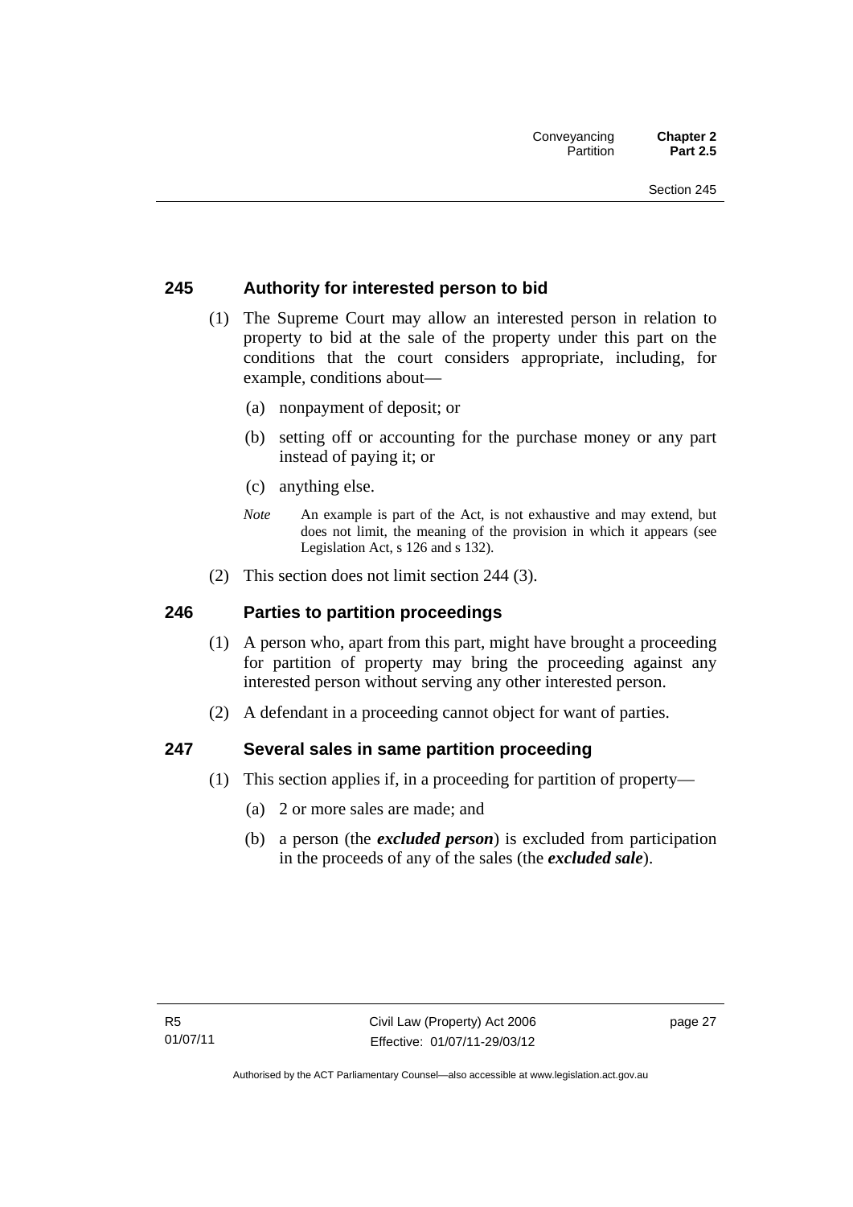## 245 Authority for interested person to bid

(1) The Supreme Court may allow an interested person in relation to property to bid at the sale of the property under this part on the conditions that the court considers appropriate, including, for example, conditions about—

(a) nonpayment of deposit; or

(b) setting off or accounting for the purchase money or any part instead of paying it; or

(c) anything else.

*Note* An example is part of the Act, is not exhaustive and may extend, but does not limit, the meaning of the provision in which it appears (see Legislation Act, s 126 and s 132).

(2) This section does not limit section 244 (3).

## 246 Parties to partition proceedings

(1) A person who, apart from this part, might have brought a proceeding for partition of property may bring the proceeding against any interested person without serving any other interested person.

(2) A defendant in a proceeding cannot object for want of parties.

## 247 Several sales in same partition proceeding

(1) This section applies if, in a proceeding for partition of property—

(a) 2 or more sales are made; and

(b) a person (the ***excluded person***) is excluded from participation in the proceeds of any of the sales (the ***excluded sale***).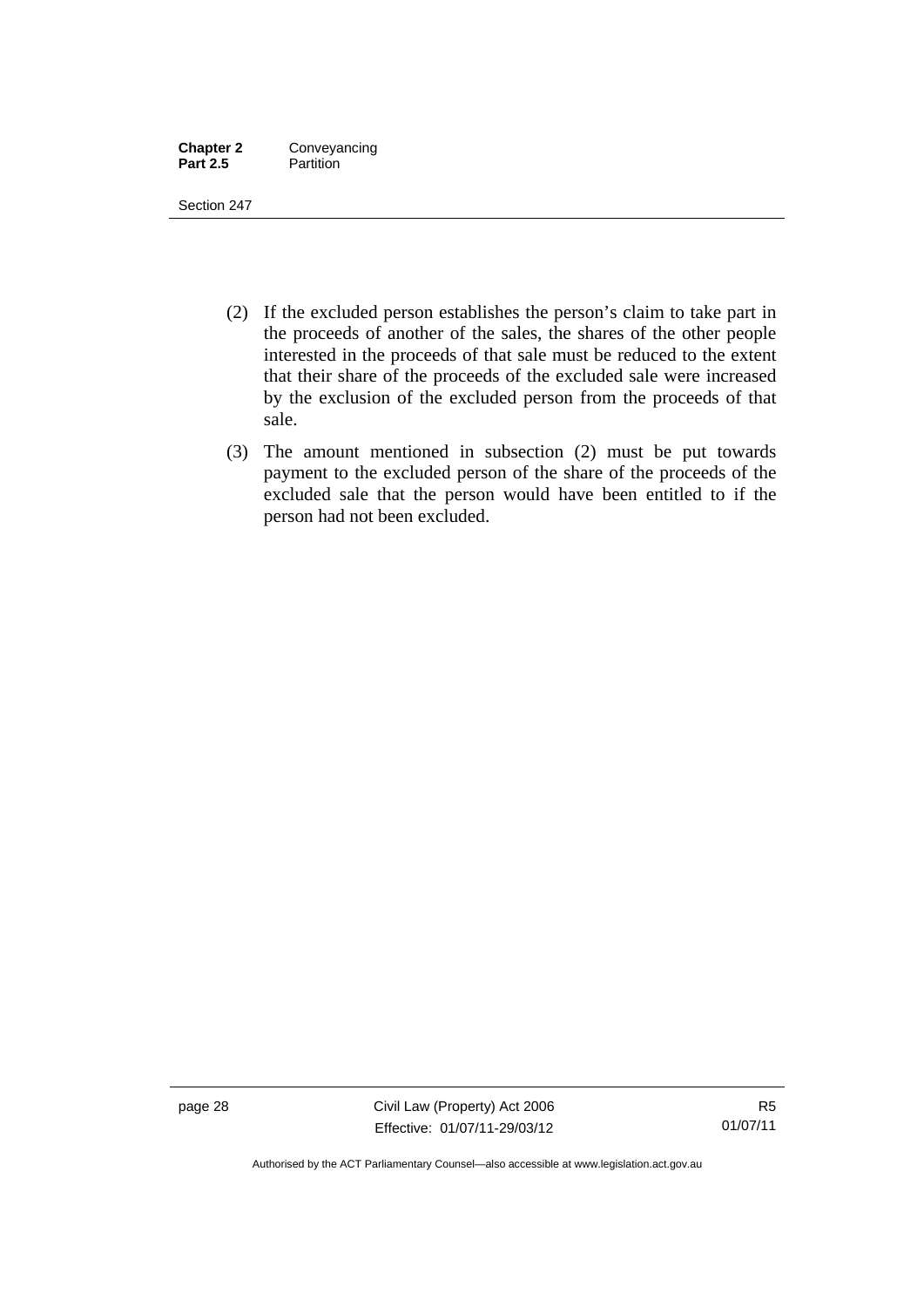(2) If the excluded person establishes the person's claim to take part in the proceeds of another of the sales, the shares of the other people interested in the proceeds of that sale must be reduced to the extent that their share of the proceeds of the excluded sale were increased by the exclusion of the excluded person from the proceeds of that sale.

(3) The amount mentioned in subsection (2) must be put towards payment to the excluded person of the share of the proceeds of the excluded sale that the person would have been entitled to if the person had not been excluded.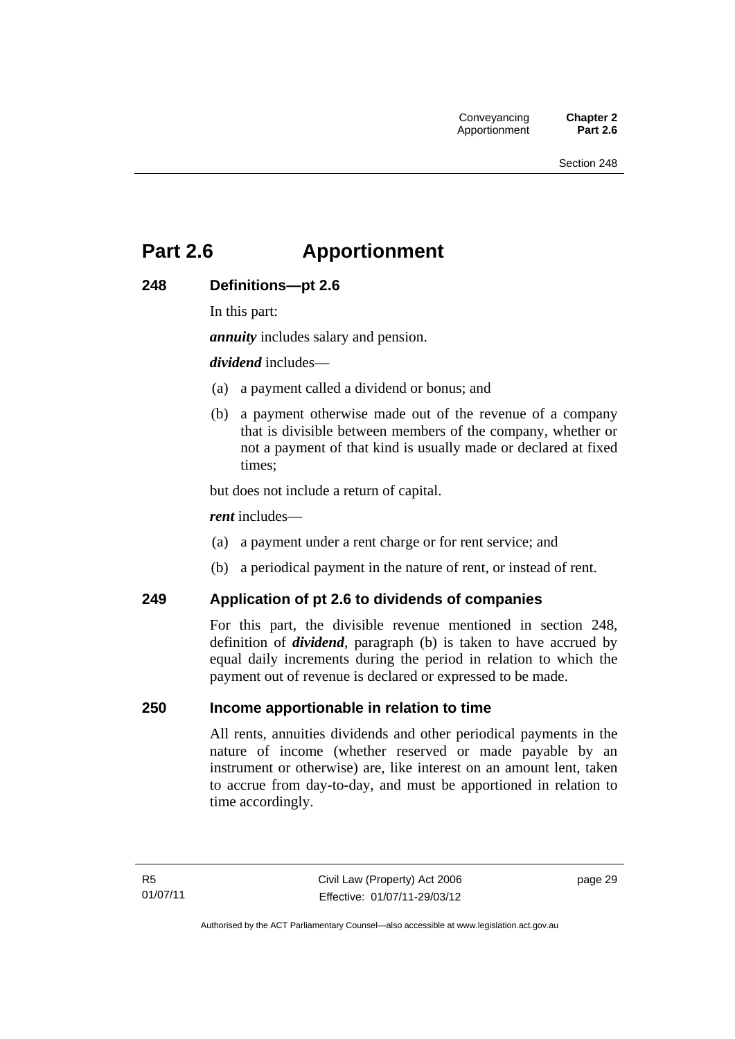# Part 2.6 Apportionment

## 248 Definitions—pt 2.6

In this part:

***annuity*** includes salary and pension.

***dividend*** includes—

(a) a payment called a dividend or bonus; and

(b) a payment otherwise made out of the revenue of a company that is divisible between members of the company, whether or not a payment of that kind is usually made or declared at fixed times;

but does not include a return of capital.

***rent*** includes—

(a) a payment under a rent charge or for rent service; and

(b) a periodical payment in the nature of rent, or instead of rent.

## 249 Application of pt 2.6 to dividends of companies

For this part, the divisible revenue mentioned in section 248, definition of ***dividend***, paragraph (b) is taken to have accrued by equal daily increments during the period in relation to which the payment out of revenue is declared or expressed to be made.

## 250 Income apportionable in relation to time

All rents, annuities dividends and other periodical payments in the nature of income (whether reserved or made payable by an instrument or otherwise) are, like interest on an amount lent, taken to accrue from day-to-day, and must be apportioned in relation to time accordingly.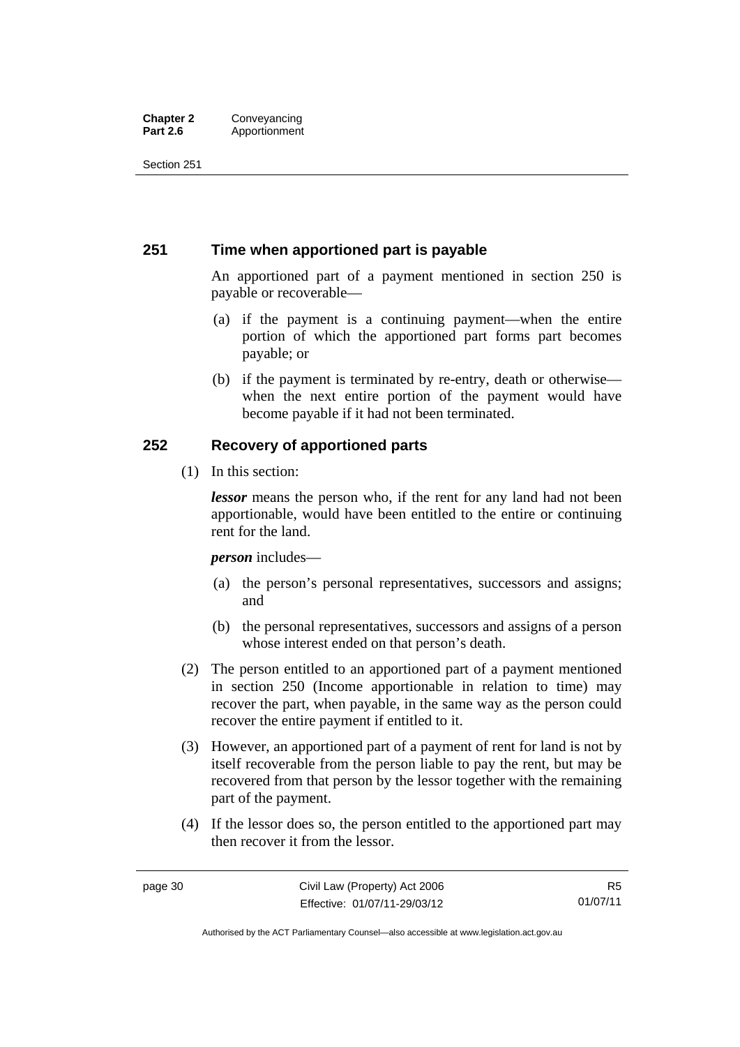## 251 Time when apportioned part is payable

An apportioned part of a payment mentioned in section 250 is payable or recoverable—

(a) if the payment is a continuing payment—when the entire portion of which the apportioned part forms part becomes payable; or

(b) if the payment is terminated by re-entry, death or otherwise—when the next entire portion of the payment would have become payable if it had not been terminated.

## 252 Recovery of apportioned parts

(1) In this section:

***lessor*** means the person who, if the rent for any land had not been apportionable, would have been entitled to the entire or continuing rent for the land.

***person*** includes—

(a) the person's personal representatives, successors and assigns; and

(b) the personal representatives, successors and assigns of a person whose interest ended on that person's death.

(2) The person entitled to an apportioned part of a payment mentioned in section 250 (Income apportionable in relation to time) may recover the part, when payable, in the same way as the person could recover the entire payment if entitled to it.

(3) However, an apportioned part of a payment of rent for land is not by itself recoverable from the person liable to pay the rent, but may be recovered from that person by the lessor together with the remaining part of the payment.

(4) If the lessor does so, the person entitled to the apportioned part may then recover it from the lessor.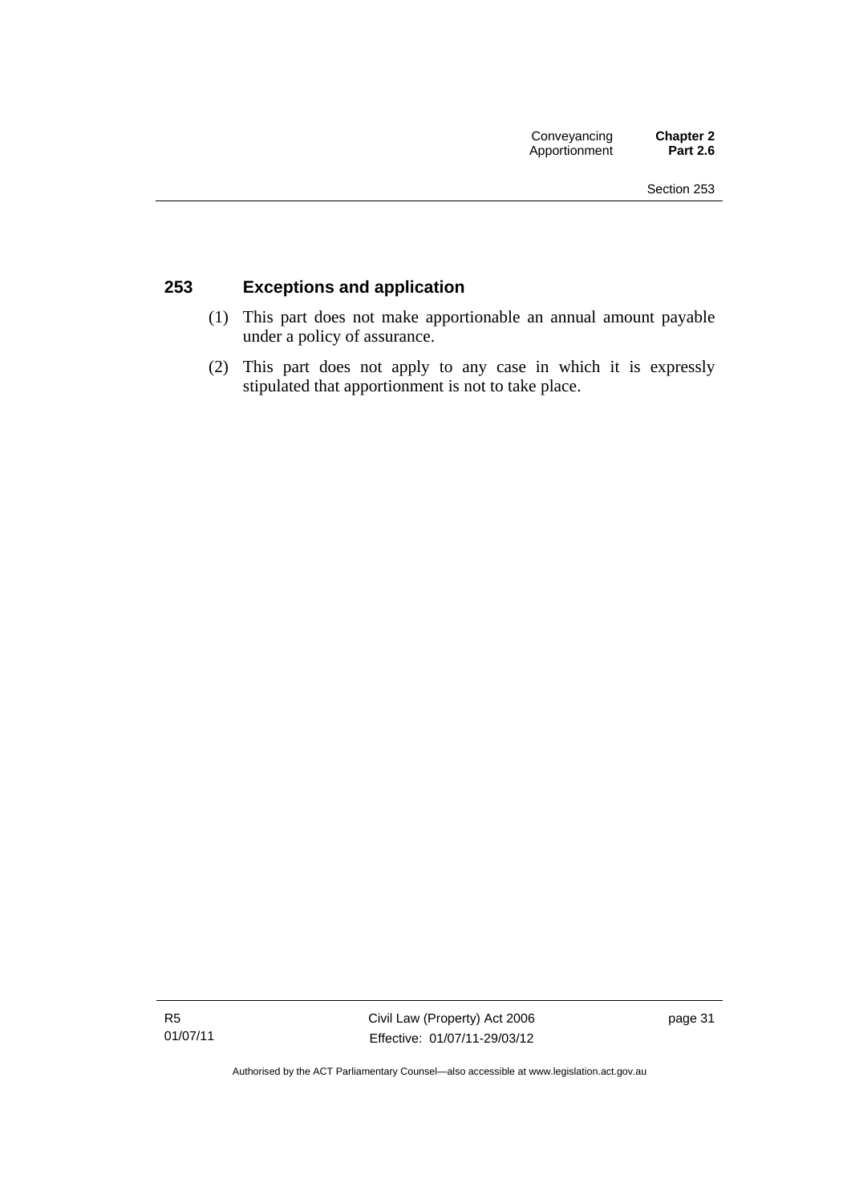## 253 Exceptions and application

(1) This part does not make apportionable an annual amount payable under a policy of assurance.

(2) This part does not apply to any case in which it is expressly stipulated that apportionment is not to take place.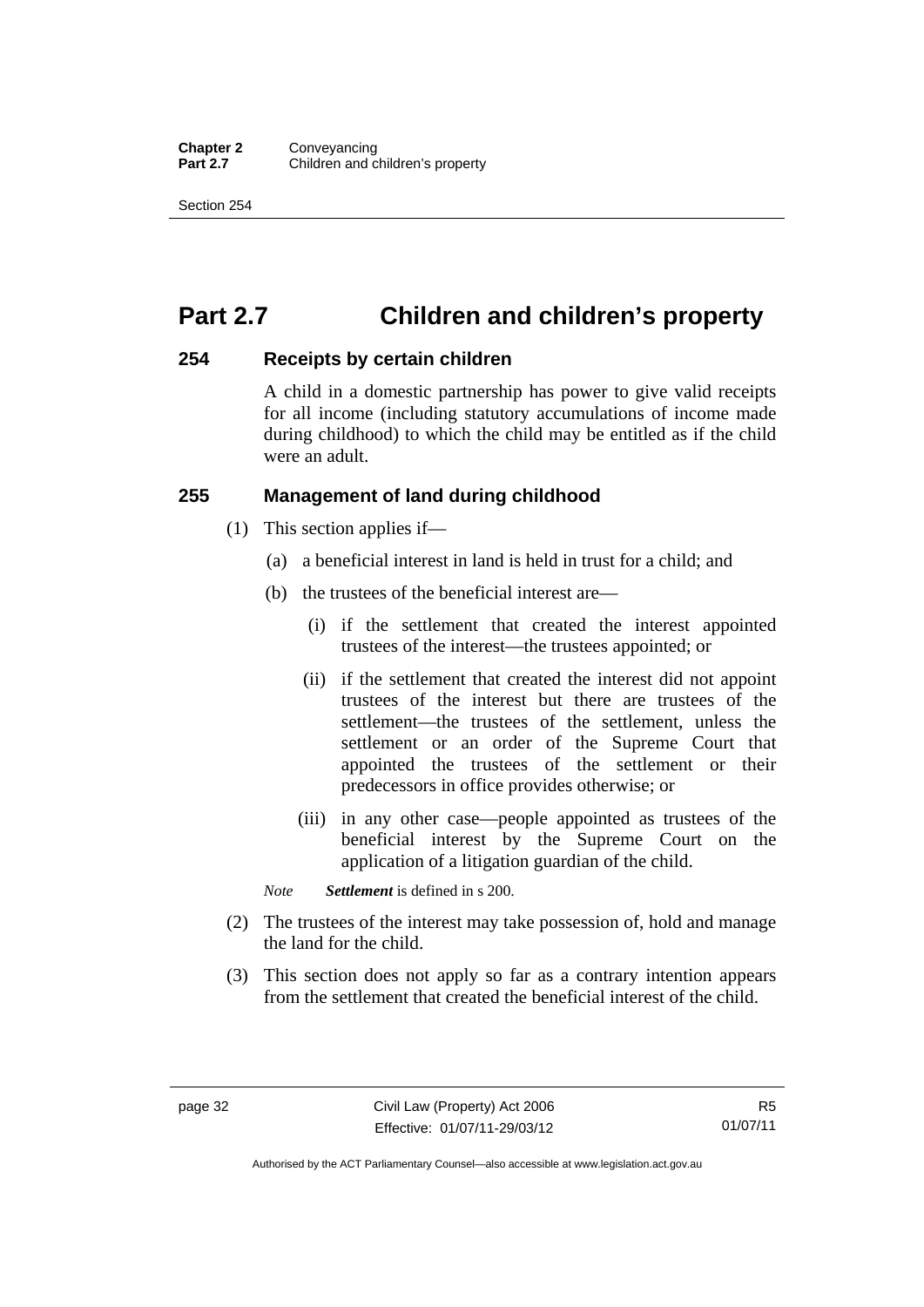# Part 2.7 Children and children's property

## 254 Receipts by certain children

A child in a domestic partnership has power to give valid receipts for all income (including statutory accumulations of income made during childhood) to which the child may be entitled as if the child were an adult.

## 255 Management of land during childhood

(1) This section applies if—

(a) a beneficial interest in land is held in trust for a child; and

(b) the trustees of the beneficial interest are—

(i) if the settlement that created the interest appointed trustees of the interest—the trustees appointed; or

(ii) if the settlement that created the interest did not appoint trustees of the interest but there are trustees of the settlement—the trustees of the settlement, unless the settlement or an order of the Supreme Court that appointed the trustees of the settlement or their predecessors in office provides otherwise; or

(iii) in any other case—people appointed as trustees of the beneficial interest by the Supreme Court on the application of a litigation guardian of the child.

*Note* ***Settlement*** is defined in s 200.

(2) The trustees of the interest may take possession of, hold and manage the land for the child.

(3) This section does not apply so far as a contrary intention appears from the settlement that created the beneficial interest of the child.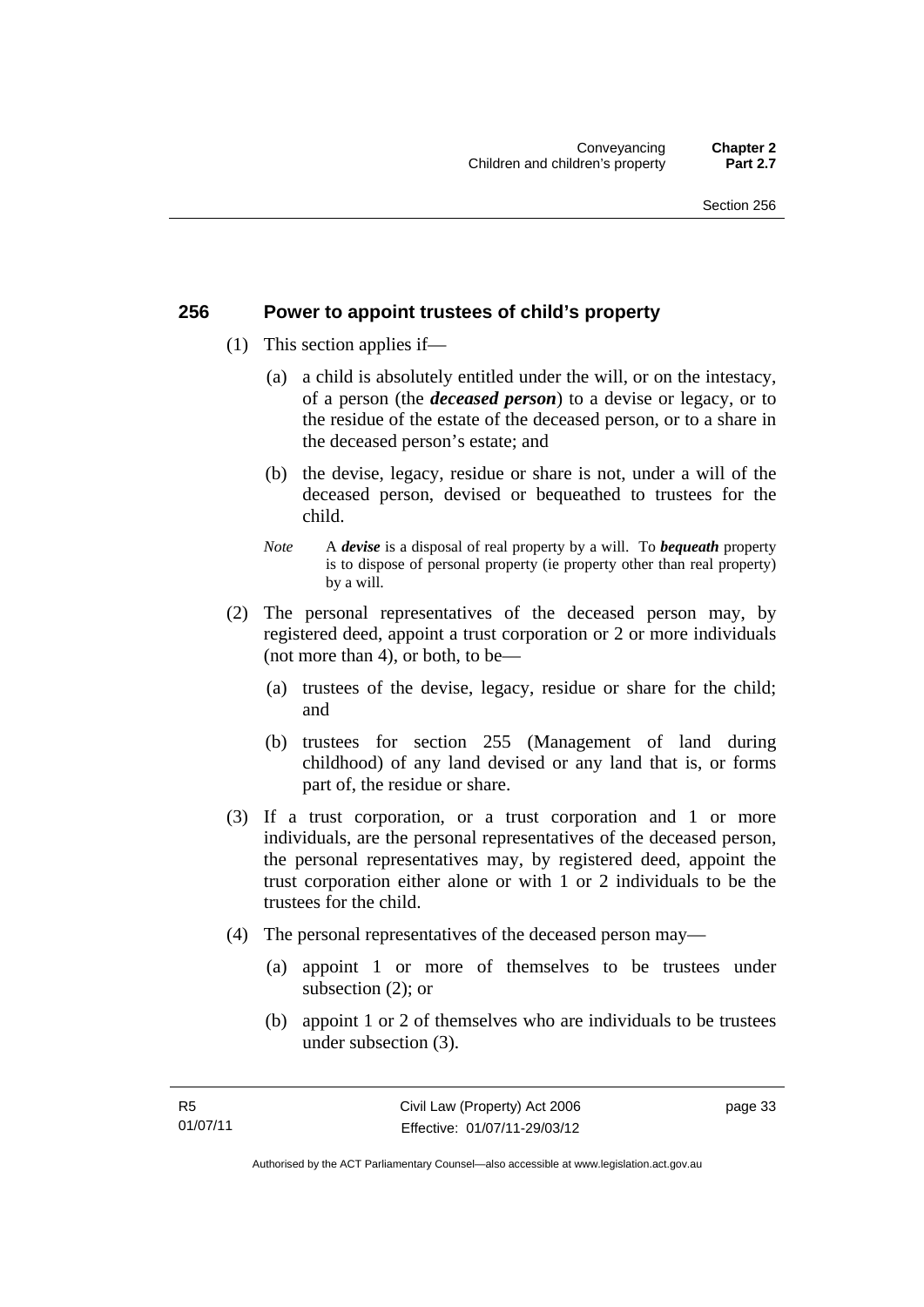## 256 Power to appoint trustees of child's property

(1) This section applies if—

(a) a child is absolutely entitled under the will, or on the intestacy, of a person (the ***deceased person***) to a devise or legacy, or to the residue of the estate of the deceased person, or to a share in the deceased person's estate; and

(b) the devise, legacy, residue or share is not, under a will of the deceased person, devised or bequeathed to trustees for the child.

*Note* A ***devise*** is a disposal of real property by a will. To ***bequeath*** property is to dispose of personal property (ie property other than real property) by a will.

(2) The personal representatives of the deceased person may, by registered deed, appoint a trust corporation or 2 or more individuals (not more than 4), or both, to be—

(a) trustees of the devise, legacy, residue or share for the child; and

(b) trustees for section 255 (Management of land during childhood) of any land devised or any land that is, or forms part of, the residue or share.

(3) If a trust corporation, or a trust corporation and 1 or more individuals, are the personal representatives of the deceased person, the personal representatives may, by registered deed, appoint the trust corporation either alone or with 1 or 2 individuals to be the trustees for the child.

(4) The personal representatives of the deceased person may—

(a) appoint 1 or more of themselves to be trustees under subsection (2); or

(b) appoint 1 or 2 of themselves who are individuals to be trustees under subsection (3).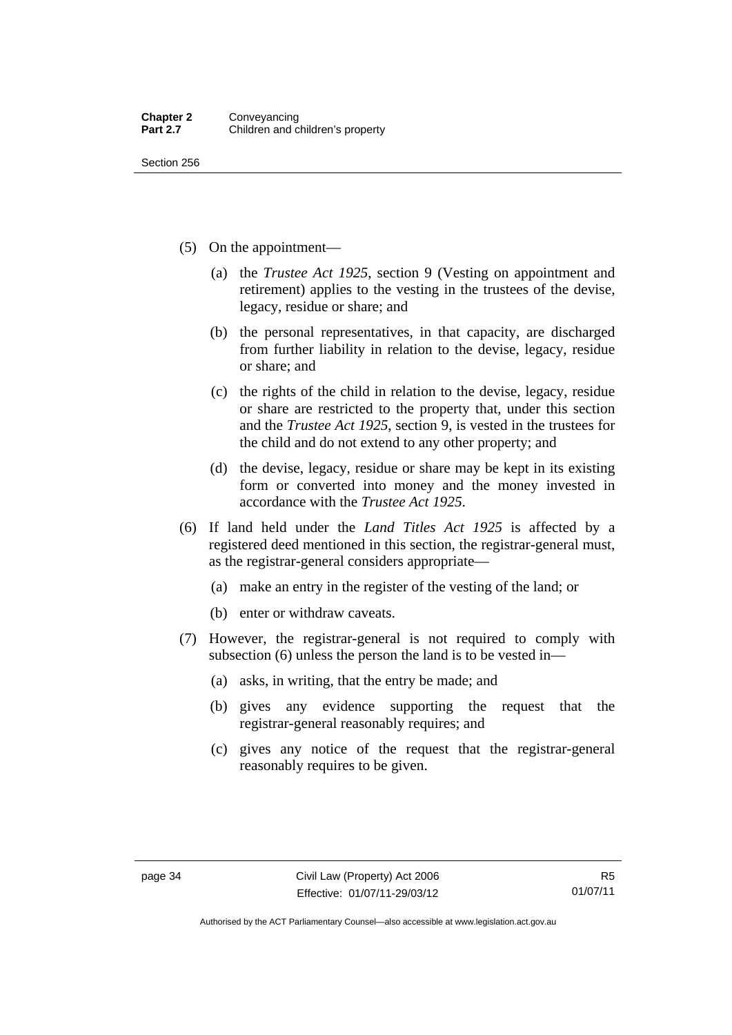(5) On the appointment—

   (a) the *Trustee Act 1925*, section 9 (Vesting on appointment and retirement) applies to the vesting in the trustees of the devise, legacy, residue or share; and

   (b) the personal representatives, in that capacity, are discharged from further liability in relation to the devise, legacy, residue or share; and

   (c) the rights of the child in relation to the devise, legacy, residue or share are restricted to the property that, under this section and the *Trustee Act 1925*, section 9, is vested in the trustees for the child and do not extend to any other property; and

   (d) the devise, legacy, residue or share may be kept in its existing form or converted into money and the money invested in accordance with the *Trustee Act 1925*.

(6) If land held under the *Land Titles Act 1925* is affected by a registered deed mentioned in this section, the registrar-general must, as the registrar-general considers appropriate—

   (a) make an entry in the register of the vesting of the land; or

   (b) enter or withdraw caveats.

(7) However, the registrar-general is not required to comply with subsection (6) unless the person the land is to be vested in—

   (a) asks, in writing, that the entry be made; and

   (b) gives any evidence supporting the request that the registrar-general reasonably requires; and

   (c) gives any notice of the request that the registrar-general reasonably requires to be given.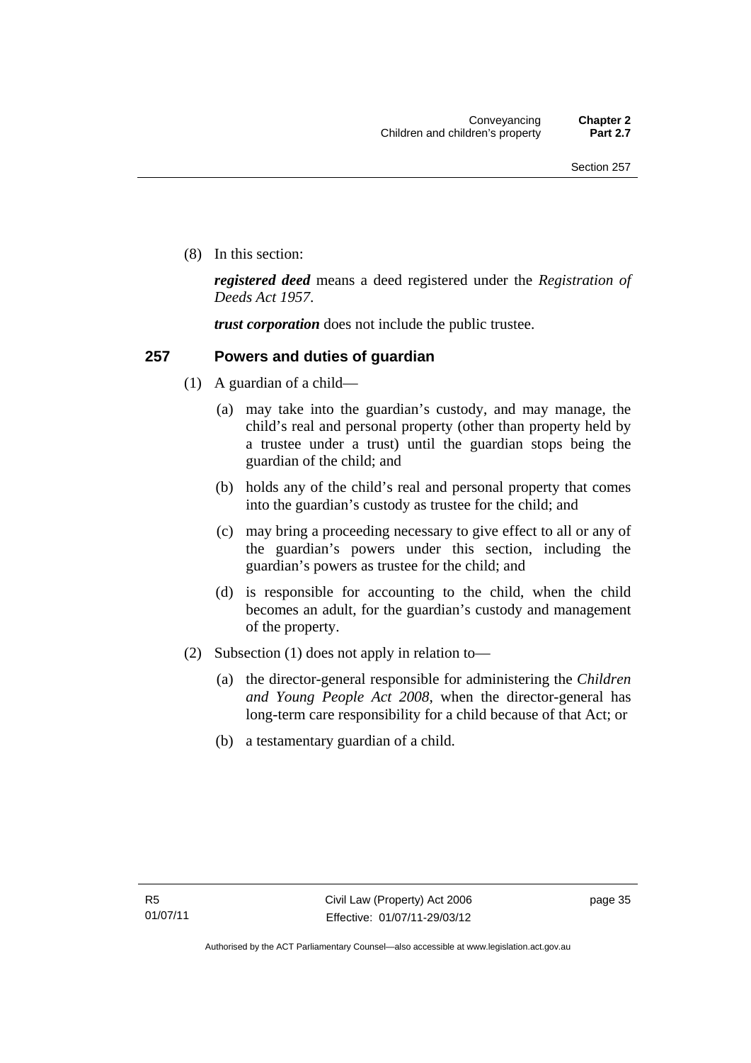(8) In this section:

***registered deed*** means a deed registered under the *Registration of Deeds Act 1957*.

***trust corporation*** does not include the public trustee.

## 257 Powers and duties of guardian

(1) A guardian of a child—

   (a) may take into the guardian's custody, and may manage, the child's real and personal property (other than property held by a trustee under a trust) until the guardian stops being the guardian of the child; and

   (b) holds any of the child's real and personal property that comes into the guardian's custody as trustee for the child; and

   (c) may bring a proceeding necessary to give effect to all or any of the guardian's powers under this section, including the guardian's powers as trustee for the child; and

   (d) is responsible for accounting to the child, when the child becomes an adult, for the guardian's custody and management of the property.

(2) Subsection (1) does not apply in relation to—

   (a) the director-general responsible for administering the *Children and Young People Act 2008*, when the director-general has long-term care responsibility for a child because of that Act; or

   (b) a testamentary guardian of a child.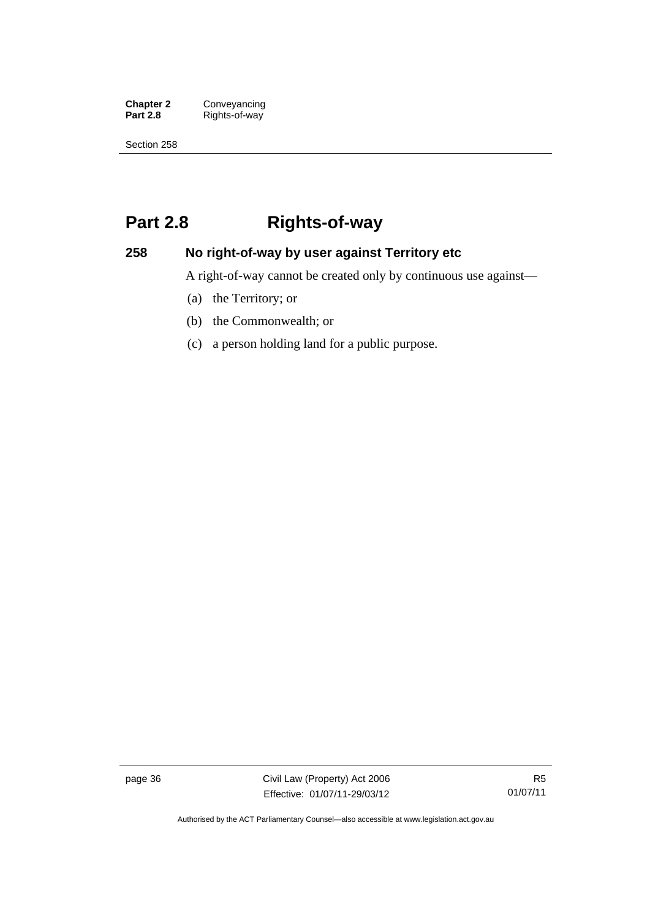# Part 2.8 Rights-of-way

## 258 No right-of-way by user against Territory etc

A right-of-way cannot be created only by continuous use against—

(a) the Territory; or

(b) the Commonwealth; or

(c) a person holding land for a public purpose.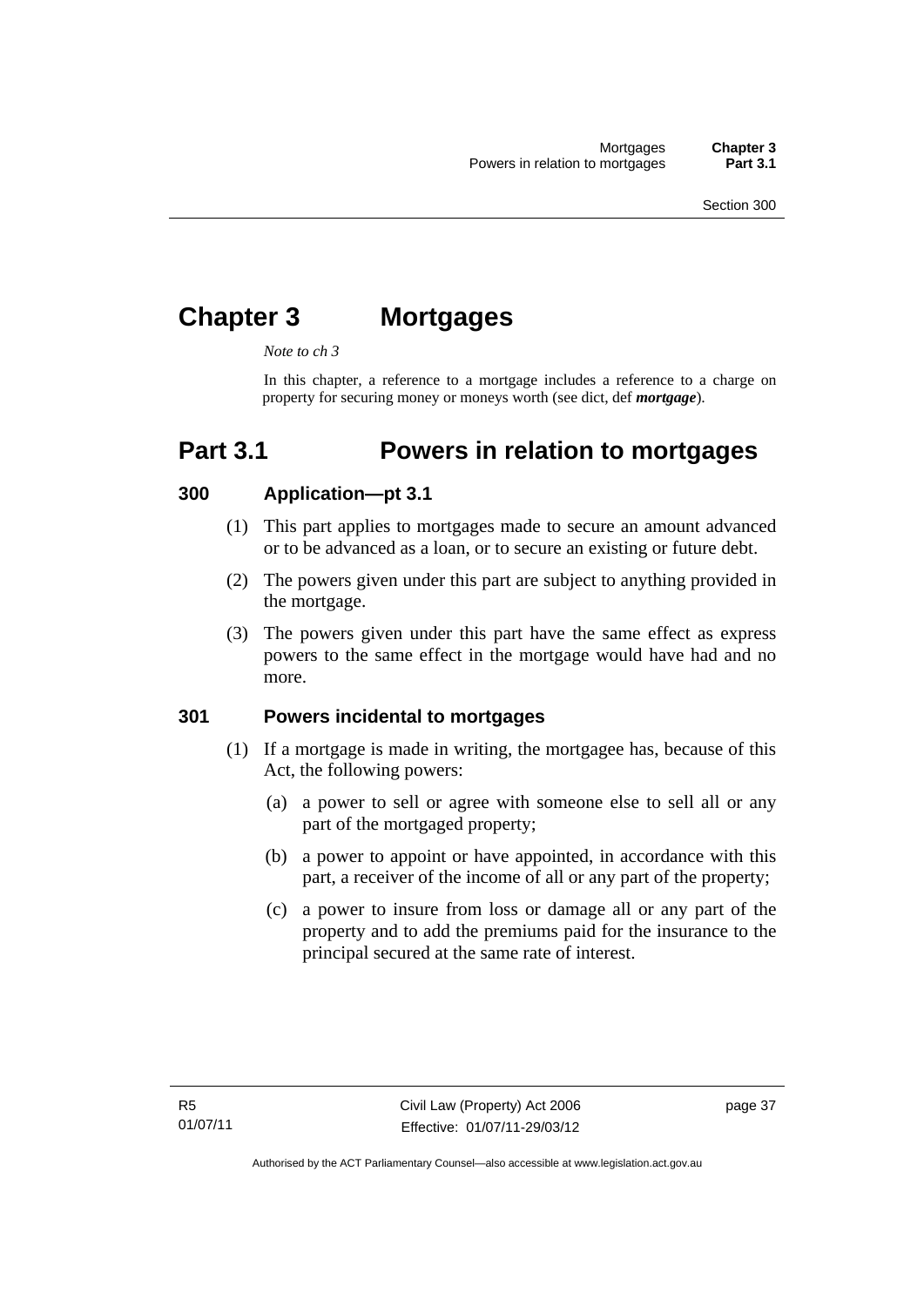# Chapter 3 Mortgages

*Note to ch 3*

In this chapter, a reference to a mortgage includes a reference to a charge on property for securing money or moneys worth (see dict, def ***mortgage***).

## Part 3.1 Powers in relation to mortgages

### 300 Application—pt 3.1

(1) This part applies to mortgages made to secure an amount advanced or to be advanced as a loan, or to secure an existing or future debt.

(2) The powers given under this part are subject to anything provided in the mortgage.

(3) The powers given under this part have the same effect as express powers to the same effect in the mortgage would have had and no more.

### 301 Powers incidental to mortgages

(1) If a mortgage is made in writing, the mortgagee has, because of this Act, the following powers:

(a) a power to sell or agree with someone else to sell all or any part of the mortgaged property;

(b) a power to appoint or have appointed, in accordance with this part, a receiver of the income of all or any part of the property;

(c) a power to insure from loss or damage all or any part of the property and to add the premiums paid for the insurance to the principal secured at the same rate of interest.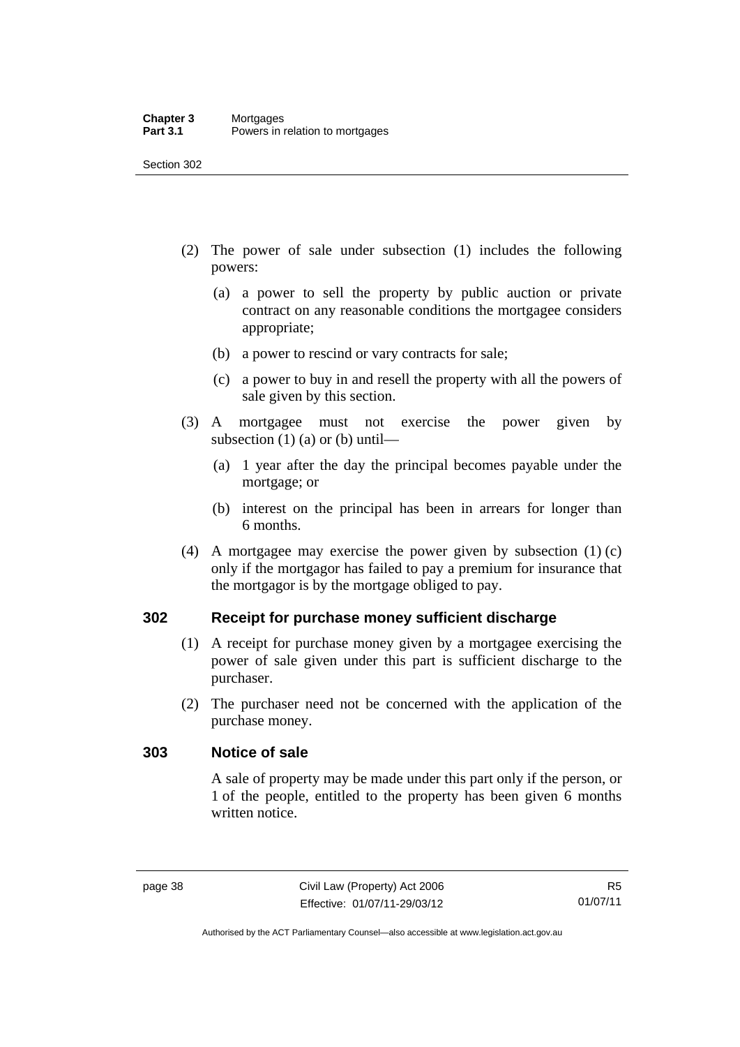(2) The power of sale under subsection (1) includes the following powers:

(a) a power to sell the property by public auction or private contract on any reasonable conditions the mortgagee considers appropriate;

(b) a power to rescind or vary contracts for sale;

(c) a power to buy in and resell the property with all the powers of sale given by this section.

(3) A mortgagee must not exercise the power given by subsection (1) (a) or (b) until—

(a) 1 year after the day the principal becomes payable under the mortgage; or

(b) interest on the principal has been in arrears for longer than 6 months.

(4) A mortgagee may exercise the power given by subsection (1) (c) only if the mortgagor has failed to pay a premium for insurance that the mortgagor is by the mortgage obliged to pay.

## 302 Receipt for purchase money sufficient discharge

(1) A receipt for purchase money given by a mortgagee exercising the power of sale given under this part is sufficient discharge to the purchaser.

(2) The purchaser need not be concerned with the application of the purchase money.

## 303 Notice of sale

A sale of property may be made under this part only if the person, or 1 of the people, entitled to the property has been given 6 months written notice.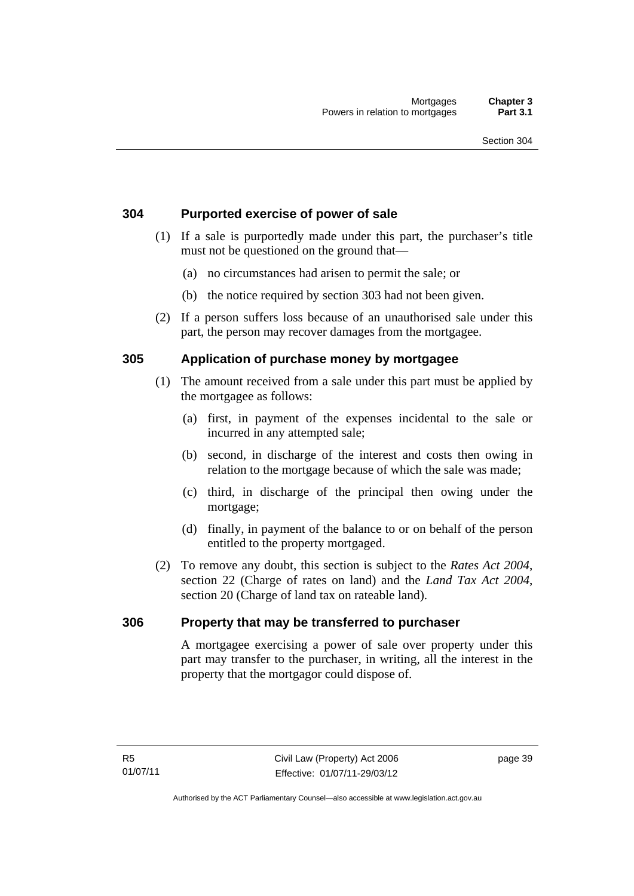## 304 Purported exercise of power of sale

(1) If a sale is purportedly made under this part, the purchaser's title must not be questioned on the ground that—

(a) no circumstances had arisen to permit the sale; or

(b) the notice required by section 303 had not been given.

(2) If a person suffers loss because of an unauthorised sale under this part, the person may recover damages from the mortgagee.

## 305 Application of purchase money by mortgagee

(1) The amount received from a sale under this part must be applied by the mortgagee as follows:

(a) first, in payment of the expenses incidental to the sale or incurred in any attempted sale;

(b) second, in discharge of the interest and costs then owing in relation to the mortgage because of which the sale was made;

(c) third, in discharge of the principal then owing under the mortgage;

(d) finally, in payment of the balance to or on behalf of the person entitled to the property mortgaged.

(2) To remove any doubt, this section is subject to the *Rates Act 2004*, section 22 (Charge of rates on land) and the *Land Tax Act 2004*, section 20 (Charge of land tax on rateable land).

## 306 Property that may be transferred to purchaser

A mortgagee exercising a power of sale over property under this part may transfer to the purchaser, in writing, all the interest in the property that the mortgagor could dispose of.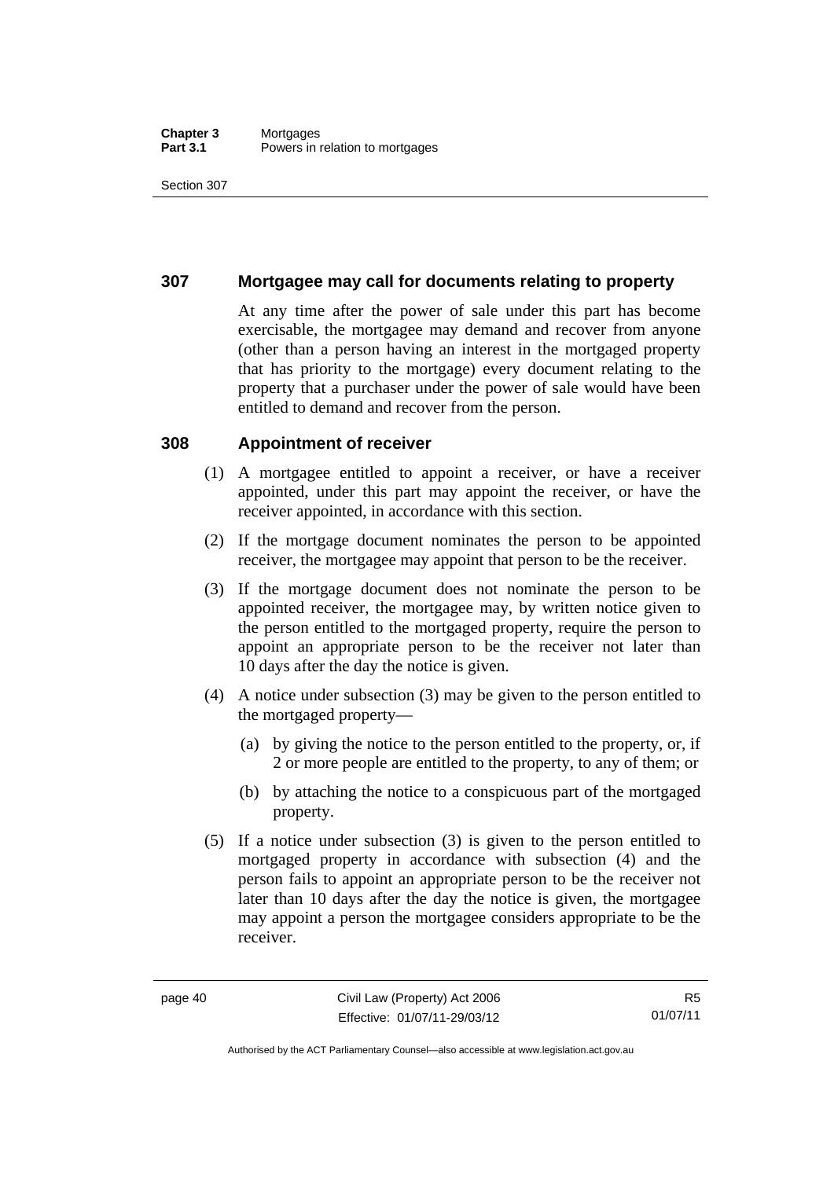## 307 Mortgagee may call for documents relating to property

At any time after the power of sale under this part has become exercisable, the mortgagee may demand and recover from anyone (other than a person having an interest in the mortgaged property that has priority to the mortgage) every document relating to the property that a purchaser under the power of sale would have been entitled to demand and recover from the person.

## 308 Appointment of receiver

(1) A mortgagee entitled to appoint a receiver, or have a receiver appointed, under this part may appoint the receiver, or have the receiver appointed, in accordance with this section.

(2) If the mortgage document nominates the person to be appointed receiver, the mortgagee may appoint that person to be the receiver.

(3) If the mortgage document does not nominate the person to be appointed receiver, the mortgagee may, by written notice given to the person entitled to the mortgaged property, require the person to appoint an appropriate person to be the receiver not later than 10 days after the day the notice is given.

(4) A notice under subsection (3) may be given to the person entitled to the mortgaged property—

(a) by giving the notice to the person entitled to the property, or, if 2 or more people are entitled to the property, to any of them; or

(b) by attaching the notice to a conspicuous part of the mortgaged property.

(5) If a notice under subsection (3) is given to the person entitled to mortgaged property in accordance with subsection (4) and the person fails to appoint an appropriate person to be the receiver not later than 10 days after the day the notice is given, the mortgagee may appoint a person the mortgagee considers appropriate to be the receiver.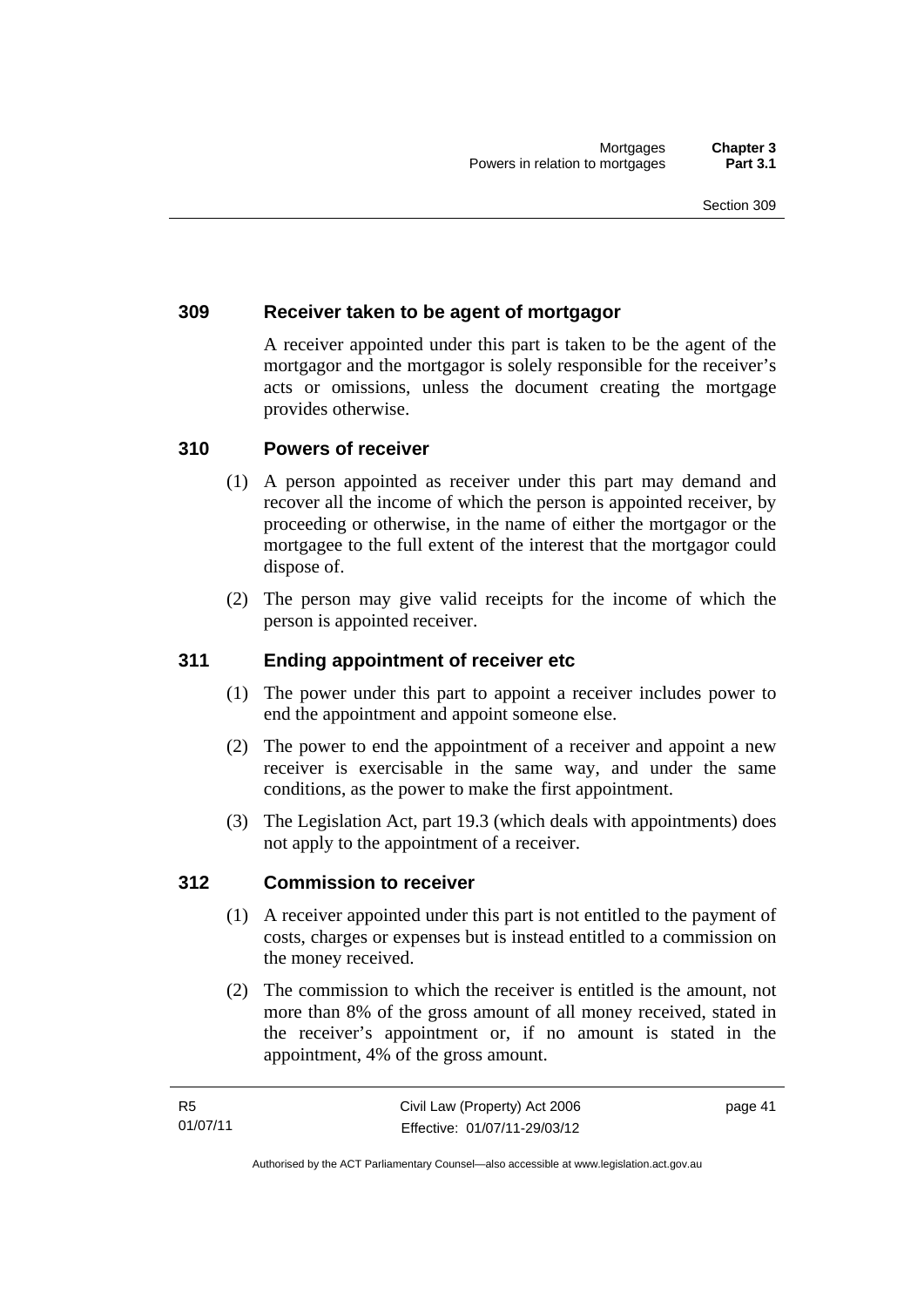### 309 Receiver taken to be agent of mortgagor

A receiver appointed under this part is taken to be the agent of the mortgagor and the mortgagor is solely responsible for the receiver's acts or omissions, unless the document creating the mortgage provides otherwise.

### 310 Powers of receiver

(1) A person appointed as receiver under this part may demand and recover all the income of which the person is appointed receiver, by proceeding or otherwise, in the name of either the mortgagor or the mortgagee to the full extent of the interest that the mortgagor could dispose of.

(2) The person may give valid receipts for the income of which the person is appointed receiver.

### 311 Ending appointment of receiver etc

(1) The power under this part to appoint a receiver includes power to end the appointment and appoint someone else.

(2) The power to end the appointment of a receiver and appoint a new receiver is exercisable in the same way, and under the same conditions, as the power to make the first appointment.

(3) The Legislation Act, part 19.3 (which deals with appointments) does not apply to the appointment of a receiver.

### 312 Commission to receiver

(1) A receiver appointed under this part is not entitled to the payment of costs, charges or expenses but is instead entitled to a commission on the money received.

(2) The commission to which the receiver is entitled is the amount, not more than 8% of the gross amount of all money received, stated in the receiver's appointment or, if no amount is stated in the appointment, 4% of the gross amount.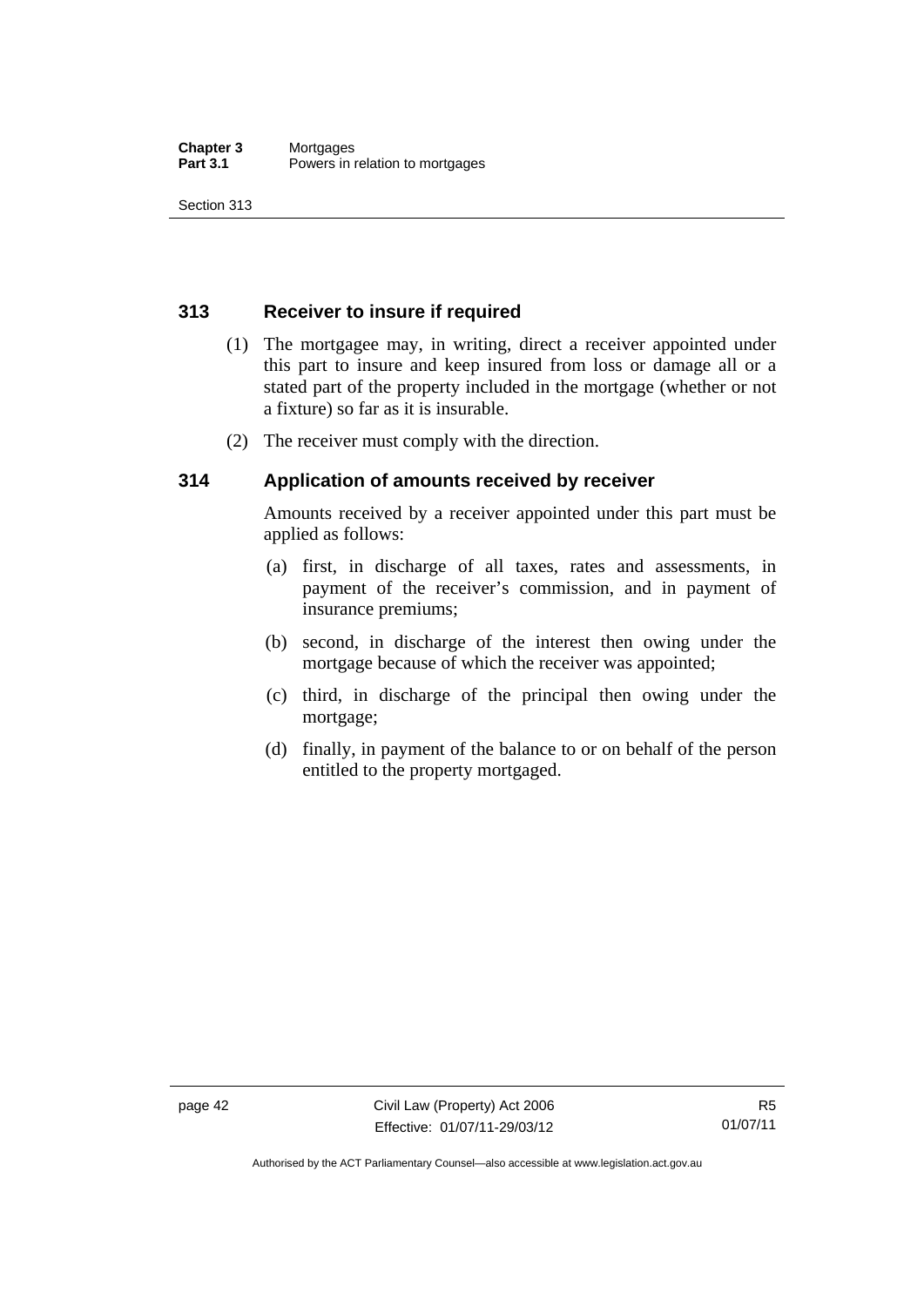## 313 Receiver to insure if required

(1) The mortgagee may, in writing, direct a receiver appointed under this part to insure and keep insured from loss or damage all or a stated part of the property included in the mortgage (whether or not a fixture) so far as it is insurable.

(2) The receiver must comply with the direction.

## 314 Application of amounts received by receiver

Amounts received by a receiver appointed under this part must be applied as follows:

(a) first, in discharge of all taxes, rates and assessments, in payment of the receiver's commission, and in payment of insurance premiums;

(b) second, in discharge of the interest then owing under the mortgage because of which the receiver was appointed;

(c) third, in discharge of the principal then owing under the mortgage;

(d) finally, in payment of the balance to or on behalf of the person entitled to the property mortgaged.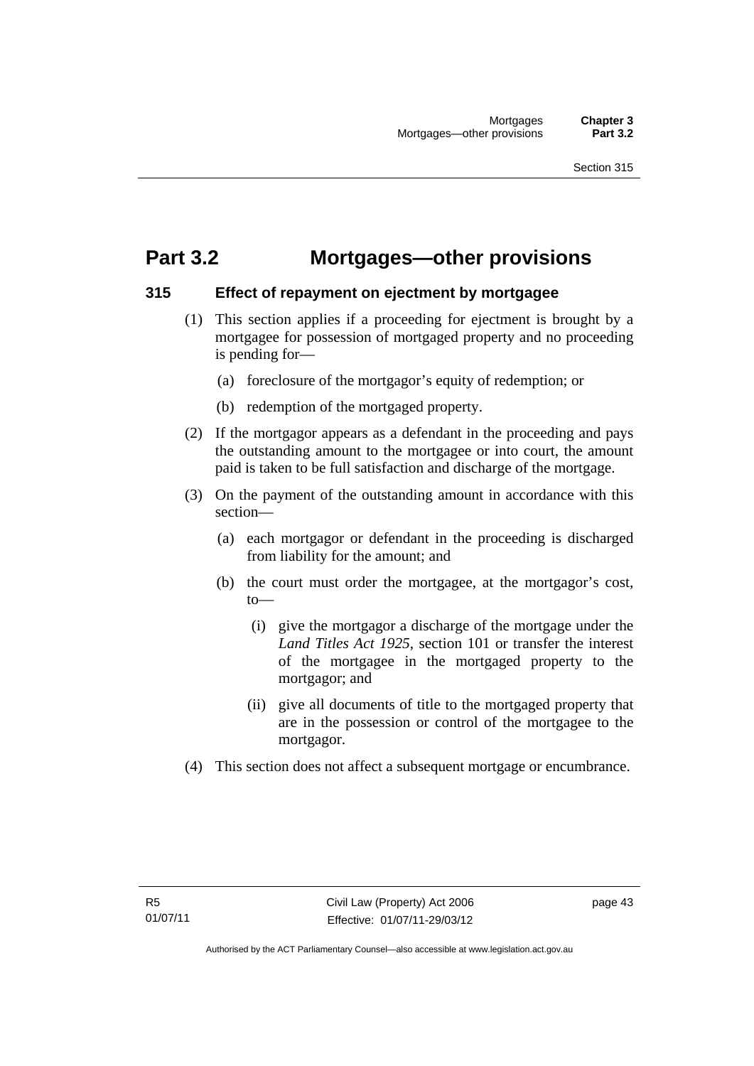# Part 3.2 Mortgages—other provisions

## 315 Effect of repayment on ejectment by mortgagee

(1) This section applies if a proceeding for ejectment is brought by a mortgagee for possession of mortgaged property and no proceeding is pending for—

- (a) foreclosure of the mortgagor's equity of redemption; or
- (b) redemption of the mortgaged property.

(2) If the mortgagor appears as a defendant in the proceeding and pays the outstanding amount to the mortgagee or into court, the amount paid is taken to be full satisfaction and discharge of the mortgage.

(3) On the payment of the outstanding amount in accordance with this section—

- (a) each mortgagor or defendant in the proceeding is discharged from liability for the amount; and
- (b) the court must order the mortgagee, at the mortgagor's cost, to—
  - (i) give the mortgagor a discharge of the mortgage under the *Land Titles Act 1925*, section 101 or transfer the interest of the mortgagee in the mortgaged property to the mortgagor; and
  - (ii) give all documents of title to the mortgaged property that are in the possession or control of the mortgagee to the mortgagor.

(4) This section does not affect a subsequent mortgage or encumbrance.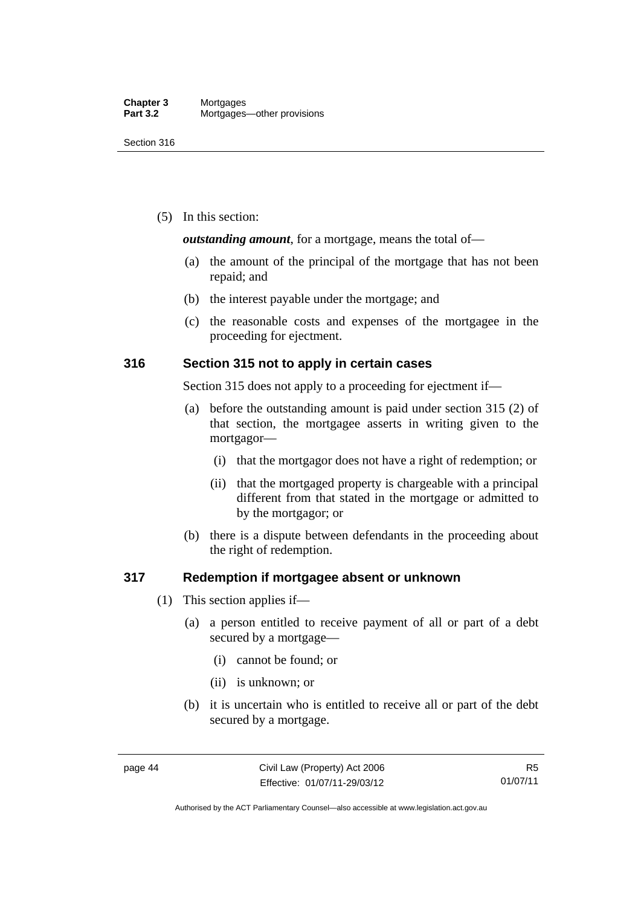(5) In this section:

***outstanding amount***, for a mortgage, means the total of—

(a) the amount of the principal of the mortgage that has not been repaid; and

(b) the interest payable under the mortgage; and

(c) the reasonable costs and expenses of the mortgagee in the proceeding for ejectment.

### 316 Section 315 not to apply in certain cases

Section 315 does not apply to a proceeding for ejectment if—

(a) before the outstanding amount is paid under section 315 (2) of that section, the mortgagee asserts in writing given to the mortgagor—

(i) that the mortgagor does not have a right of redemption; or

(ii) that the mortgaged property is chargeable with a principal different from that stated in the mortgage or admitted to by the mortgagor; or

(b) there is a dispute between defendants in the proceeding about the right of redemption.

### 317 Redemption if mortgagee absent or unknown

(1) This section applies if—

(a) a person entitled to receive payment of all or part of a debt secured by a mortgage—

(i) cannot be found; or

(ii) is unknown; or

(b) it is uncertain who is entitled to receive all or part of the debt secured by a mortgage.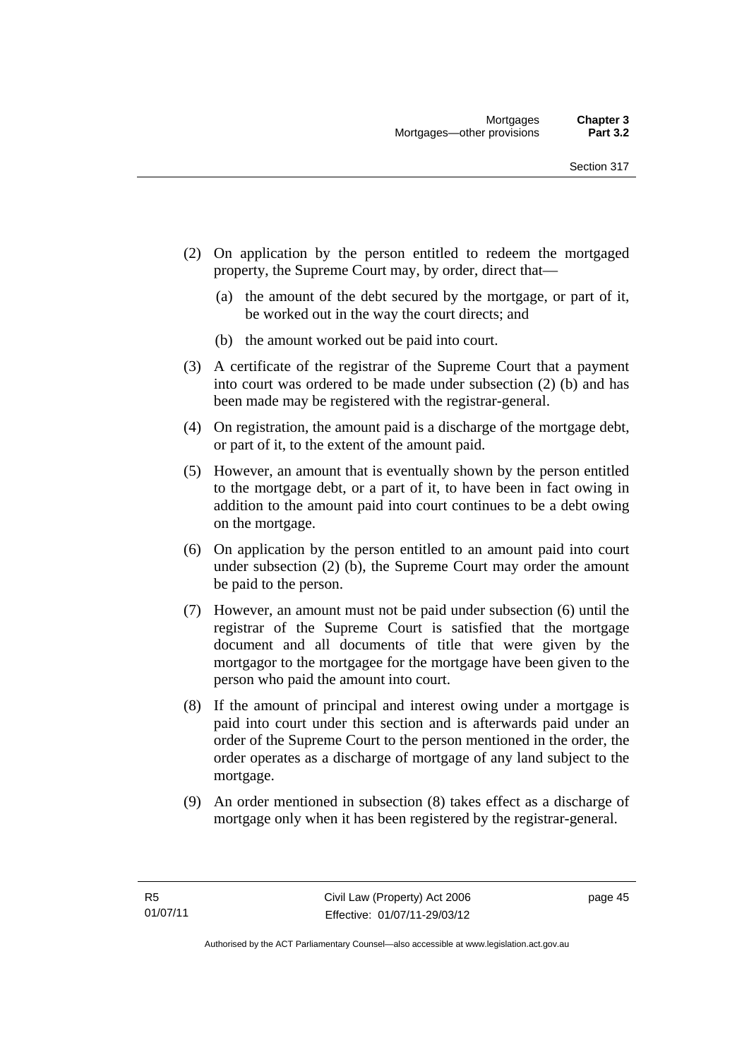(2) On application by the person entitled to redeem the mortgaged property, the Supreme Court may, by order, direct that—

  (a) the amount of the debt secured by the mortgage, or part of it, be worked out in the way the court directs; and

  (b) the amount worked out be paid into court.

(3) A certificate of the registrar of the Supreme Court that a payment into court was ordered to be made under subsection (2) (b) and has been made may be registered with the registrar-general.

(4) On registration, the amount paid is a discharge of the mortgage debt, or part of it, to the extent of the amount paid.

(5) However, an amount that is eventually shown by the person entitled to the mortgage debt, or a part of it, to have been in fact owing in addition to the amount paid into court continues to be a debt owing on the mortgage.

(6) On application by the person entitled to an amount paid into court under subsection (2) (b), the Supreme Court may order the amount be paid to the person.

(7) However, an amount must not be paid under subsection (6) until the registrar of the Supreme Court is satisfied that the mortgage document and all documents of title that were given by the mortgagor to the mortgagee for the mortgage have been given to the person who paid the amount into court.

(8) If the amount of principal and interest owing under a mortgage is paid into court under this section and is afterwards paid under an order of the Supreme Court to the person mentioned in the order, the order operates as a discharge of mortgage of any land subject to the mortgage.

(9) An order mentioned in subsection (8) takes effect as a discharge of mortgage only when it has been registered by the registrar-general.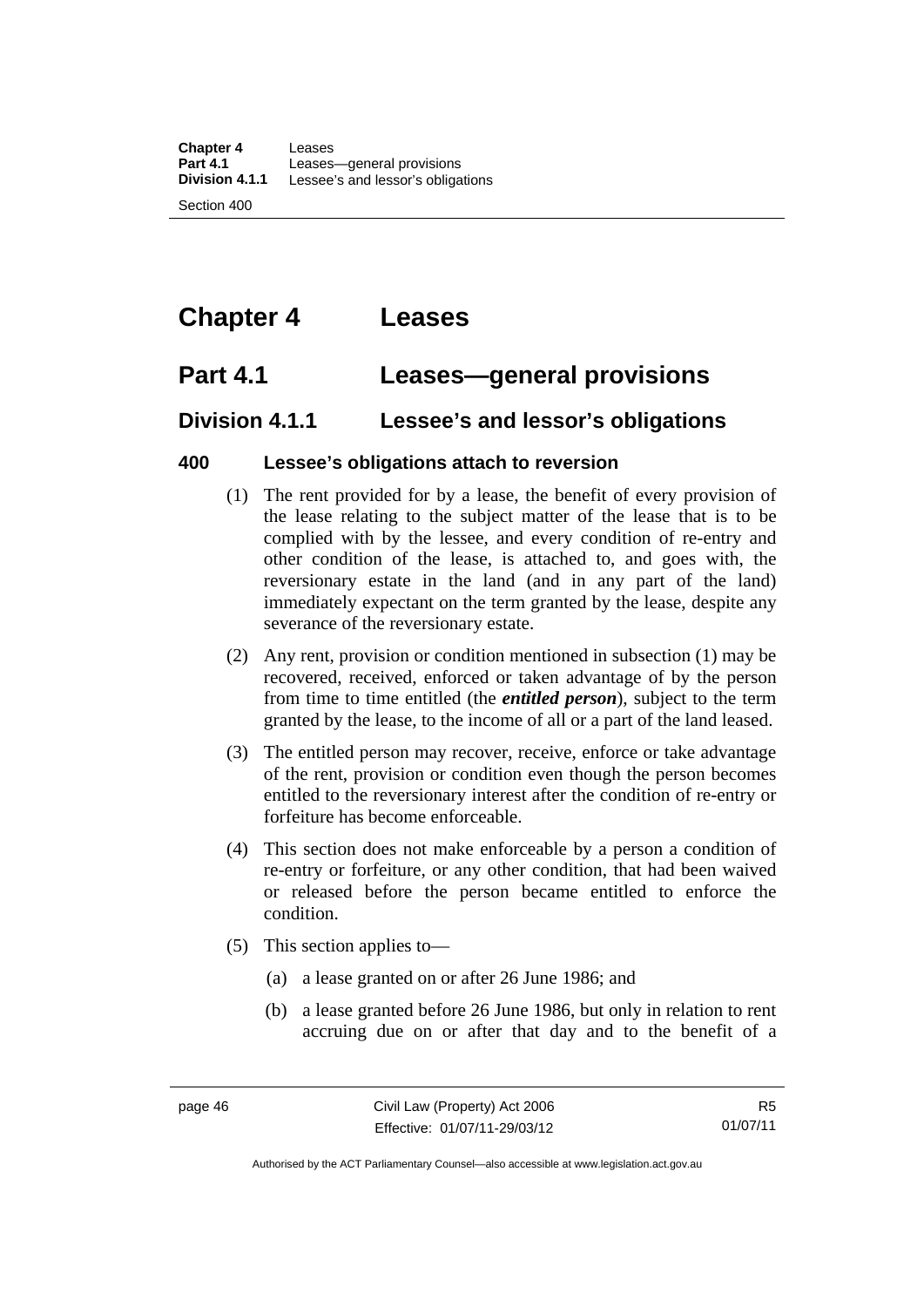# Chapter 4 Leases

## Part 4.1 Leases—general provisions

### Division 4.1.1 Lessee's and lessor's obligations

#### 400 Lessee's obligations attach to reversion

(1) The rent provided for by a lease, the benefit of every provision of the lease relating to the subject matter of the lease that is to be complied with by the lessee, and every condition of re-entry and other condition of the lease, is attached to, and goes with, the reversionary estate in the land (and in any part of the land) immediately expectant on the term granted by the lease, despite any severance of the reversionary estate.

(2) Any rent, provision or condition mentioned in subsection (1) may be recovered, received, enforced or taken advantage of by the person from time to time entitled (the ***entitled person***), subject to the term granted by the lease, to the income of all or a part of the land leased.

(3) The entitled person may recover, receive, enforce or take advantage of the rent, provision or condition even though the person becomes entitled to the reversionary interest after the condition of re-entry or forfeiture has become enforceable.

(4) This section does not make enforceable by a person a condition of re-entry or forfeiture, or any other condition, that had been waived or released before the person became entitled to enforce the condition.

(5) This section applies to—

(a) a lease granted on or after 26 June 1986; and

(b) a lease granted before 26 June 1986, but only in relation to rent accruing due on or after that day and to the benefit of a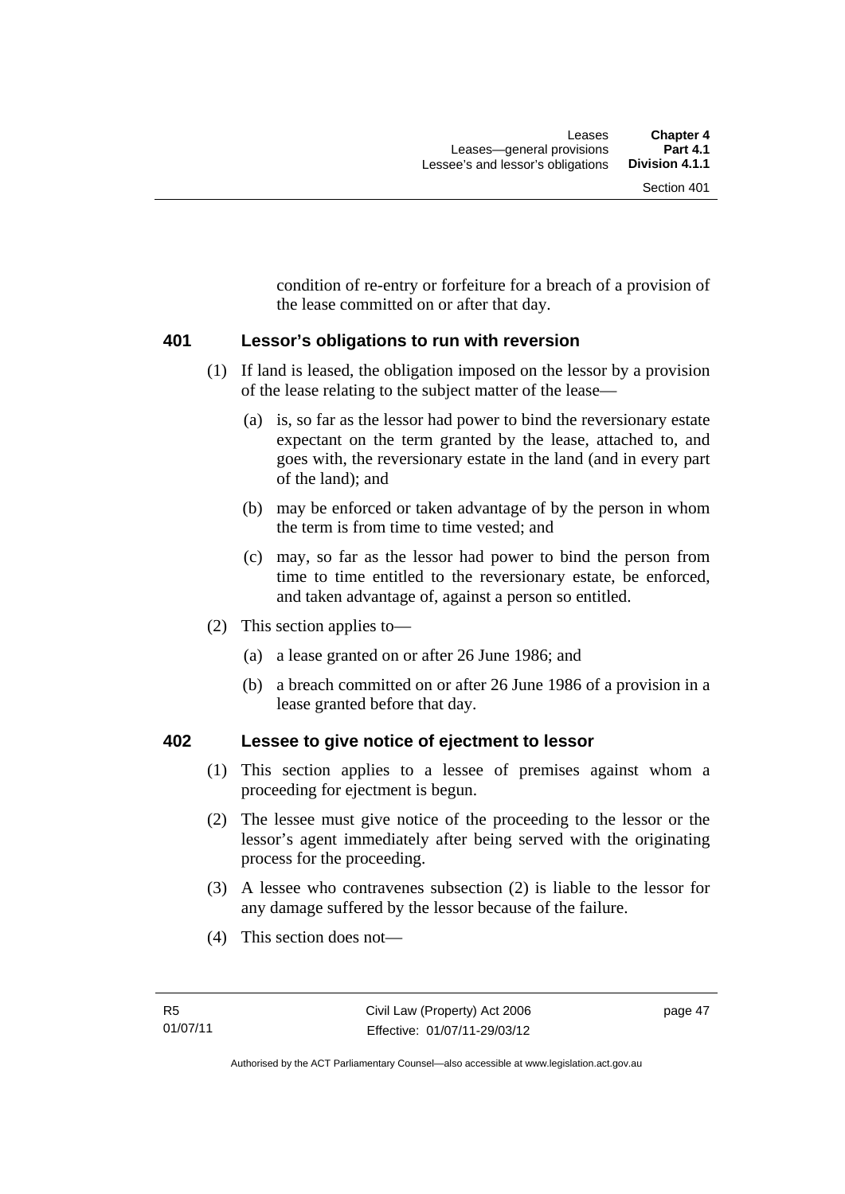condition of re-entry or forfeiture for a breach of a provision of the lease committed on or after that day.

## 401 Lessor's obligations to run with reversion

(1) If land is leased, the obligation imposed on the lessor by a provision of the lease relating to the subject matter of the lease—

(a) is, so far as the lessor had power to bind the reversionary estate expectant on the term granted by the lease, attached to, and goes with, the reversionary estate in the land (and in every part of the land); and

(b) may be enforced or taken advantage of by the person in whom the term is from time to time vested; and

(c) may, so far as the lessor had power to bind the person from time to time entitled to the reversionary estate, be enforced, and taken advantage of, against a person so entitled.

(2) This section applies to—

(a) a lease granted on or after 26 June 1986; and

(b) a breach committed on or after 26 June 1986 of a provision in a lease granted before that day.

## 402 Lessee to give notice of ejectment to lessor

(1) This section applies to a lessee of premises against whom a proceeding for ejectment is begun.

(2) The lessee must give notice of the proceeding to the lessor or the lessor's agent immediately after being served with the originating process for the proceeding.

(3) A lessee who contravenes subsection (2) is liable to the lessor for any damage suffered by the lessor because of the failure.

(4) This section does not—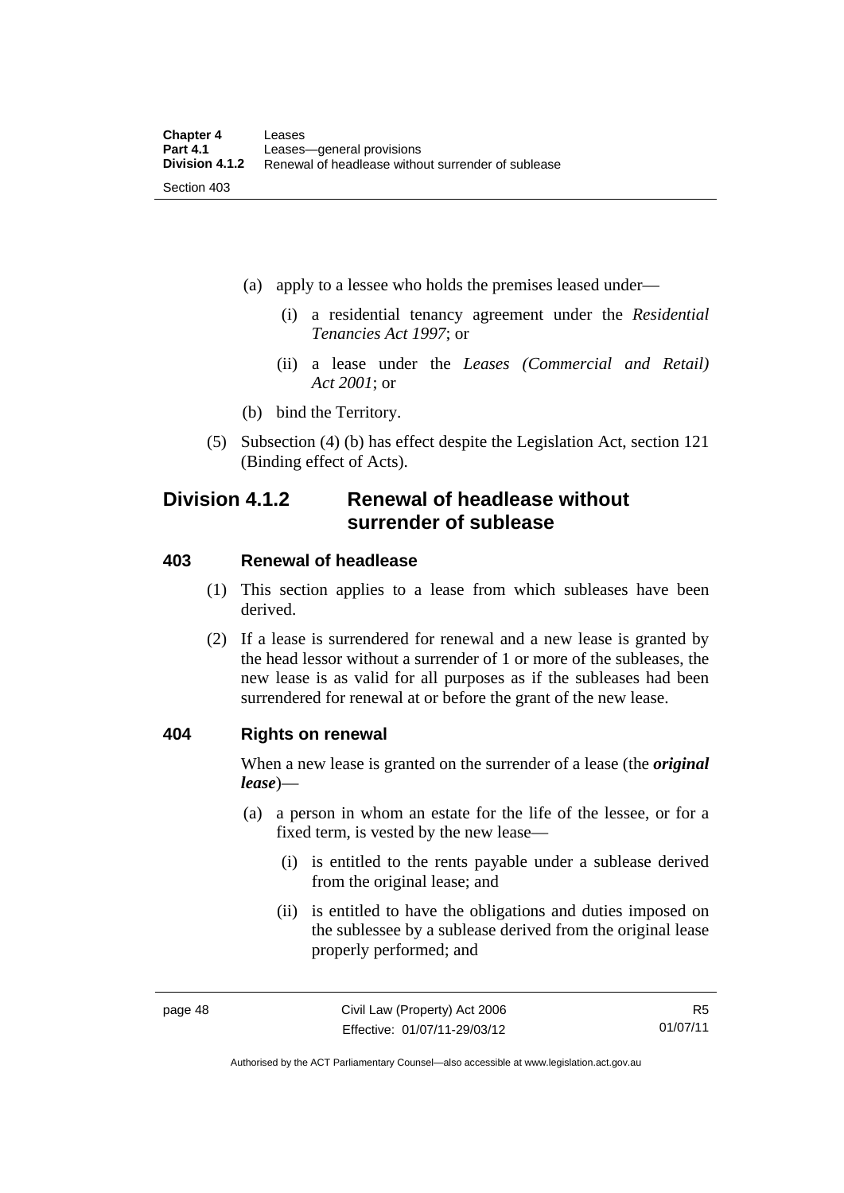(a) apply to a lessee who holds the premises leased under—

    (i) a residential tenancy agreement under the *Residential Tenancies Act 1997*; or

    (ii) a lease under the *Leases (Commercial and Retail) Act 2001*; or

(b) bind the Territory.

(5) Subsection (4) (b) has effect despite the Legislation Act, section 121 (Binding effect of Acts).

## Division 4.1.2 Renewal of headlease without surrender of sublease

### 403 Renewal of headlease

(1) This section applies to a lease from which subleases have been derived.

(2) If a lease is surrendered for renewal and a new lease is granted by the head lessor without a surrender of 1 or more of the subleases, the new lease is as valid for all purposes as if the subleases had been surrendered for renewal at or before the grant of the new lease.

### 404 Rights on renewal

When a new lease is granted on the surrender of a lease (the ***original lease***)—

(a) a person in whom an estate for the life of the lessee, or for a fixed term, is vested by the new lease—

    (i) is entitled to the rents payable under a sublease derived from the original lease; and

    (ii) is entitled to have the obligations and duties imposed on the sublessee by a sublease derived from the original lease properly performed; and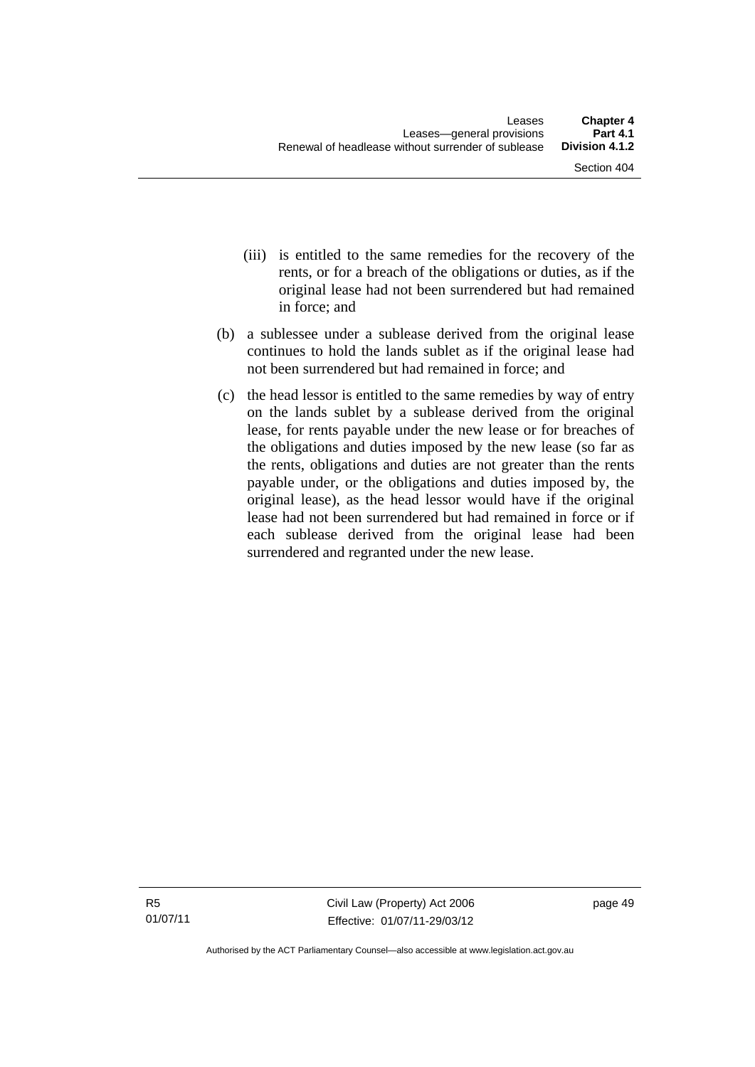(iii) is entitled to the same remedies for the recovery of the rents, or for a breach of the obligations or duties, as if the original lease had not been surrendered but had remained in force; and

(b) a sublessee under a sublease derived from the original lease continues to hold the lands sublet as if the original lease had not been surrendered but had remained in force; and

(c) the head lessor is entitled to the same remedies by way of entry on the lands sublet by a sublease derived from the original lease, for rents payable under the new lease or for breaches of the obligations and duties imposed by the new lease (so far as the rents, obligations and duties are not greater than the rents payable under, or the obligations and duties imposed by, the original lease), as the head lessor would have if the original lease had not been surrendered but had remained in force or if each sublease derived from the original lease had been surrendered and regranted under the new lease.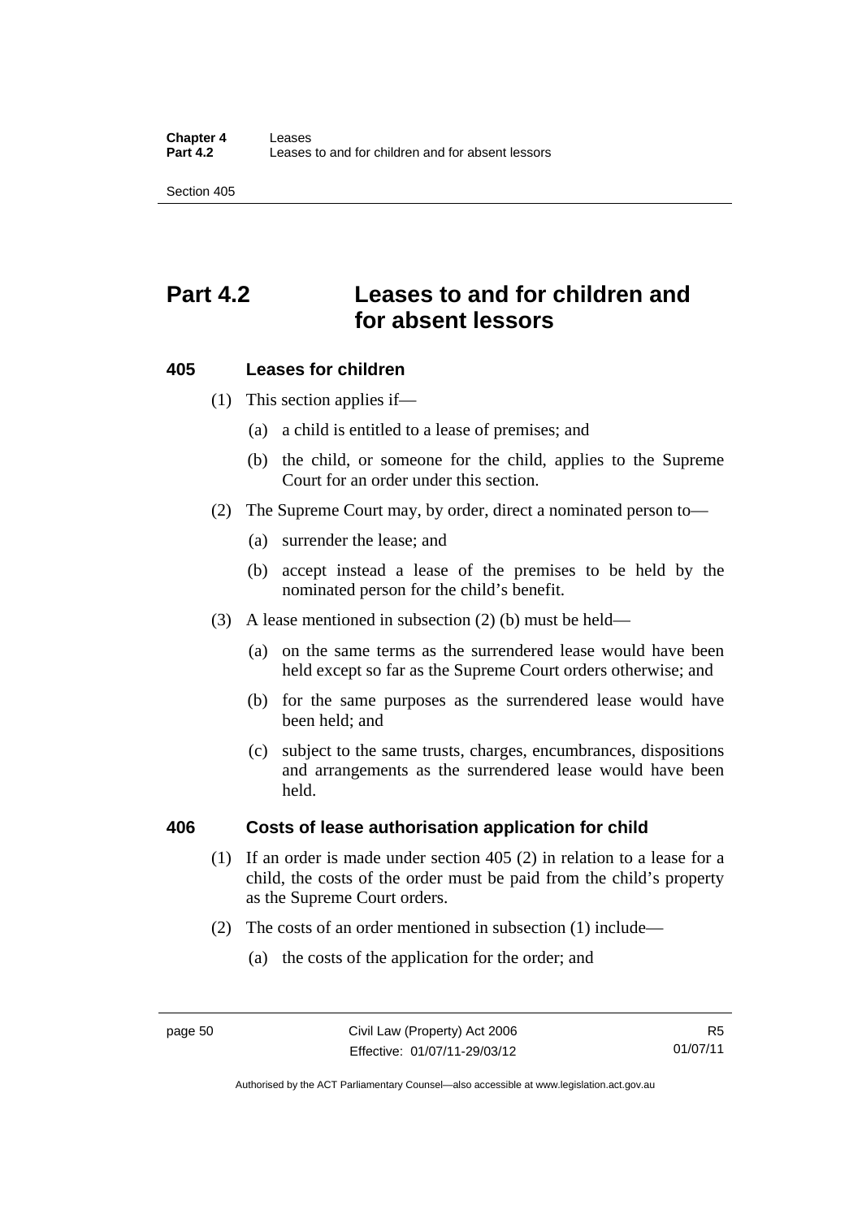# Part 4.2 Leases to and for children and for absent lessors

### 405 Leases for children

(1) This section applies if—

(a) a child is entitled to a lease of premises; and

(b) the child, or someone for the child, applies to the Supreme Court for an order under this section.

(2) The Supreme Court may, by order, direct a nominated person to—

(a) surrender the lease; and

(b) accept instead a lease of the premises to be held by the nominated person for the child's benefit.

(3) A lease mentioned in subsection (2) (b) must be held—

(a) on the same terms as the surrendered lease would have been held except so far as the Supreme Court orders otherwise; and

(b) for the same purposes as the surrendered lease would have been held; and

(c) subject to the same trusts, charges, encumbrances, dispositions and arrangements as the surrendered lease would have been held.

### 406 Costs of lease authorisation application for child

(1) If an order is made under section 405 (2) in relation to a lease for a child, the costs of the order must be paid from the child's property as the Supreme Court orders.

(2) The costs of an order mentioned in subsection (1) include—

(a) the costs of the application for the order; and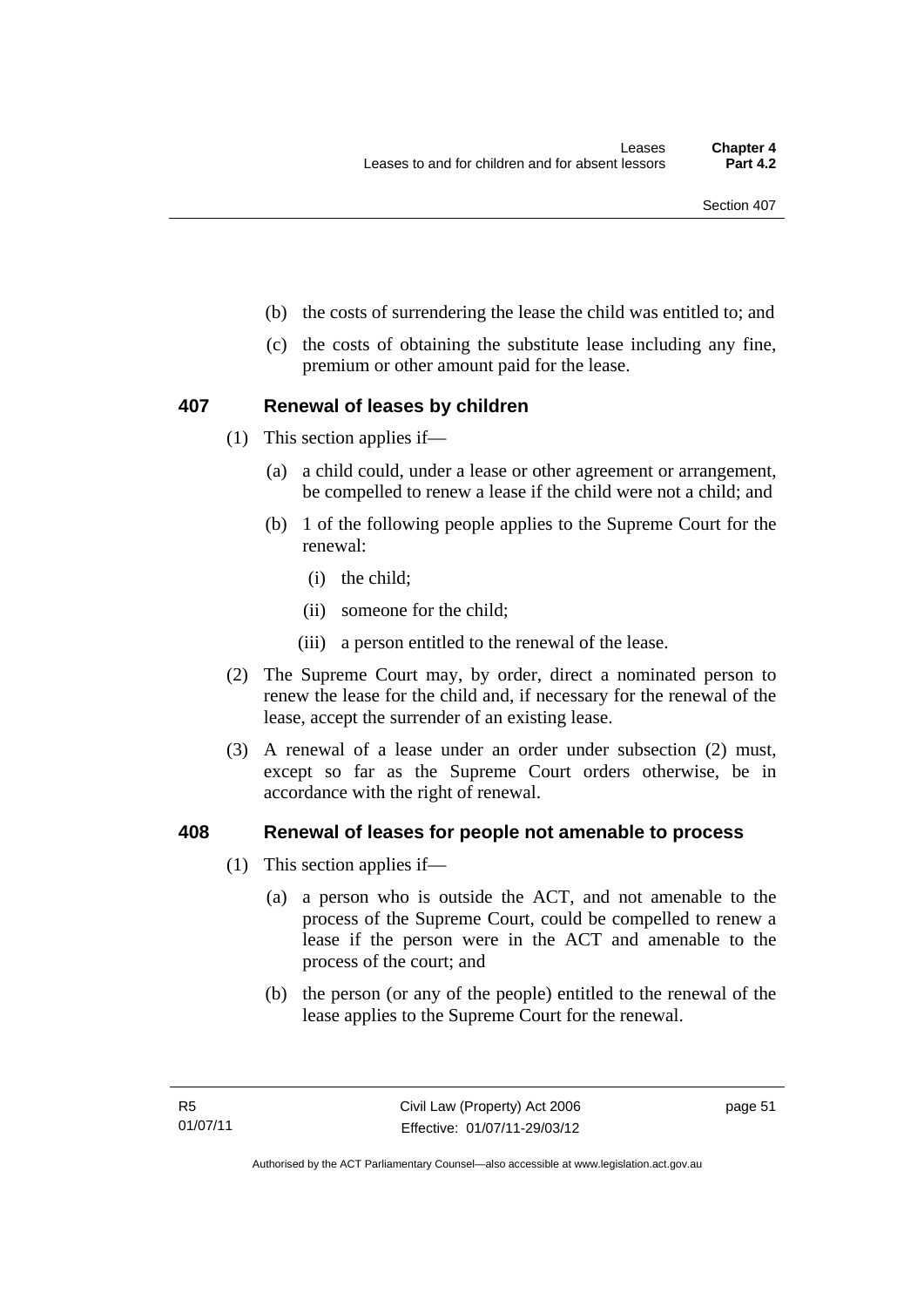(b) the costs of surrendering the lease the child was entitled to; and

(c) the costs of obtaining the substitute lease including any fine, premium or other amount paid for the lease.

## 407 Renewal of leases by children

(1) This section applies if—

(a) a child could, under a lease or other agreement or arrangement, be compelled to renew a lease if the child were not a child; and

(b) 1 of the following people applies to the Supreme Court for the renewal:

(i) the child;

(ii) someone for the child;

(iii) a person entitled to the renewal of the lease.

(2) The Supreme Court may, by order, direct a nominated person to renew the lease for the child and, if necessary for the renewal of the lease, accept the surrender of an existing lease.

(3) A renewal of a lease under an order under subsection (2) must, except so far as the Supreme Court orders otherwise, be in accordance with the right of renewal.

## 408 Renewal of leases for people not amenable to process

(1) This section applies if—

(a) a person who is outside the ACT, and not amenable to the process of the Supreme Court, could be compelled to renew a lease if the person were in the ACT and amenable to the process of the court; and

(b) the person (or any of the people) entitled to the renewal of the lease applies to the Supreme Court for the renewal.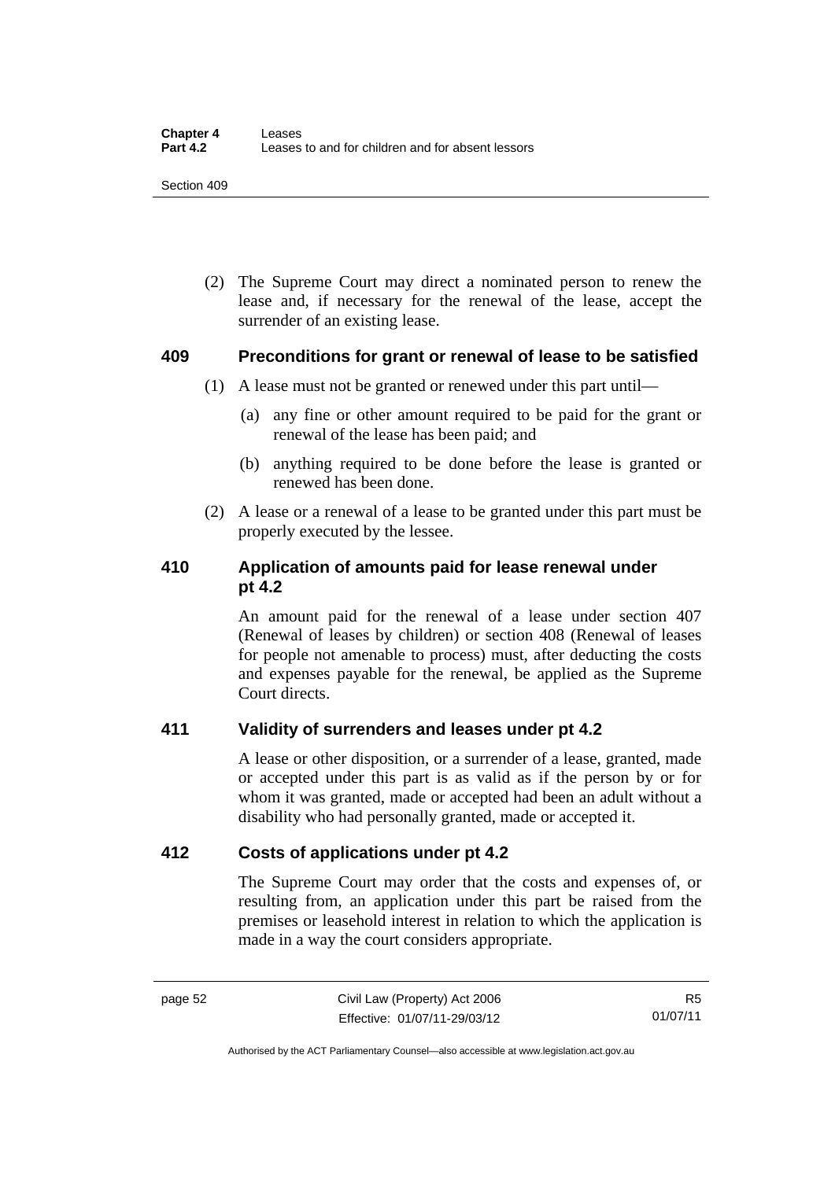(2) The Supreme Court may direct a nominated person to renew the lease and, if necessary for the renewal of the lease, accept the surrender of an existing lease.

## 409 Preconditions for grant or renewal of lease to be satisfied

(1) A lease must not be granted or renewed under this part until—

(a) any fine or other amount required to be paid for the grant or renewal of the lease has been paid; and

(b) anything required to be done before the lease is granted or renewed has been done.

(2) A lease or a renewal of a lease to be granted under this part must be properly executed by the lessee.

## 410 Application of amounts paid for lease renewal under pt 4.2

An amount paid for the renewal of a lease under section 407 (Renewal of leases by children) or section 408 (Renewal of leases for people not amenable to process) must, after deducting the costs and expenses payable for the renewal, be applied as the Supreme Court directs.

## 411 Validity of surrenders and leases under pt 4.2

A lease or other disposition, or a surrender of a lease, granted, made or accepted under this part is as valid as if the person by or for whom it was granted, made or accepted had been an adult without a disability who had personally granted, made or accepted it.

## 412 Costs of applications under pt 4.2

The Supreme Court may order that the costs and expenses of, or resulting from, an application under this part be raised from the premises or leasehold interest in relation to which the application is made in a way the court considers appropriate.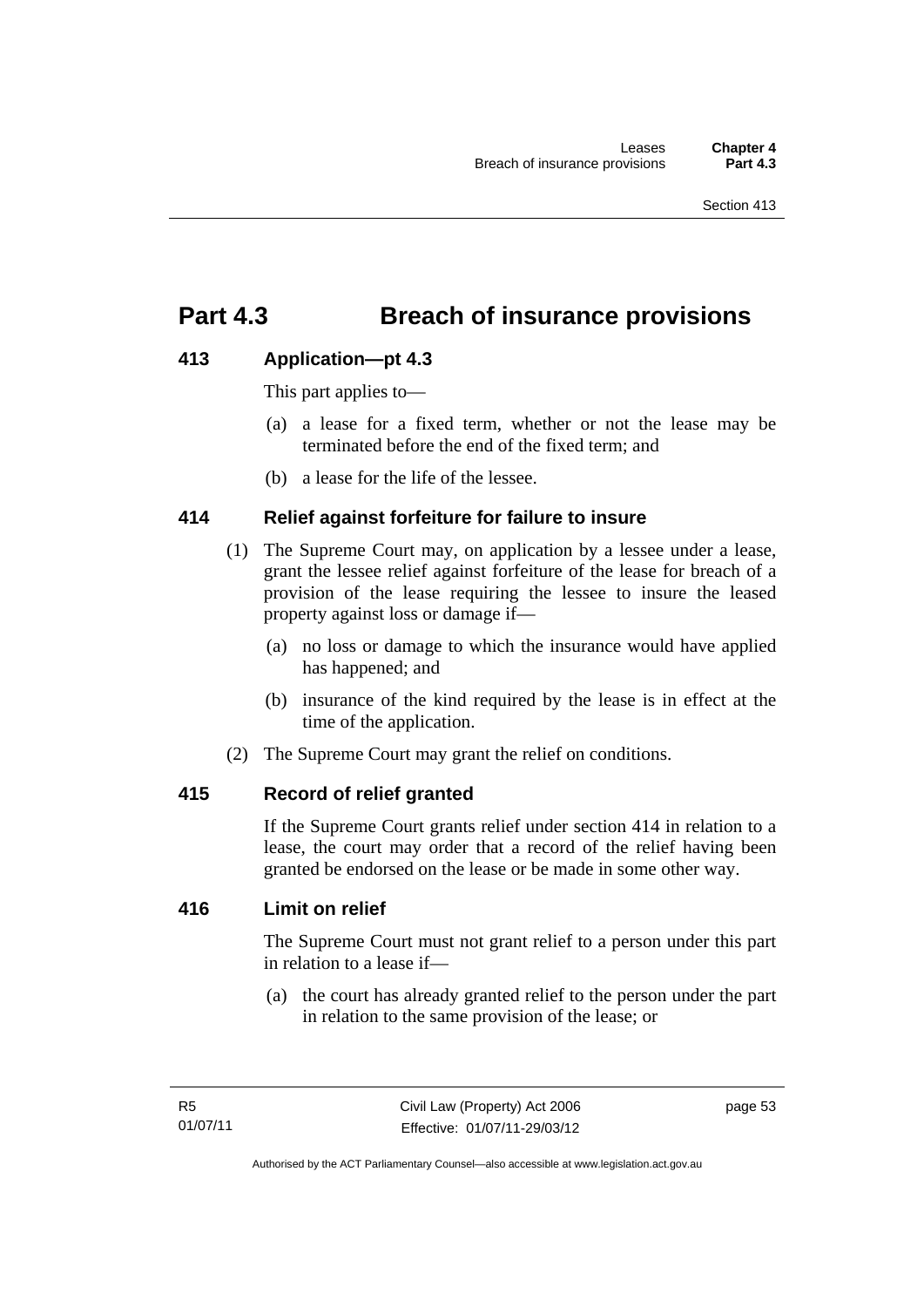# Part 4.3 Breach of insurance provisions

## 413 Application—pt 4.3

This part applies to—

(a) a lease for a fixed term, whether or not the lease may be terminated before the end of the fixed term; and

(b) a lease for the life of the lessee.

## 414 Relief against forfeiture for failure to insure

(1) The Supreme Court may, on application by a lessee under a lease, grant the lessee relief against forfeiture of the lease for breach of a provision of the lease requiring the lessee to insure the leased property against loss or damage if—

(a) no loss or damage to which the insurance would have applied has happened; and

(b) insurance of the kind required by the lease is in effect at the time of the application.

(2) The Supreme Court may grant the relief on conditions.

## 415 Record of relief granted

If the Supreme Court grants relief under section 414 in relation to a lease, the court may order that a record of the relief having been granted be endorsed on the lease or be made in some other way.

## 416 Limit on relief

The Supreme Court must not grant relief to a person under this part in relation to a lease if—

(a) the court has already granted relief to the person under the part in relation to the same provision of the lease; or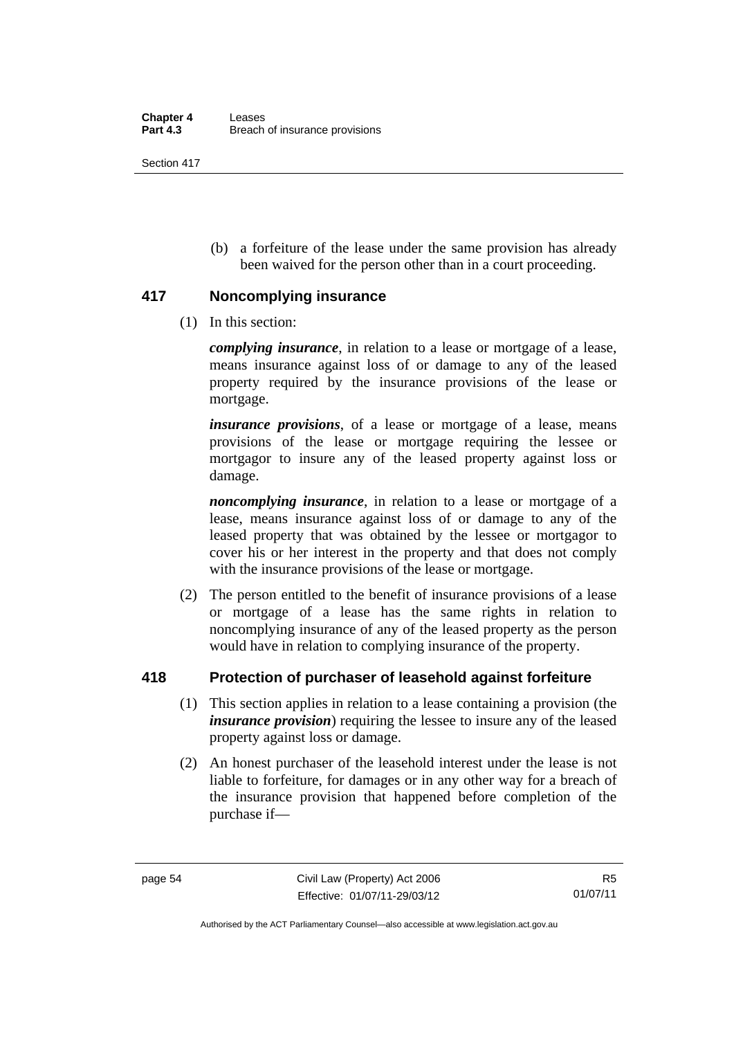(b) a forfeiture of the lease under the same provision has already been waived for the person other than in a court proceeding.

## 417 Noncomplying insurance

(1) In this section:

***complying insurance***, in relation to a lease or mortgage of a lease, means insurance against loss of or damage to any of the leased property required by the insurance provisions of the lease or mortgage.

***insurance provisions***, of a lease or mortgage of a lease, means provisions of the lease or mortgage requiring the lessee or mortgagor to insure any of the leased property against loss or damage.

***noncomplying insurance***, in relation to a lease or mortgage of a lease, means insurance against loss of or damage to any of the leased property that was obtained by the lessee or mortgagor to cover his or her interest in the property and that does not comply with the insurance provisions of the lease or mortgage.

(2) The person entitled to the benefit of insurance provisions of a lease or mortgage of a lease has the same rights in relation to noncomplying insurance of any of the leased property as the person would have in relation to complying insurance of the property.

## 418 Protection of purchaser of leasehold against forfeiture

(1) This section applies in relation to a lease containing a provision (the ***insurance provision***) requiring the lessee to insure any of the leased property against loss or damage.

(2) An honest purchaser of the leasehold interest under the lease is not liable to forfeiture, for damages or in any other way for a breach of the insurance provision that happened before completion of the purchase if—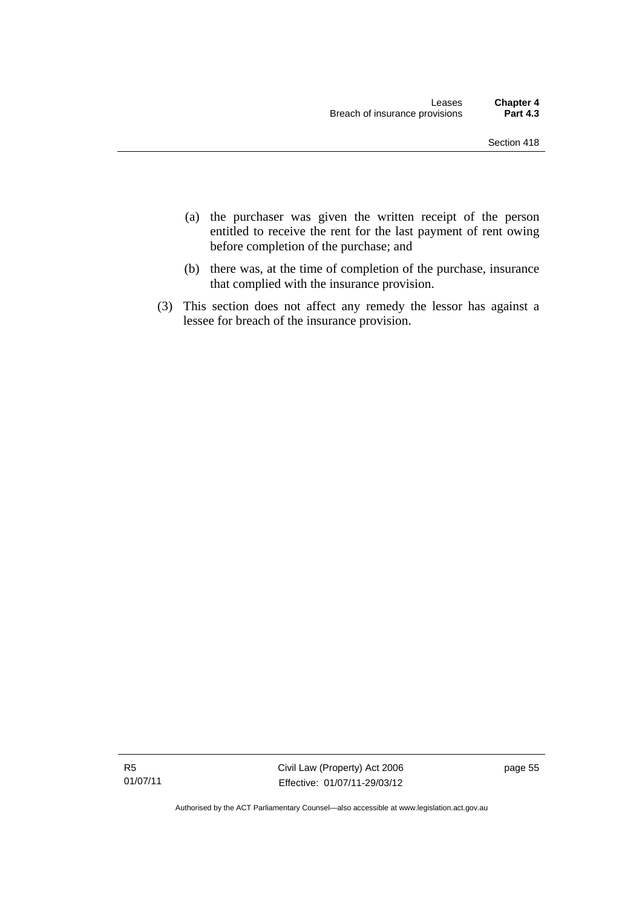(a) the purchaser was given the written receipt of the person entitled to receive the rent for the last payment of rent owing before completion of the purchase; and

(b) there was, at the time of completion of the purchase, insurance that complied with the insurance provision.

(3) This section does not affect any remedy the lessor has against a lessee for breach of the insurance provision.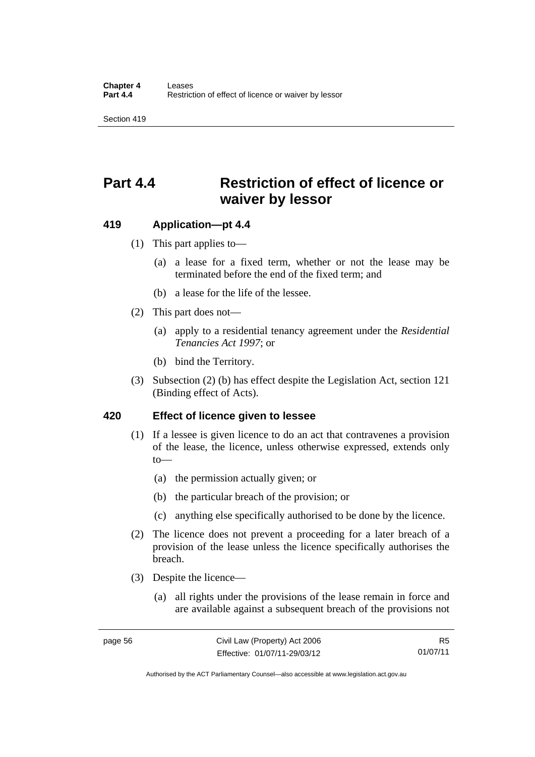# Part 4.4 Restriction of effect of licence or waiver by lessor

## 419 Application—pt 4.4

(1) This part applies to—

(a) a lease for a fixed term, whether or not the lease may be terminated before the end of the fixed term; and

(b) a lease for the life of the lessee.

(2) This part does not—

(a) apply to a residential tenancy agreement under the *Residential Tenancies Act 1997*; or

(b) bind the Territory.

(3) Subsection (2) (b) has effect despite the Legislation Act, section 121 (Binding effect of Acts).

## 420 Effect of licence given to lessee

(1) If a lessee is given licence to do an act that contravenes a provision of the lease, the licence, unless otherwise expressed, extends only to—

(a) the permission actually given; or

(b) the particular breach of the provision; or

(c) anything else specifically authorised to be done by the licence.

(2) The licence does not prevent a proceeding for a later breach of a provision of the lease unless the licence specifically authorises the breach.

(3) Despite the licence—

(a) all rights under the provisions of the lease remain in force and are available against a subsequent breach of the provisions not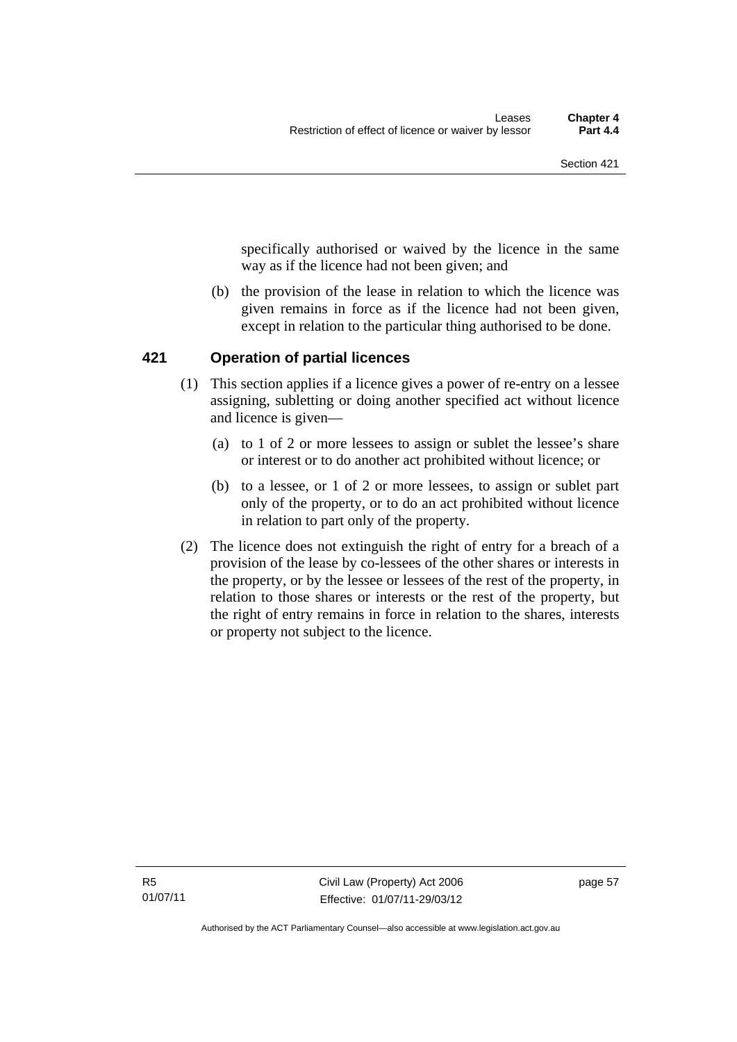specifically authorised or waived by the licence in the same way as if the licence had not been given; and

(b) the provision of the lease in relation to which the licence was given remains in force as if the licence had not been given, except in relation to the particular thing authorised to be done.

## 421 Operation of partial licences

(1) This section applies if a licence gives a power of re-entry on a lessee assigning, subletting or doing another specified act without licence and licence is given—

(a) to 1 of 2 or more lessees to assign or sublet the lessee's share or interest or to do another act prohibited without licence; or

(b) to a lessee, or 1 of 2 or more lessees, to assign or sublet part only of the property, or to do an act prohibited without licence in relation to part only of the property.

(2) The licence does not extinguish the right of entry for a breach of a provision of the lease by co-lessees of the other shares or interests in the property, or by the lessee or lessees of the rest of the property, in relation to those shares or interests or the rest of the property, but the right of entry remains in force in relation to the shares, interests or property not subject to the licence.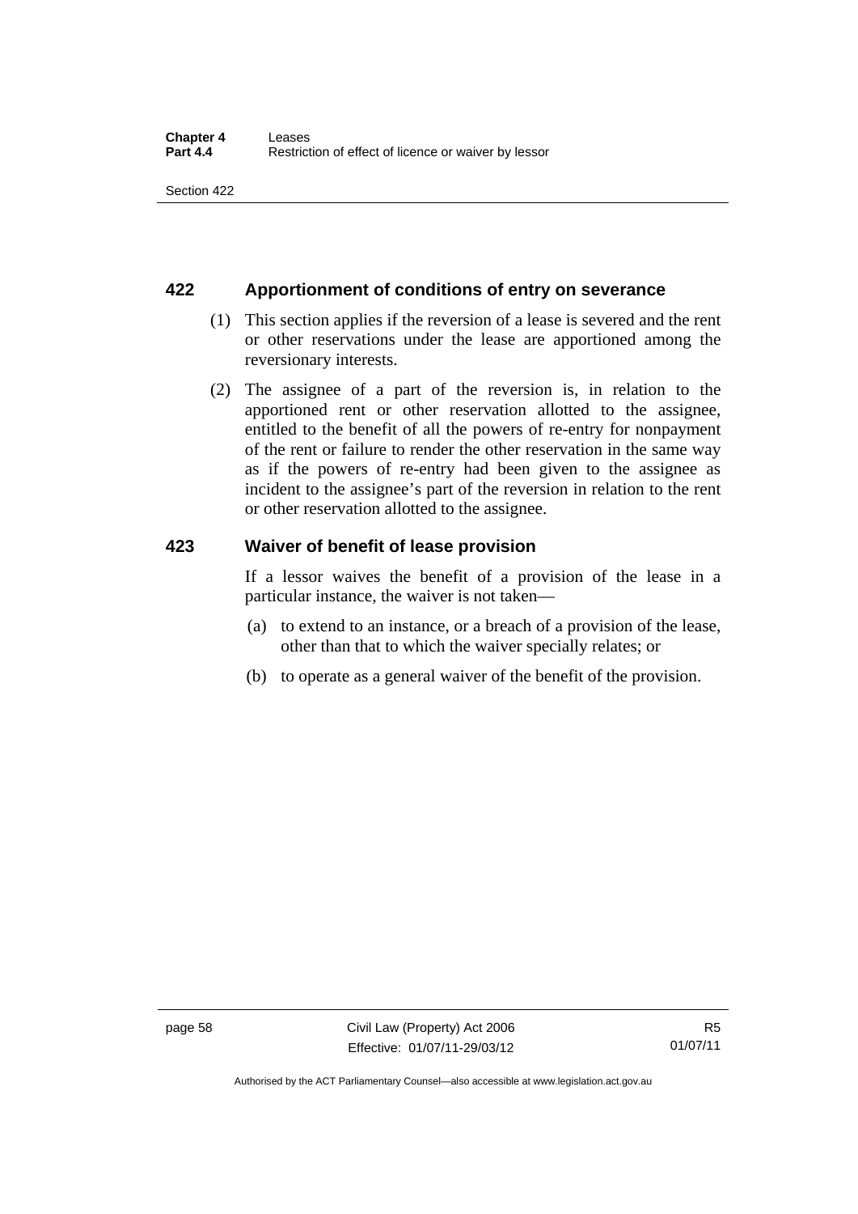## 422 Apportionment of conditions of entry on severance

(1) This section applies if the reversion of a lease is severed and the rent or other reservations under the lease are apportioned among the reversionary interests.

(2) The assignee of a part of the reversion is, in relation to the apportioned rent or other reservation allotted to the assignee, entitled to the benefit of all the powers of re-entry for nonpayment of the rent or failure to render the other reservation in the same way as if the powers of re-entry had been given to the assignee as incident to the assignee's part of the reversion in relation to the rent or other reservation allotted to the assignee.

## 423 Waiver of benefit of lease provision

If a lessor waives the benefit of a provision of the lease in a particular instance, the waiver is not taken—

(a) to extend to an instance, or a breach of a provision of the lease, other than that to which the waiver specially relates; or

(b) to operate as a general waiver of the benefit of the provision.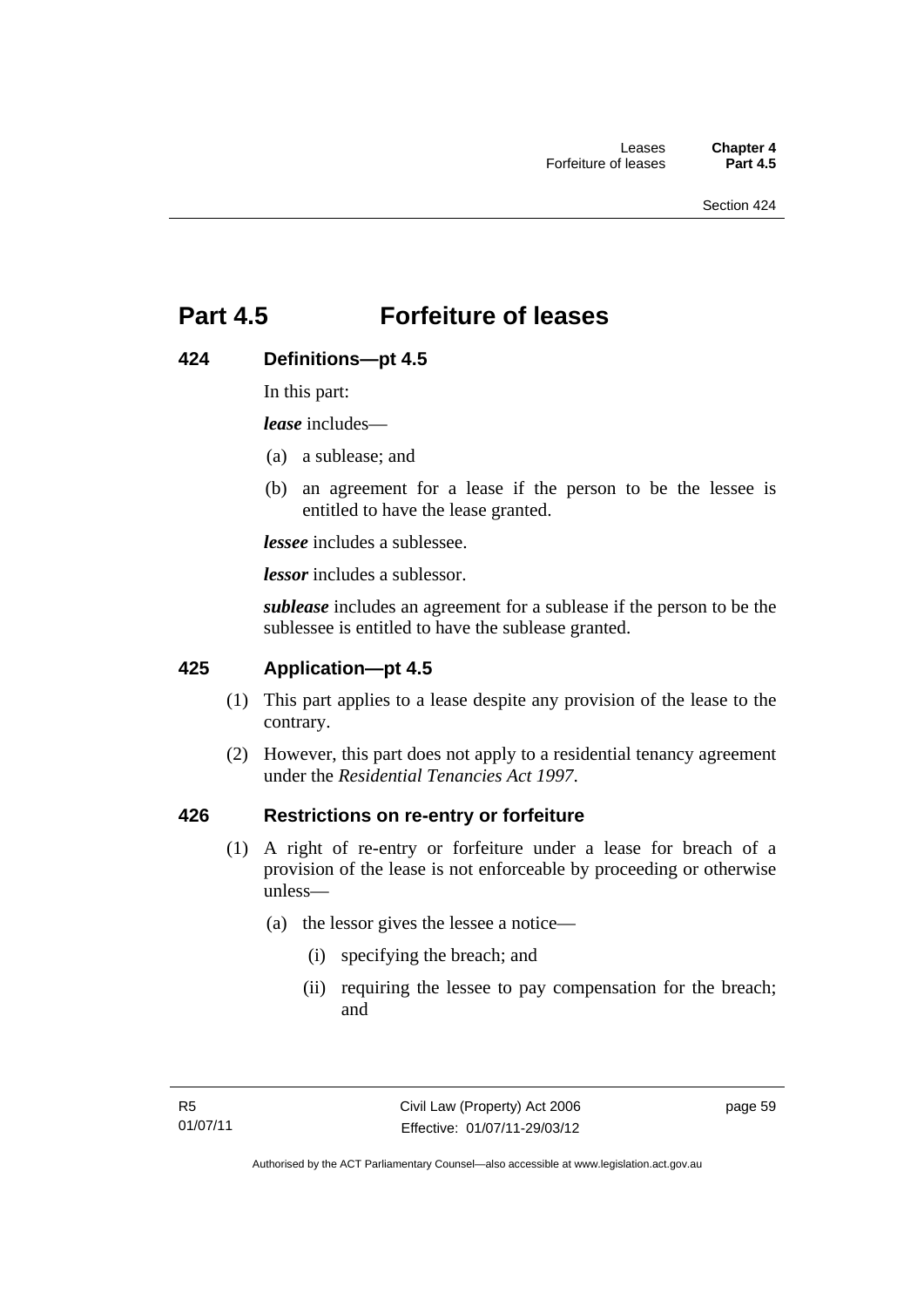# Part 4.5 Forfeiture of leases

## 424 Definitions—pt 4.5

In this part:

***lease*** includes—

(a) a sublease; and

(b) an agreement for a lease if the person to be the lessee is entitled to have the lease granted.

***lessee*** includes a sublessee.

***lessor*** includes a sublessor.

***sublease*** includes an agreement for a sublease if the person to be the sublessee is entitled to have the sublease granted.

## 425 Application—pt 4.5

(1) This part applies to a lease despite any provision of the lease to the contrary.

(2) However, this part does not apply to a residential tenancy agreement under the *Residential Tenancies Act 1997*.

## 426 Restrictions on re-entry or forfeiture

(1) A right of re-entry or forfeiture under a lease for breach of a provision of the lease is not enforceable by proceeding or otherwise unless—

(a) the lessor gives the lessee a notice—

(i) specifying the breach; and

(ii) requiring the lessee to pay compensation for the breach; and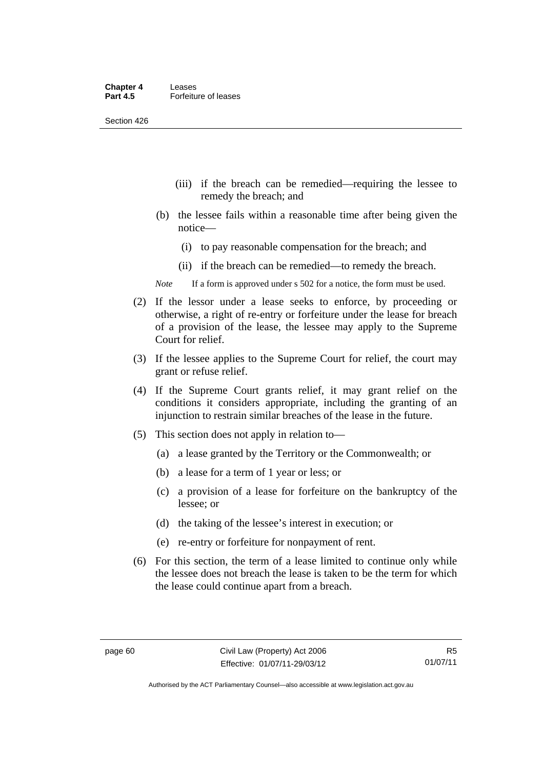(iii) if the breach can be remedied—requiring the lessee to remedy the breach; and

(b) the lessee fails within a reasonable time after being given the notice—

(i) to pay reasonable compensation for the breach; and

(ii) if the breach can be remedied—to remedy the breach.

*Note* If a form is approved under s 502 for a notice, the form must be used.

(2) If the lessor under a lease seeks to enforce, by proceeding or otherwise, a right of re-entry or forfeiture under the lease for breach of a provision of the lease, the lessee may apply to the Supreme Court for relief.

(3) If the lessee applies to the Supreme Court for relief, the court may grant or refuse relief.

(4) If the Supreme Court grants relief, it may grant relief on the conditions it considers appropriate, including the granting of an injunction to restrain similar breaches of the lease in the future.

(5) This section does not apply in relation to—

(a) a lease granted by the Territory or the Commonwealth; or

(b) a lease for a term of 1 year or less; or

(c) a provision of a lease for forfeiture on the bankruptcy of the lessee; or

(d) the taking of the lessee's interest in execution; or

(e) re-entry or forfeiture for nonpayment of rent.

(6) For this section, the term of a lease limited to continue only while the lessee does not breach the lease is taken to be the term for which the lease could continue apart from a breach.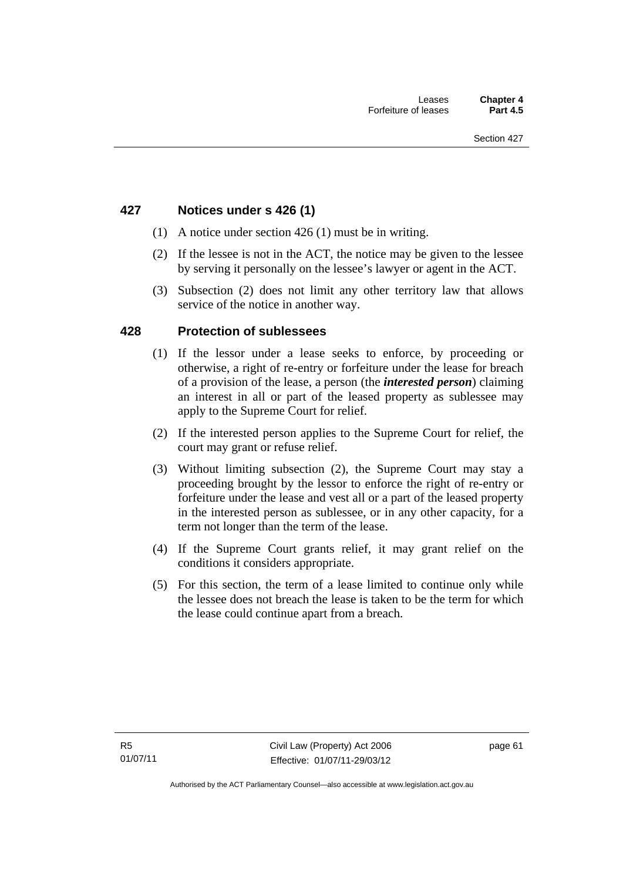## 427 Notices under s 426 (1)

(1) A notice under section 426 (1) must be in writing.

(2) If the lessee is not in the ACT, the notice may be given to the lessee by serving it personally on the lessee's lawyer or agent in the ACT.

(3) Subsection (2) does not limit any other territory law that allows service of the notice in another way.

## 428 Protection of sublessees

(1) If the lessor under a lease seeks to enforce, by proceeding or otherwise, a right of re-entry or forfeiture under the lease for breach of a provision of the lease, a person (the ***interested person***) claiming an interest in all or part of the leased property as sublessee may apply to the Supreme Court for relief.

(2) If the interested person applies to the Supreme Court for relief, the court may grant or refuse relief.

(3) Without limiting subsection (2), the Supreme Court may stay a proceeding brought by the lessor to enforce the right of re-entry or forfeiture under the lease and vest all or a part of the leased property in the interested person as sublessee, or in any other capacity, for a term not longer than the term of the lease.

(4) If the Supreme Court grants relief, it may grant relief on the conditions it considers appropriate.

(5) For this section, the term of a lease limited to continue only while the lessee does not breach the lease is taken to be the term for which the lease could continue apart from a breach.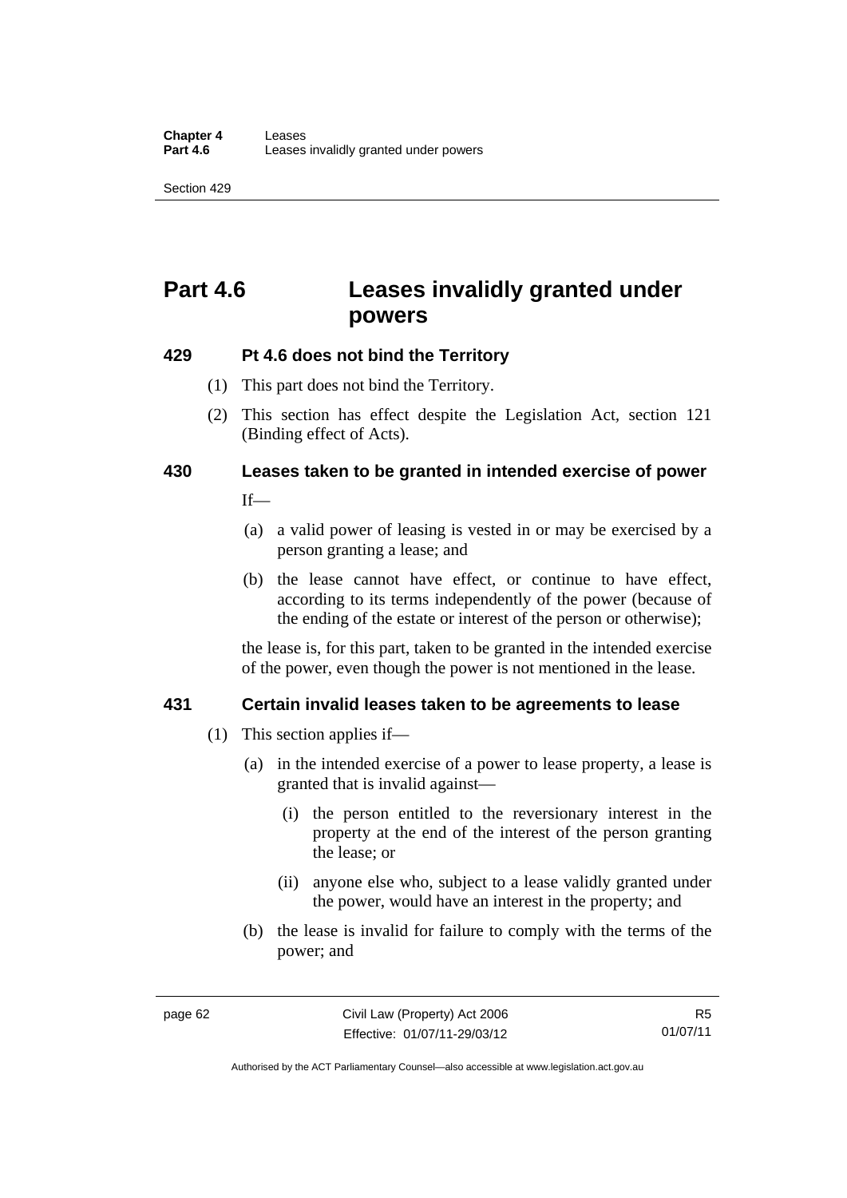# Part 4.6 Leases invalidly granted under powers

## 429 Pt 4.6 does not bind the Territory

(1) This part does not bind the Territory.

(2) This section has effect despite the Legislation Act, section 121 (Binding effect of Acts).

## 430 Leases taken to be granted in intended exercise of power

If—

(a) a valid power of leasing is vested in or may be exercised by a person granting a lease; and

(b) the lease cannot have effect, or continue to have effect, according to its terms independently of the power (because of the ending of the estate or interest of the person or otherwise);

the lease is, for this part, taken to be granted in the intended exercise of the power, even though the power is not mentioned in the lease.

## 431 Certain invalid leases taken to be agreements to lease

(1) This section applies if—

(a) in the intended exercise of a power to lease property, a lease is granted that is invalid against—

(i) the person entitled to the reversionary interest in the property at the end of the interest of the person granting the lease; or

(ii) anyone else who, subject to a lease validly granted under the power, would have an interest in the property; and

(b) the lease is invalid for failure to comply with the terms of the power; and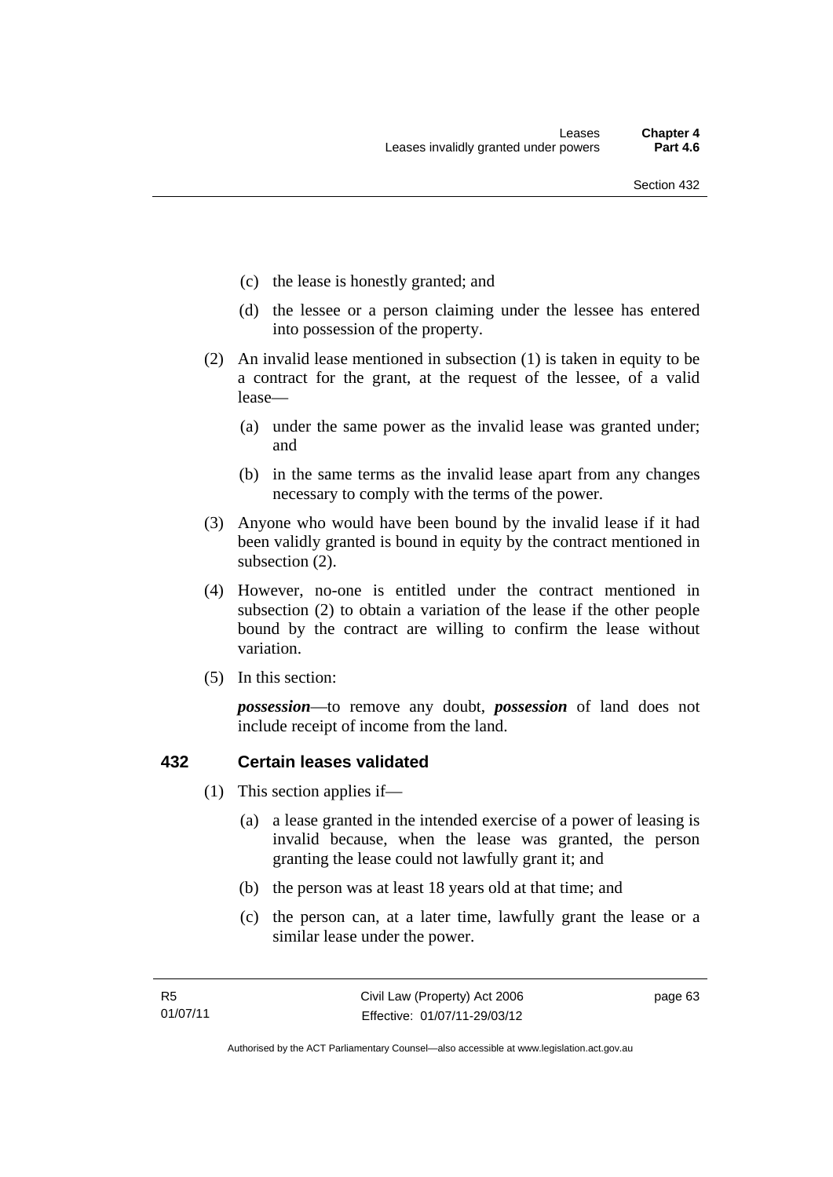(c) the lease is honestly granted; and

(d) the lessee or a person claiming under the lessee has entered into possession of the property.

(2) An invalid lease mentioned in subsection (1) is taken in equity to be a contract for the grant, at the request of the lessee, of a valid lease—

(a) under the same power as the invalid lease was granted under; and

(b) in the same terms as the invalid lease apart from any changes necessary to comply with the terms of the power.

(3) Anyone who would have been bound by the invalid lease if it had been validly granted is bound in equity by the contract mentioned in subsection (2).

(4) However, no-one is entitled under the contract mentioned in subsection (2) to obtain a variation of the lease if the other people bound by the contract are willing to confirm the lease without variation.

(5) In this section:

***possession***—to remove any doubt, ***possession*** of land does not include receipt of income from the land.

## 432 Certain leases validated

(1) This section applies if—

(a) a lease granted in the intended exercise of a power of leasing is invalid because, when the lease was granted, the person granting the lease could not lawfully grant it; and

(b) the person was at least 18 years old at that time; and

(c) the person can, at a later time, lawfully grant the lease or a similar lease under the power.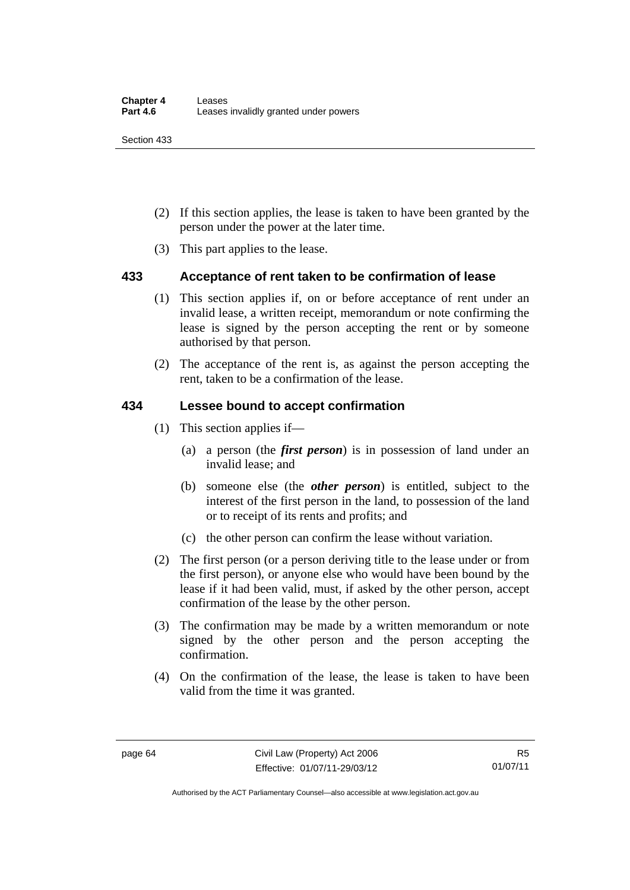(2) If this section applies, the lease is taken to have been granted by the person under the power at the later time.

(3) This part applies to the lease.

### 433 Acceptance of rent taken to be confirmation of lease

(1) This section applies if, on or before acceptance of rent under an invalid lease, a written receipt, memorandum or note confirming the lease is signed by the person accepting the rent or by someone authorised by that person.

(2) The acceptance of the rent is, as against the person accepting the rent, taken to be a confirmation of the lease.

### 434 Lessee bound to accept confirmation

(1) This section applies if—

(a) a person (the ***first person***) is in possession of land under an invalid lease; and

(b) someone else (the ***other person***) is entitled, subject to the interest of the first person in the land, to possession of the land or to receipt of its rents and profits; and

(c) the other person can confirm the lease without variation.

(2) The first person (or a person deriving title to the lease under or from the first person), or anyone else who would have been bound by the lease if it had been valid, must, if asked by the other person, accept confirmation of the lease by the other person.

(3) The confirmation may be made by a written memorandum or note signed by the other person and the person accepting the confirmation.

(4) On the confirmation of the lease, the lease is taken to have been valid from the time it was granted.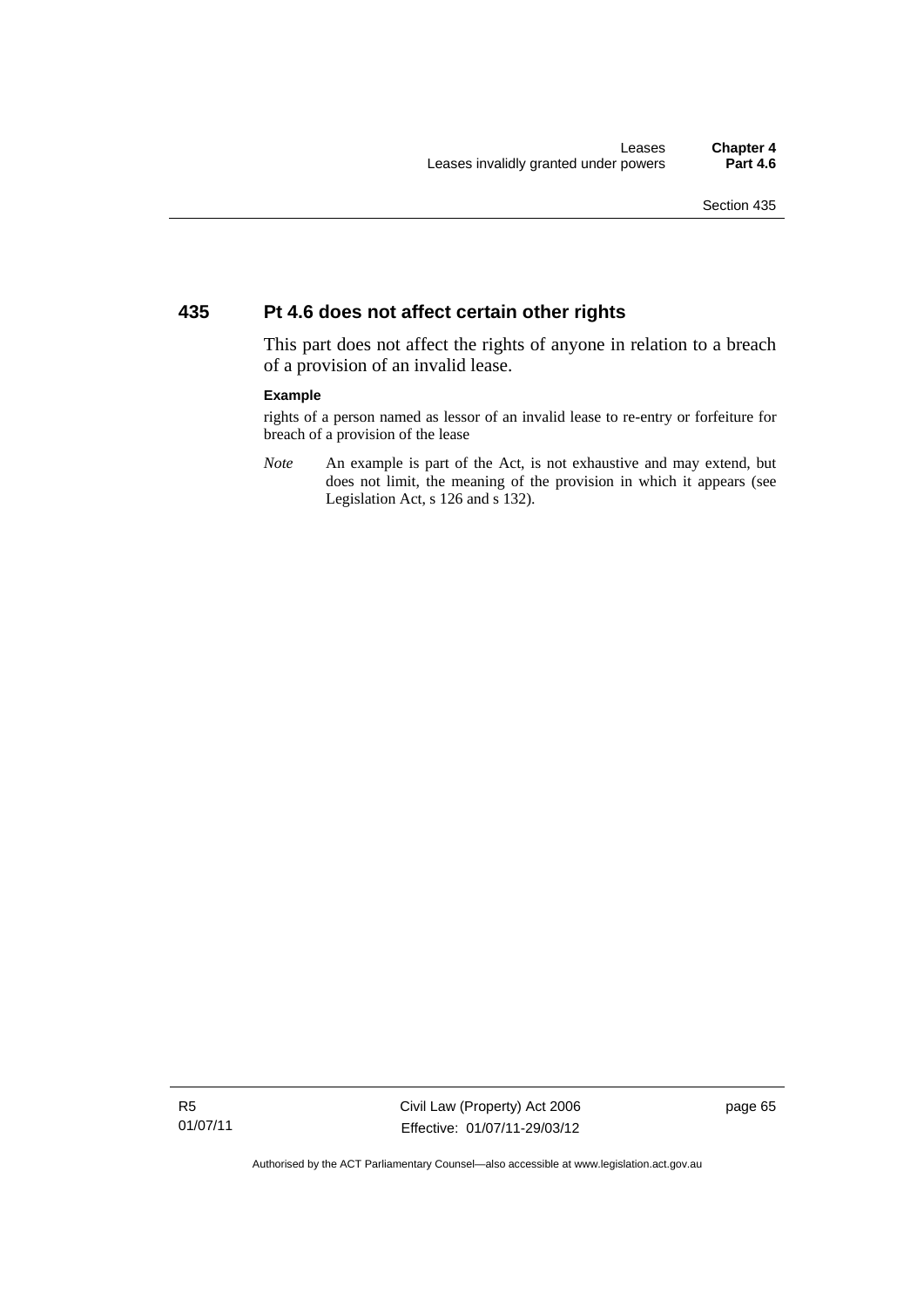## 435 Pt 4.6 does not affect certain other rights

This part does not affect the rights of anyone in relation to a breach of a provision of an invalid lease.

**Example**

rights of a person named as lessor of an invalid lease to re-entry or forfeiture for breach of a provision of the lease

*Note* An example is part of the Act, is not exhaustive and may extend, but does not limit, the meaning of the provision in which it appears (see Legislation Act, s 126 and s 132).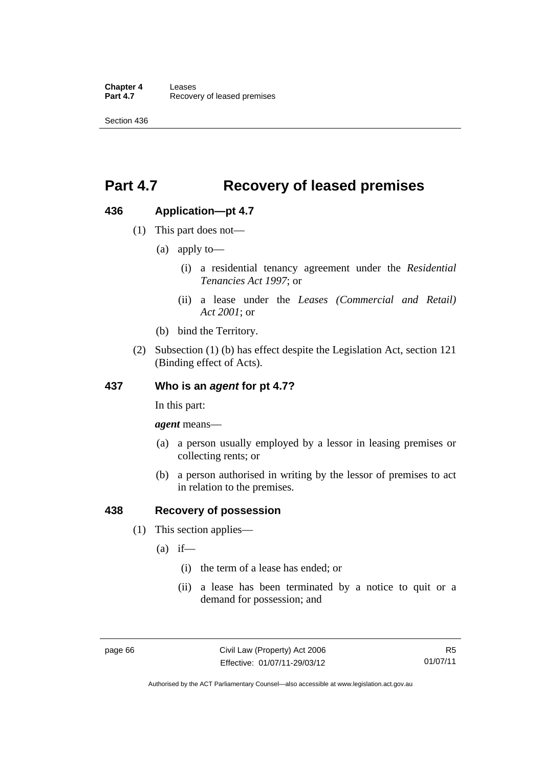# Part 4.7 Recovery of leased premises

## 436 Application—pt 4.7

(1) This part does not—

(a) apply to—

(i) a residential tenancy agreement under the *Residential Tenancies Act 1997*; or

(ii) a lease under the *Leases (Commercial and Retail) Act 2001*; or

(b) bind the Territory.

(2) Subsection (1) (b) has effect despite the Legislation Act, section 121 (Binding effect of Acts).

## 437 Who is an *agent* for pt 4.7?

In this part:

***agent*** means—

(a) a person usually employed by a lessor in leasing premises or collecting rents; or

(b) a person authorised in writing by the lessor of premises to act in relation to the premises.

## 438 Recovery of possession

(1) This section applies—

(a) if—

(i) the term of a lease has ended; or

(ii) a lease has been terminated by a notice to quit or a demand for possession; and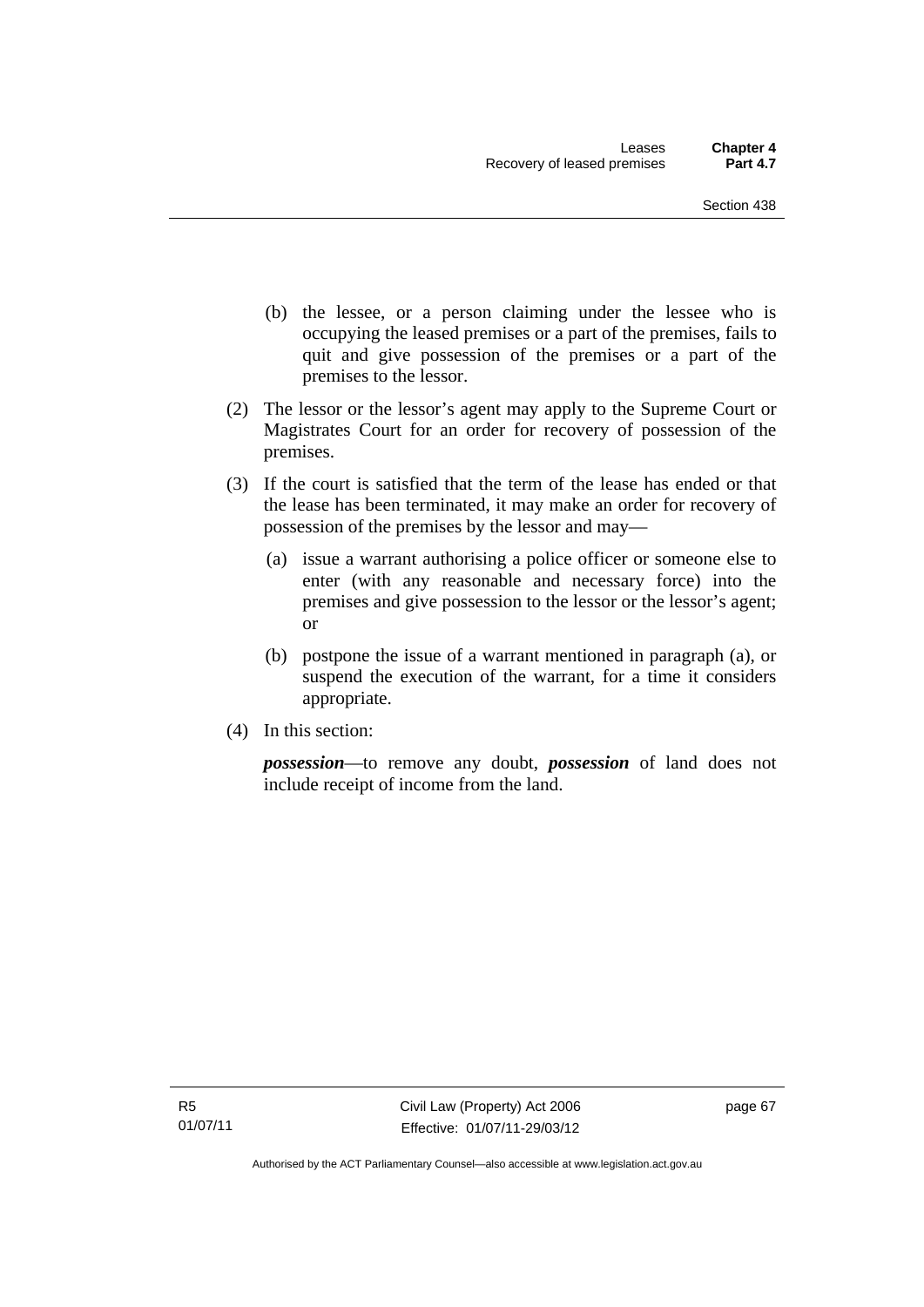(b) the lessee, or a person claiming under the lessee who is occupying the leased premises or a part of the premises, fails to quit and give possession of the premises or a part of the premises to the lessor.

(2) The lessor or the lessor's agent may apply to the Supreme Court or Magistrates Court for an order for recovery of possession of the premises.

(3) If the court is satisfied that the term of the lease has ended or that the lease has been terminated, it may make an order for recovery of possession of the premises by the lessor and may—

(a) issue a warrant authorising a police officer or someone else to enter (with any reasonable and necessary force) into the premises and give possession to the lessor or the lessor's agent; or

(b) postpone the issue of a warrant mentioned in paragraph (a), or suspend the execution of the warrant, for a time it considers appropriate.

(4) In this section:

***possession***—to remove any doubt, ***possession*** of land does not include receipt of income from the land.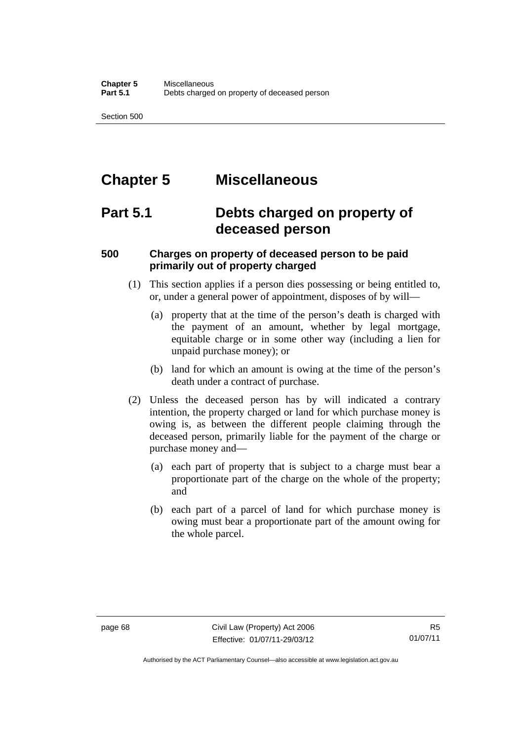# Chapter 5 Miscellaneous

## Part 5.1 Debts charged on property of deceased person

### 500 Charges on property of deceased person to be paid primarily out of property charged

(1) This section applies if a person dies possessing or being entitled to, or, under a general power of appointment, disposes of by will—

(a) property that at the time of the person's death is charged with the payment of an amount, whether by legal mortgage, equitable charge or in some other way (including a lien for unpaid purchase money); or

(b) land for which an amount is owing at the time of the person's death under a contract of purchase.

(2) Unless the deceased person has by will indicated a contrary intention, the property charged or land for which purchase money is owing is, as between the different people claiming through the deceased person, primarily liable for the payment of the charge or purchase money and—

(a) each part of property that is subject to a charge must bear a proportionate part of the charge on the whole of the property; and

(b) each part of a parcel of land for which purchase money is owing must bear a proportionate part of the amount owing for the whole parcel.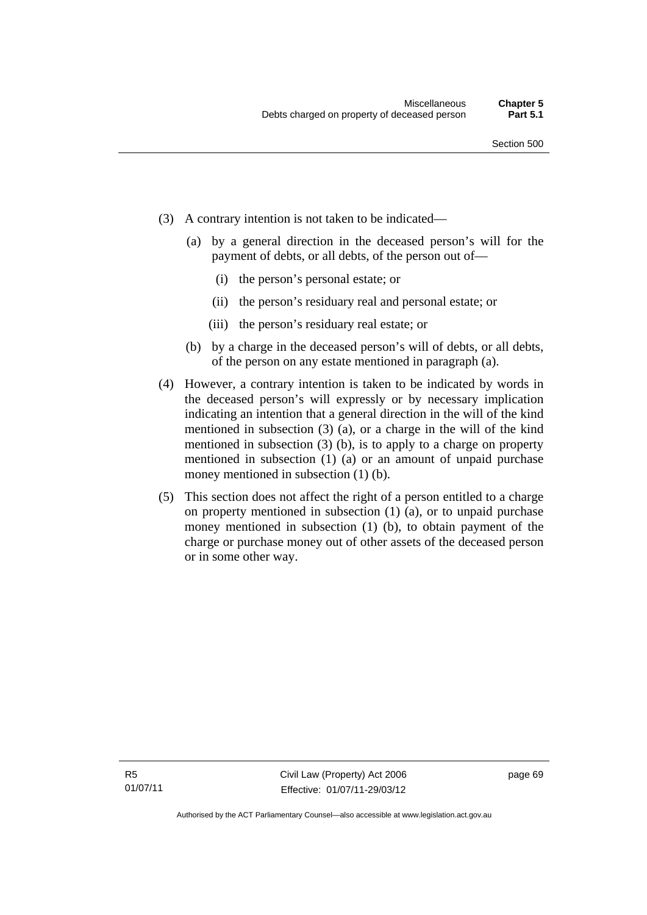(3) A contrary intention is not taken to be indicated—

   (a) by a general direction in the deceased person's will for the payment of debts, or all debts, of the person out of—

      (i) the person's personal estate; or

      (ii) the person's residuary real and personal estate; or

      (iii) the person's residuary real estate; or

   (b) by a charge in the deceased person's will of debts, or all debts, of the person on any estate mentioned in paragraph (a).

(4) However, a contrary intention is taken to be indicated by words in the deceased person's will expressly or by necessary implication indicating an intention that a general direction in the will of the kind mentioned in subsection (3) (a), or a charge in the will of the kind mentioned in subsection (3) (b), is to apply to a charge on property mentioned in subsection (1) (a) or an amount of unpaid purchase money mentioned in subsection (1) (b).

(5) This section does not affect the right of a person entitled to a charge on property mentioned in subsection (1) (a), or to unpaid purchase money mentioned in subsection (1) (b), to obtain payment of the charge or purchase money out of other assets of the deceased person or in some other way.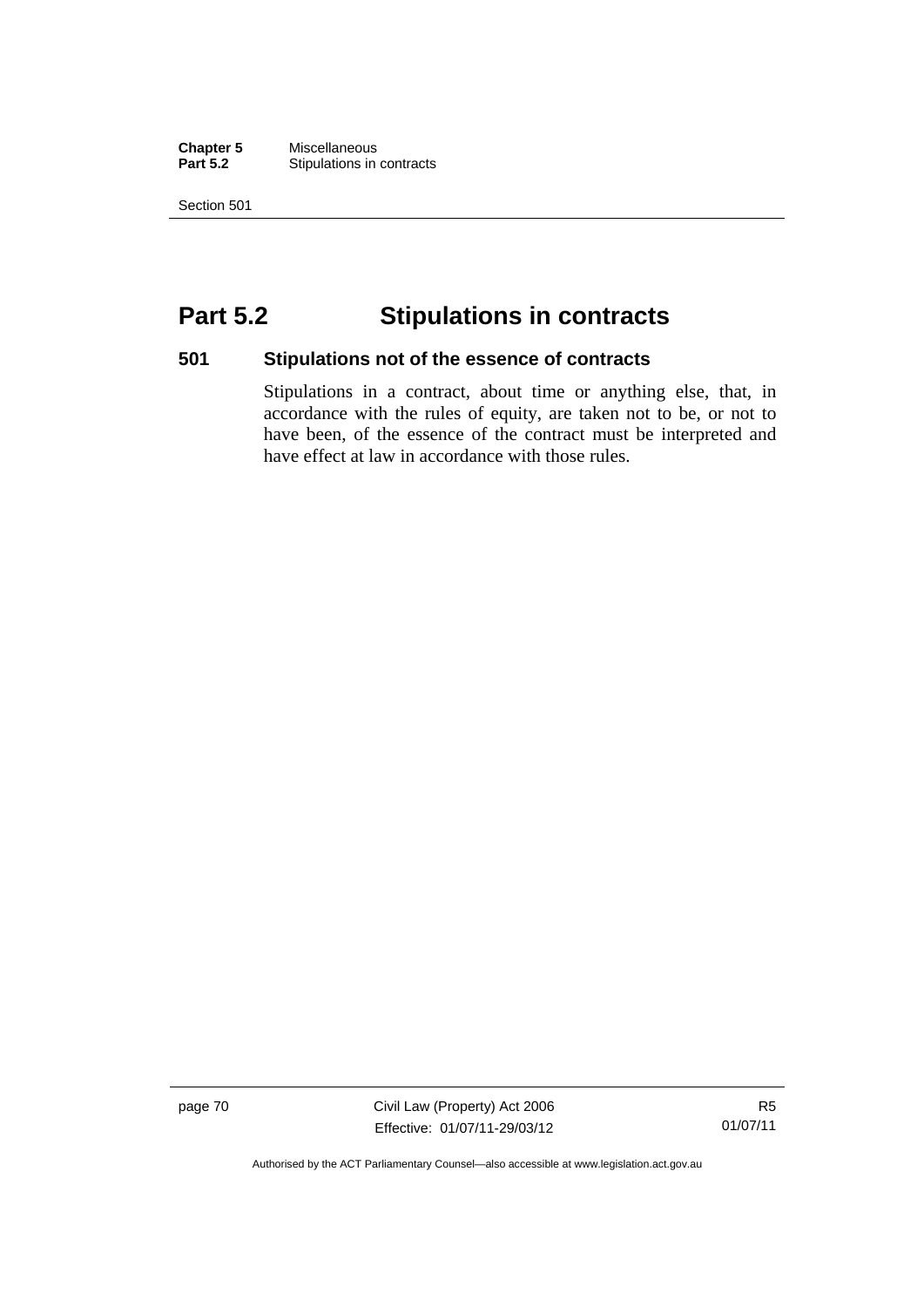# Part 5.2 Stipulations in contracts

## 501 Stipulations not of the essence of contracts

Stipulations in a contract, about time or anything else, that, in accordance with the rules of equity, are taken not to be, or not to have been, of the essence of the contract must be interpreted and have effect at law in accordance with those rules.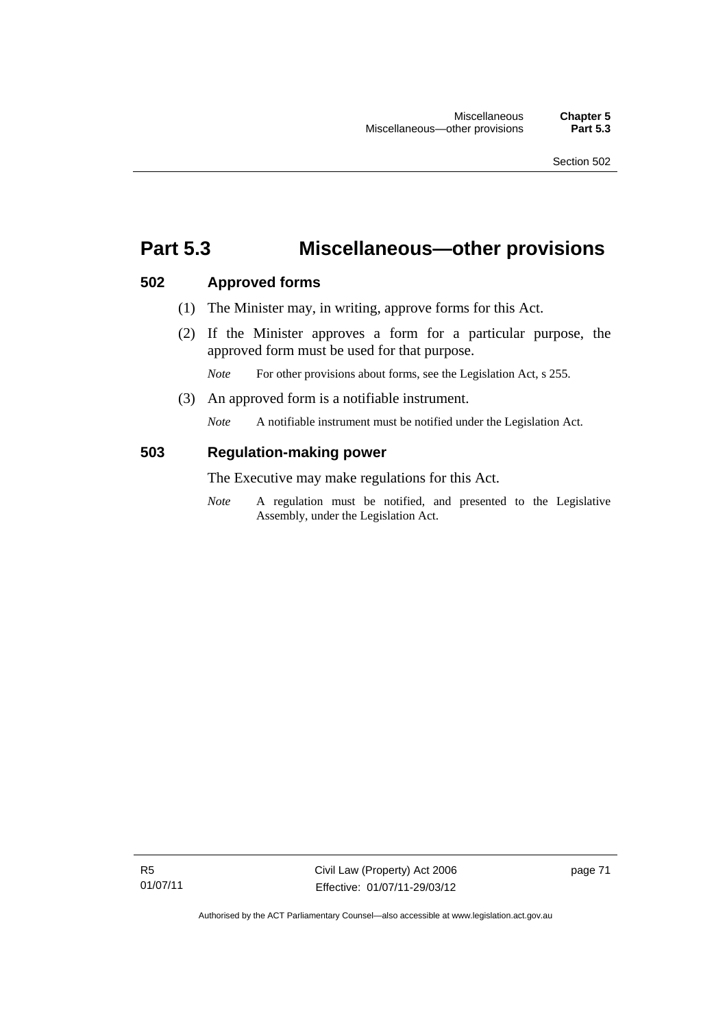# Part 5.3 Miscellaneous—other provisions

## 502 Approved forms

(1) The Minister may, in writing, approve forms for this Act.

(2) If the Minister approves a form for a particular purpose, the approved form must be used for that purpose.

*Note* For other provisions about forms, see the Legislation Act, s 255.

(3) An approved form is a notifiable instrument.

*Note* A notifiable instrument must be notified under the Legislation Act.

## 503 Regulation-making power

The Executive may make regulations for this Act.

*Note* A regulation must be notified, and presented to the Legislative Assembly, under the Legislation Act.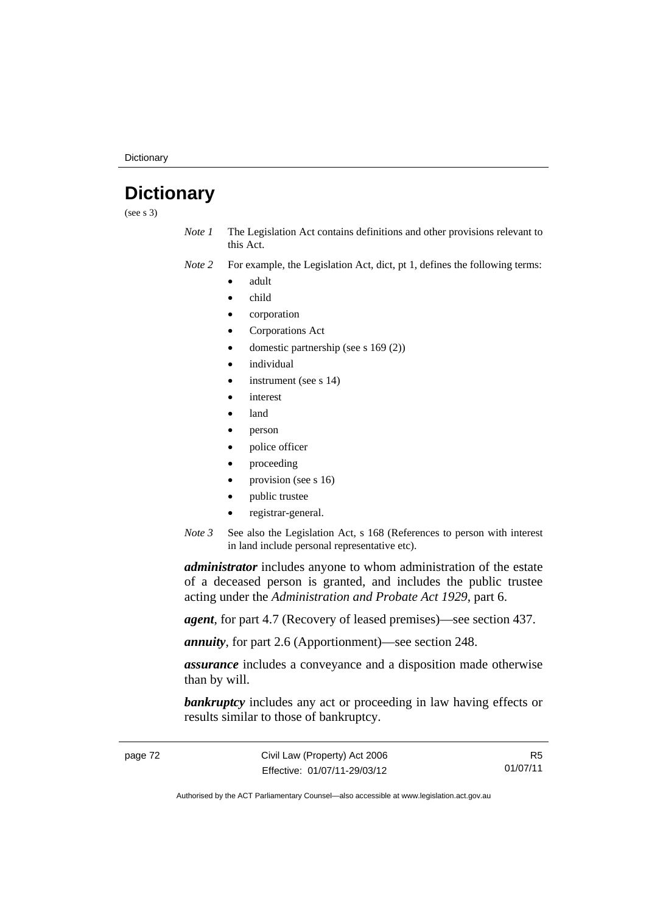# Dictionary

(see s 3)

*Note 1* The Legislation Act contains definitions and other provisions relevant to this Act.

*Note 2* For example, the Legislation Act, dict, pt 1, defines the following terms:

- adult
- child
- corporation
- Corporations Act
- domestic partnership (see s 169 (2))
- individual
- instrument (see s 14)
- interest
- land
- person
- police officer
- proceeding
- provision (see s 16)
- public trustee
- registrar-general.

*Note 3* See also the Legislation Act, s 168 (References to person with interest in land include personal representative etc).

***administrator*** includes anyone to whom administration of the estate of a deceased person is granted, and includes the public trustee acting under the *Administration and Probate Act 1929*, part 6.

***agent***, for part 4.7 (Recovery of leased premises)—see section 437.

***annuity***, for part 2.6 (Apportionment)—see section 248.

***assurance*** includes a conveyance and a disposition made otherwise than by will.

***bankruptcy*** includes any act or proceeding in law having effects or results similar to those of bankruptcy.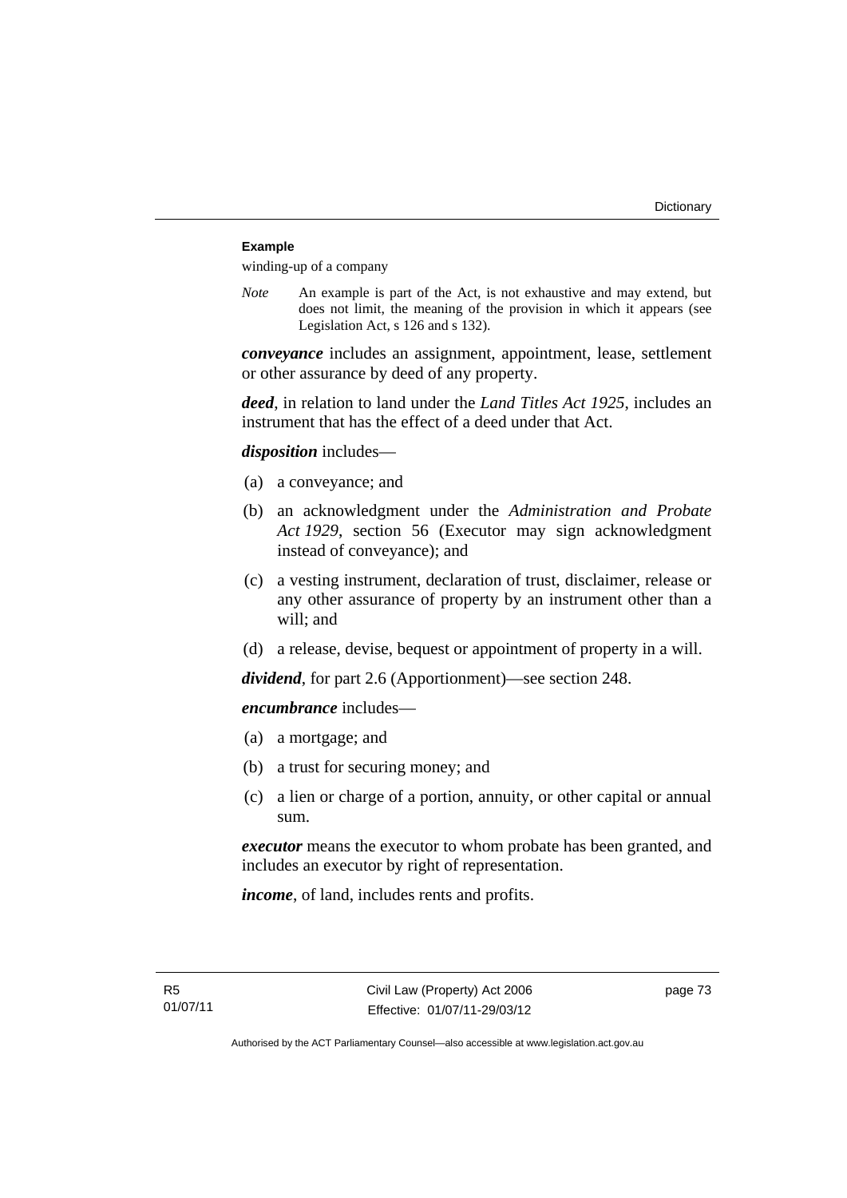**Example**

winding-up of a company

*Note* An example is part of the Act, is not exhaustive and may extend, but does not limit, the meaning of the provision in which it appears (see Legislation Act, s 126 and s 132).

***conveyance*** includes an assignment, appointment, lease, settlement or other assurance by deed of any property.

***deed***, in relation to land under the *Land Titles Act 1925*, includes an instrument that has the effect of a deed under that Act.

***disposition*** includes—

(a) a conveyance; and

(b) an acknowledgment under the *Administration and Probate Act 1929*, section 56 (Executor may sign acknowledgment instead of conveyance); and

(c) a vesting instrument, declaration of trust, disclaimer, release or any other assurance of property by an instrument other than a will; and

(d) a release, devise, bequest or appointment of property in a will.

***dividend***, for part 2.6 (Apportionment)—see section 248.

***encumbrance*** includes—

(a) a mortgage; and

(b) a trust for securing money; and

(c) a lien or charge of a portion, annuity, or other capital or annual sum.

***executor*** means the executor to whom probate has been granted, and includes an executor by right of representation.

***income***, of land, includes rents and profits.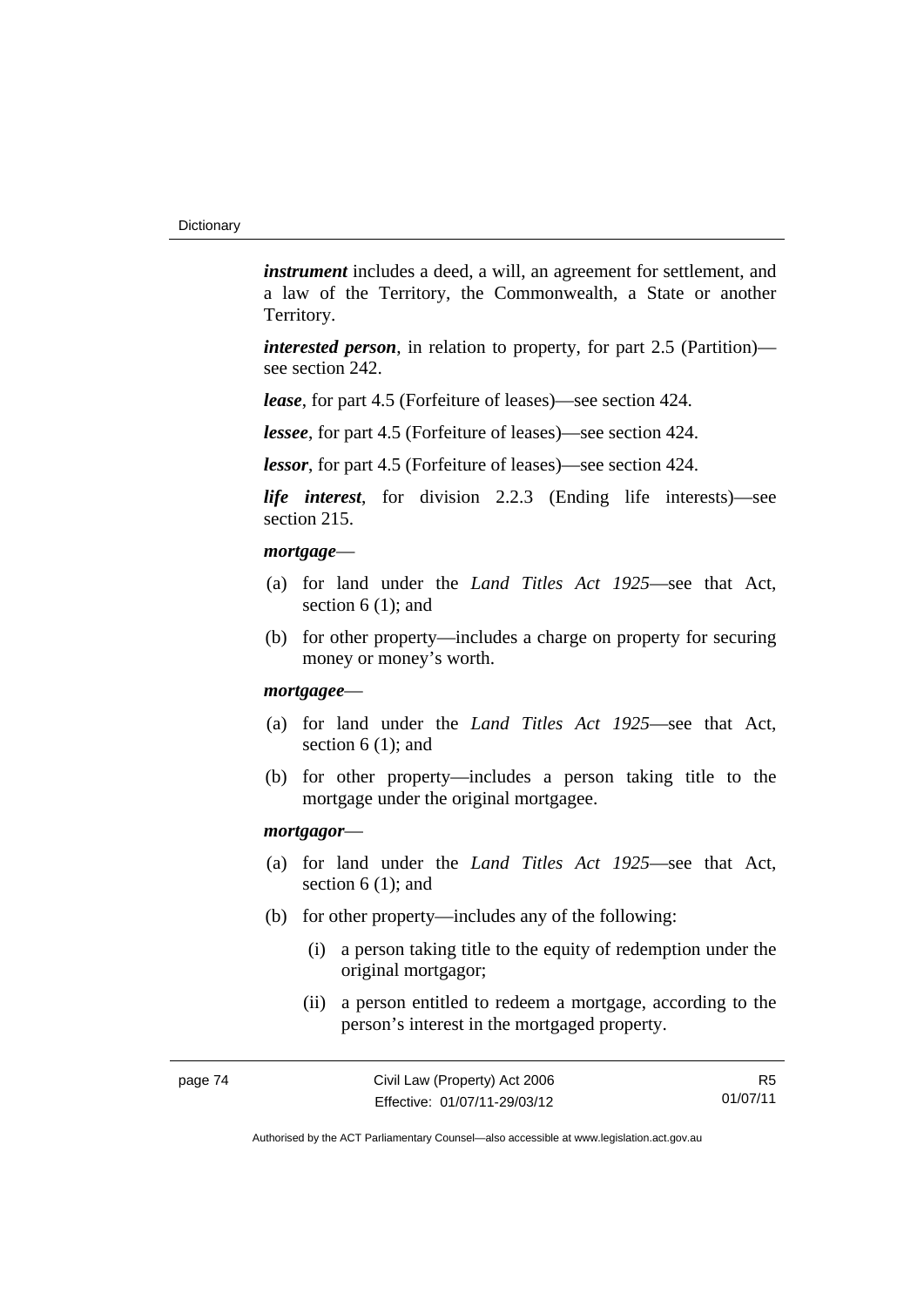***instrument*** includes a deed, a will, an agreement for settlement, and a law of the Territory, the Commonwealth, a State or another Territory.

***interested person***, in relation to property, for part 2.5 (Partition)—see section 242.

***lease***, for part 4.5 (Forfeiture of leases)—see section 424.

***lessee***, for part 4.5 (Forfeiture of leases)—see section 424.

***lessor***, for part 4.5 (Forfeiture of leases)—see section 424.

***life interest***, for division 2.2.3 (Ending life interests)—see section 215.

***mortgage***—

(a) for land under the *Land Titles Act 1925*—see that Act, section 6 (1); and

(b) for other property—includes a charge on property for securing money or money's worth.

***mortgagee***—

(a) for land under the *Land Titles Act 1925*—see that Act, section 6 (1); and

(b) for other property—includes a person taking title to the mortgage under the original mortgagee.

***mortgagor***—

(a) for land under the *Land Titles Act 1925*—see that Act, section 6 (1); and

(b) for other property—includes any of the following:

  (i) a person taking title to the equity of redemption under the original mortgagor;

  (ii) a person entitled to redeem a mortgage, according to the person's interest in the mortgaged property.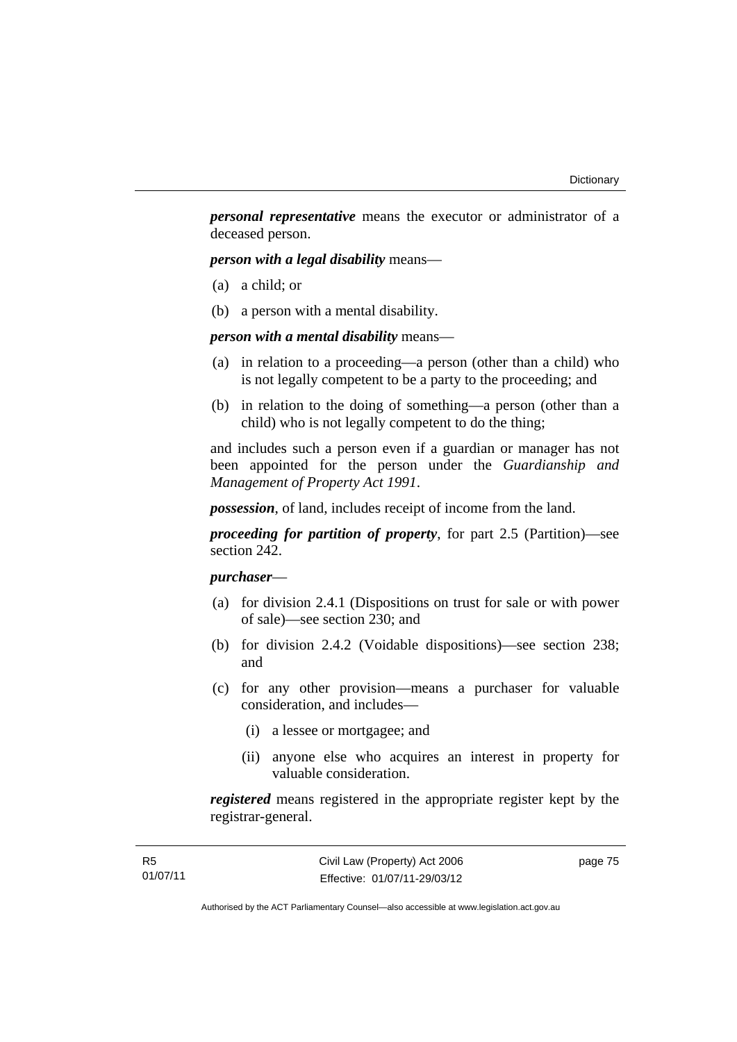***personal representative*** means the executor or administrator of a deceased person.

***person with a legal disability*** means—

(a) a child; or

(b) a person with a mental disability.

***person with a mental disability*** means—

(a) in relation to a proceeding—a person (other than a child) who is not legally competent to be a party to the proceeding; and

(b) in relation to the doing of something—a person (other than a child) who is not legally competent to do the thing;

and includes such a person even if a guardian or manager has not been appointed for the person under the *Guardianship and Management of Property Act 1991*.

***possession***, of land, includes receipt of income from the land.

***proceeding for partition of property***, for part 2.5 (Partition)—see section 242.

***purchaser***—

(a) for division 2.4.1 (Dispositions on trust for sale or with power of sale)—see section 230; and

(b) for division 2.4.2 (Voidable dispositions)—see section 238; and

(c) for any other provision—means a purchaser for valuable consideration, and includes—

  (i) a lessee or mortgagee; and

  (ii) anyone else who acquires an interest in property for valuable consideration.

***registered*** means registered in the appropriate register kept by the registrar-general.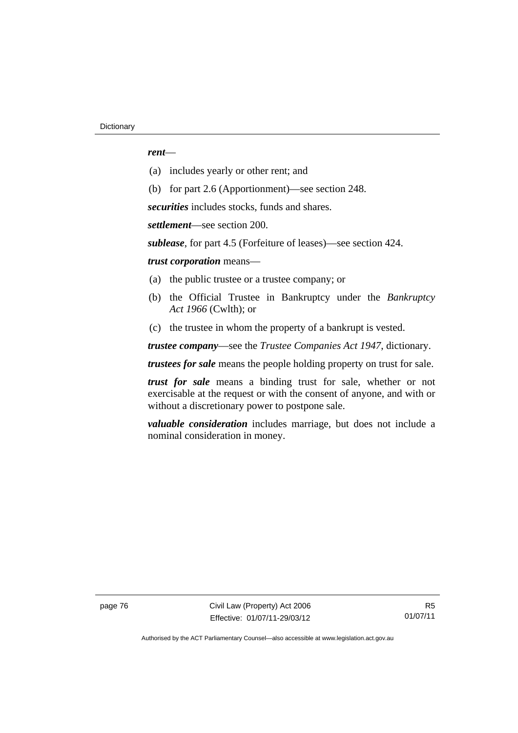***rent***—

(a) includes yearly or other rent; and

(b) for part 2.6 (Apportionment)—see section 248.

***securities*** includes stocks, funds and shares.

***settlement***—see section 200.

***sublease***, for part 4.5 (Forfeiture of leases)—see section 424.

***trust corporation*** means—

(a) the public trustee or a trustee company; or

(b) the Official Trustee in Bankruptcy under the *Bankruptcy Act 1966* (Cwlth); or

(c) the trustee in whom the property of a bankrupt is vested.

***trustee company***—see the *Trustee Companies Act 1947*, dictionary.

***trustees for sale*** means the people holding property on trust for sale.

***trust for sale*** means a binding trust for sale, whether or not exercisable at the request or with the consent of anyone, and with or without a discretionary power to postpone sale.

***valuable consideration*** includes marriage, but does not include a nominal consideration in money.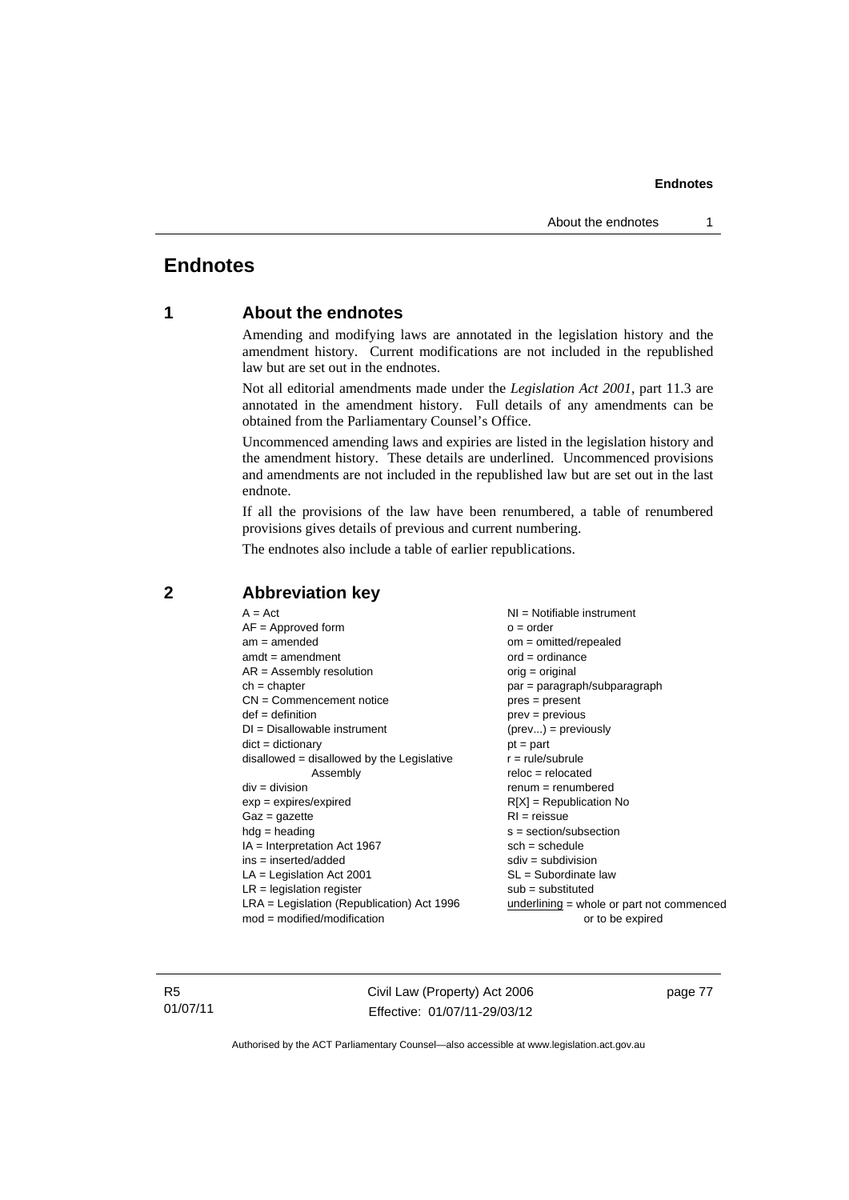# Endnotes

## 1 About the endnotes

Amending and modifying laws are annotated in the legislation history and the amendment history. Current modifications are not included in the republished law but are set out in the endnotes.

Not all editorial amendments made under the *Legislation Act 2001*, part 11.3 are annotated in the amendment history. Full details of any amendments can be obtained from the Parliamentary Counsel's Office.

Uncommenced amending laws and expiries are listed in the legislation history and the amendment history. These details are underlined. Uncommenced provisions and amendments are not included in the republished law but are set out in the last endnote.

If all the provisions of the law have been renumbered, a table of renumbered provisions gives details of previous and current numbering.

The endnotes also include a table of earlier republications.

## 2 Abbreviation key

A = Act
AF = Approved form
am = amended
amdt = amendment
AR = Assembly resolution
ch = chapter
CN = Commencement notice
def = definition
DI = Disallowable instrument
dict = dictionary
disallowed = disallowed by the Legislative Assembly
div = division
exp = expires/expired
Gaz = gazette
hdg = heading
IA = Interpretation Act 1967
ins = inserted/added
LA = Legislation Act 2001
LR = legislation register
LRA = Legislation (Republication) Act 1996
mod = modified/modification
NI = Notifiable instrument
o = order
om = omitted/repealed
ord = ordinance
orig = original
par = paragraph/subparagraph
pres = present
prev = previous
(prev...) = previously
pt = part
r = rule/subrule
reloc = relocated
renum = renumbered
R[X] = Republication No
RI = reissue
s = section/subsection
sch = schedule
sdiv = subdivision
SL = Subordinate law
sub = substituted
<u>underlining</u> = whole or part not commenced or to be expired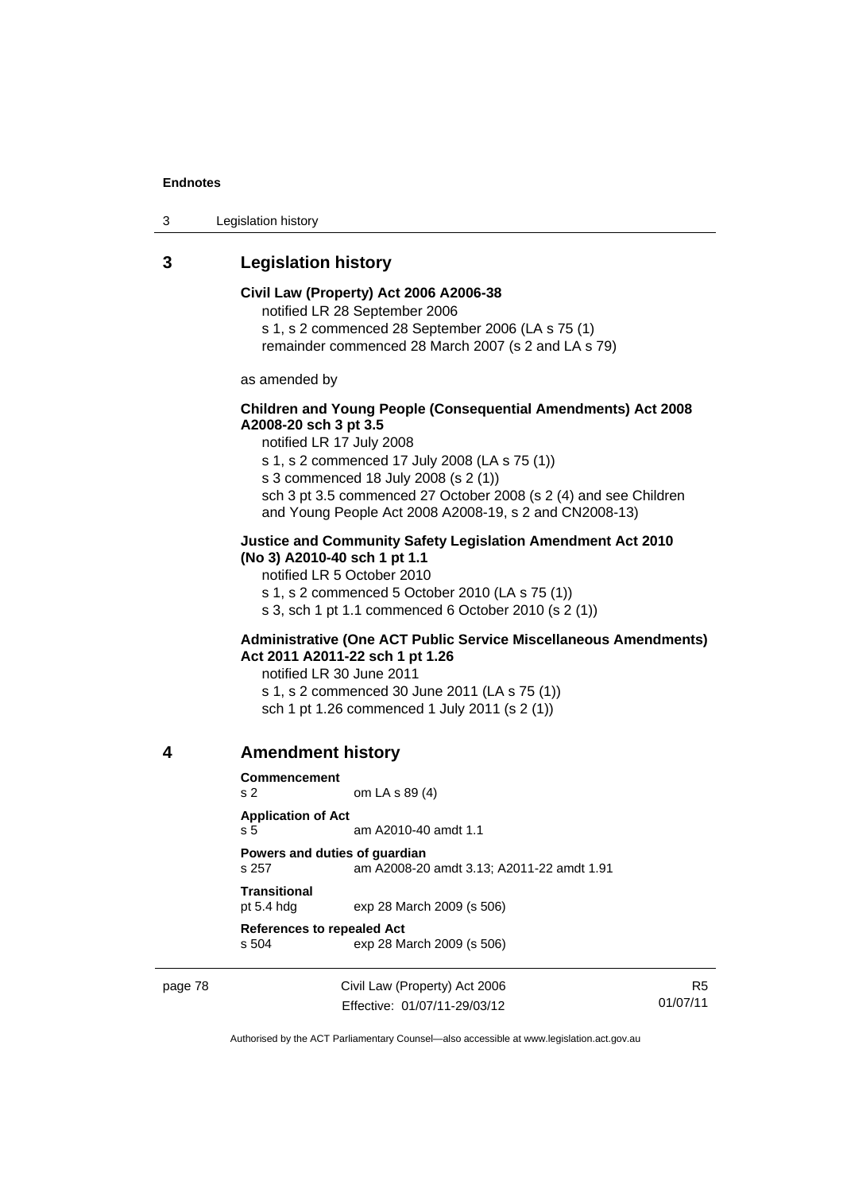## 3 Legislation history

**Civil Law (Property) Act 2006 A2006-38**

notified LR 28 September 2006

s 1, s 2 commenced 28 September 2006 (LA s 75 (1)

remainder commenced 28 March 2007 (s 2 and LA s 79)

as amended by

**Children and Young People (Consequential Amendments) Act 2008 A2008-20 sch 3 pt 3.5**

notified LR 17 July 2008

s 1, s 2 commenced 17 July 2008 (LA s 75 (1))

s 3 commenced 18 July 2008 (s 2 (1))

sch 3 pt 3.5 commenced 27 October 2008 (s 2 (4) and see Children and Young People Act 2008 A2008-19, s 2 and CN2008-13)

**Justice and Community Safety Legislation Amendment Act 2010 (No 3) A2010-40 sch 1 pt 1.1**

notified LR 5 October 2010

s 1, s 2 commenced 5 October 2010 (LA s 75 (1))

s 3, sch 1 pt 1.1 commenced 6 October 2010 (s 2 (1))

**Administrative (One ACT Public Service Miscellaneous Amendments) Act 2011 A2011-22 sch 1 pt 1.26**

notified LR 30 June 2011

s 1, s 2 commenced 30 June 2011 (LA s 75 (1))

sch 1 pt 1.26 commenced 1 July 2011 (s 2 (1))

## 4 Amendment history

**Commencement**
s 2 om LA s 89 (4)

**Application of Act**
s 5 am A2010-40 amdt 1.1

**Powers and duties of guardian**
s 257 am A2008-20 amdt 3.13; A2011-22 amdt 1.91

**Transitional**
pt 5.4 hdg exp 28 March 2009 (s 506)

**References to repealed Act**
s 504 exp 28 March 2009 (s 506)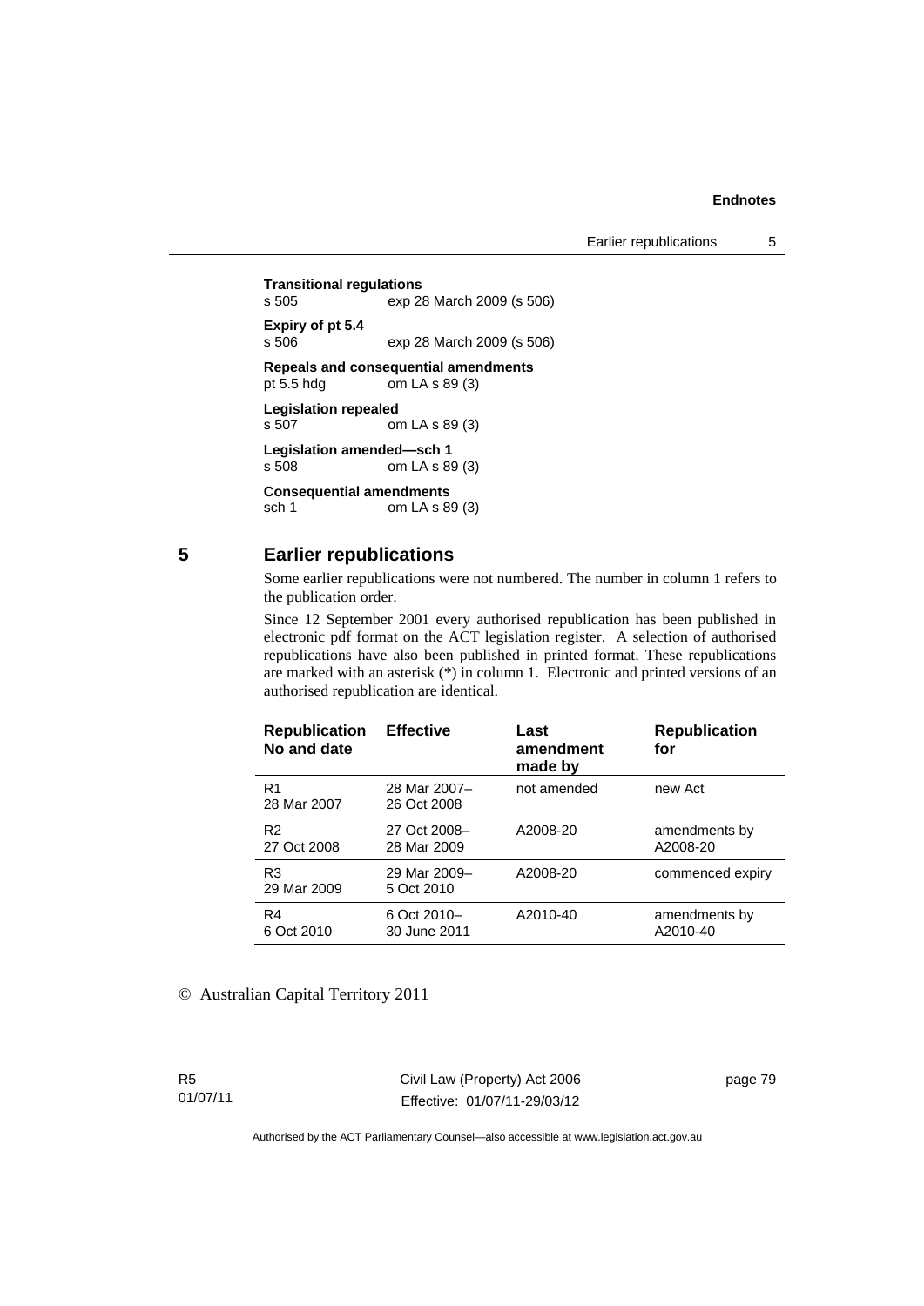**Transitional regulations**
s 505 exp 28 March 2009 (s 506)

**Expiry of pt 5.4**
s 506 exp 28 March 2009 (s 506)

**Repeals and consequential amendments**
pt 5.5 hdg om LA s 89 (3)

**Legislation repealed**
s 507 om LA s 89 (3)

**Legislation amended—sch 1**
s 508 om LA s 89 (3)

**Consequential amendments**
sch 1 om LA s 89 (3)

## 5 Earlier republications

Some earlier republications were not numbered. The number in column 1 refers to the publication order.

Since 12 September 2001 every authorised republication has been published in electronic pdf format on the ACT legislation register. A selection of authorised republications have also been published in printed format. These republications are marked with an asterisk (*) in column 1. Electronic and printed versions of an authorised republication are identical.

| Republication No and date | Effective | Last amendment made by | Republication for |
|---|---|---|---|
| R1 28 Mar 2007 | 28 Mar 2007– 26 Oct 2008 | not amended | new Act |
| R2 27 Oct 2008 | 27 Oct 2008– 28 Mar 2009 | A2008-20 | amendments by A2008-20 |
| R3 29 Mar 2009 | 29 Mar 2009– 5 Oct 2010 | A2008-20 | commenced expiry |
| R4 6 Oct 2010 | 6 Oct 2010– 30 June 2011 | A2010-40 | amendments by A2010-40 |

© Australian Capital Territory 2011